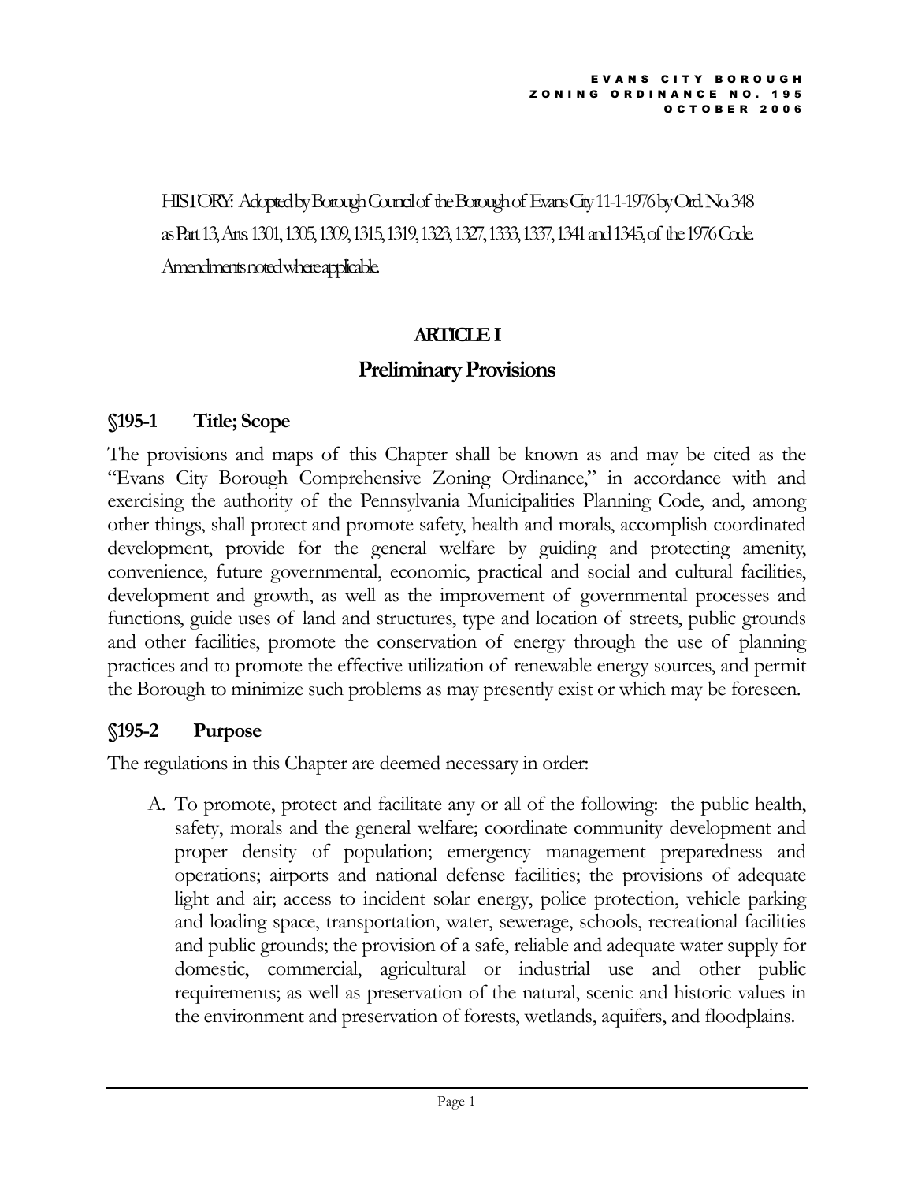HISTORY: Adopted by Borough Council of the Borough of Evans City 11-1-1976 by Ord. No. 348 as Part 13, Arts. 1301, 1305, 1309, 1315, 1319, 1323, 1327, 1333, 1337, 1341 and 1345, of the 1976 Code. Amendments noted where applicable.

# ARTICLE I

# Preliminary Provisions

## §195-1 Title; Scope

The provisions and maps of this Chapter shall be known as and may be cited as the "Evans City Borough Comprehensive Zoning Ordinance," in accordance with and exercising the authority of the Pennsylvania Municipalities Planning Code, and, among other things, shall protect and promote safety, health and morals, accomplish coordinated development, provide for the general welfare by guiding and protecting amenity, convenience, future governmental, economic, practical and social and cultural facilities, development and growth, as well as the improvement of governmental processes and functions, guide uses of land and structures, type and location of streets, public grounds and other facilities, promote the conservation of energy through the use of planning practices and to promote the effective utilization of renewable energy sources, and permit the Borough to minimize such problems as may presently exist or which may be foreseen.

## §195-2 Purpose

The regulations in this Chapter are deemed necessary in order:

A. To promote, protect and facilitate any or all of the following: the public health, safety, morals and the general welfare; coordinate community development and proper density of population; emergency management preparedness and operations; airports and national defense facilities; the provisions of adequate light and air; access to incident solar energy, police protection, vehicle parking and loading space, transportation, water, sewerage, schools, recreational facilities and public grounds; the provision of a safe, reliable and adequate water supply for domestic, commercial, agricultural or industrial use and other public requirements; as well as preservation of the natural, scenic and historic values in the environment and preservation of forests, wetlands, aquifers, and floodplains.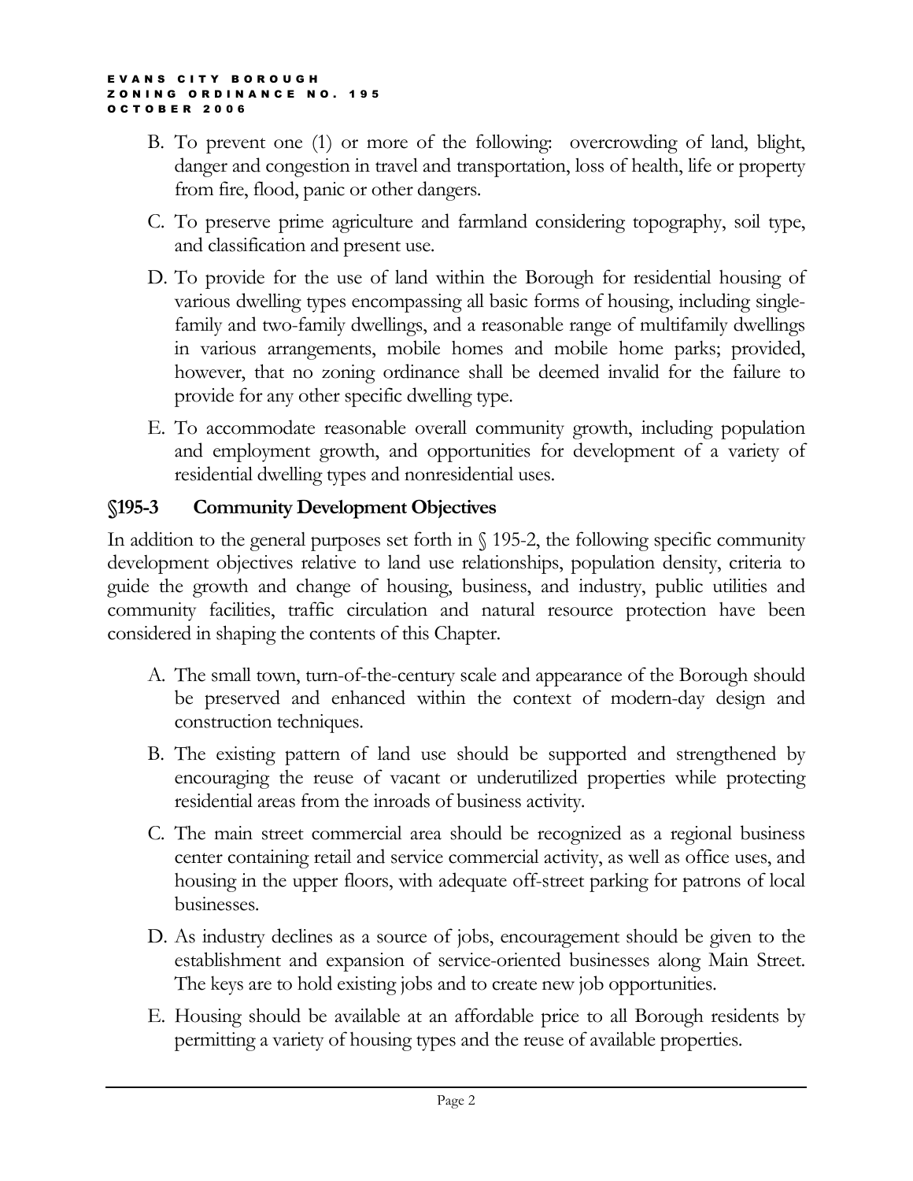B. To prevent one (1) or more of the following: overcrowding of land, blight, danger and congestion in travel and transportation, loss of health, life or property from fire, flood, panic or other dangers.

C. To preserve prime agriculture and farmland considering topography, soil type, and classification and present use.

D. To provide for the use of land within the Borough for residential housing of various dwelling types encompassing all basic forms of housing, including single-family and two-family dwellings, and a reasonable range of multifamily dwellings in various arrangements, mobile homes and mobile home parks; provided, however, that no zoning ordinance shall be deemed invalid for the failure to provide for any other specific dwelling type.

E. To accommodate reasonable overall community growth, including population and employment growth, and opportunities for development of a variety of residential dwelling types and nonresidential uses.

## §195-3 Community Development Objectives

In addition to the general purposes set forth in § 195-2, the following specific community development objectives relative to land use relationships, population density, criteria to guide the growth and change of housing, business, and industry, public utilities and community facilities, traffic circulation and natural resource protection have been considered in shaping the contents of this Chapter.

A. The small town, turn-of-the-century scale and appearance of the Borough should be preserved and enhanced within the context of modern-day design and construction techniques.

B. The existing pattern of land use should be supported and strengthened by encouraging the reuse of vacant or underutilized properties while protecting residential areas from the inroads of business activity.

C. The main street commercial area should be recognized as a regional business center containing retail and service commercial activity, as well as office uses, and housing in the upper floors, with adequate off-street parking for patrons of local businesses.

D. As industry declines as a source of jobs, encouragement should be given to the establishment and expansion of service-oriented businesses along Main Street. The keys are to hold existing jobs and to create new job opportunities.

E. Housing should be available at an affordable price to all Borough residents by permitting a variety of housing types and the reuse of available properties.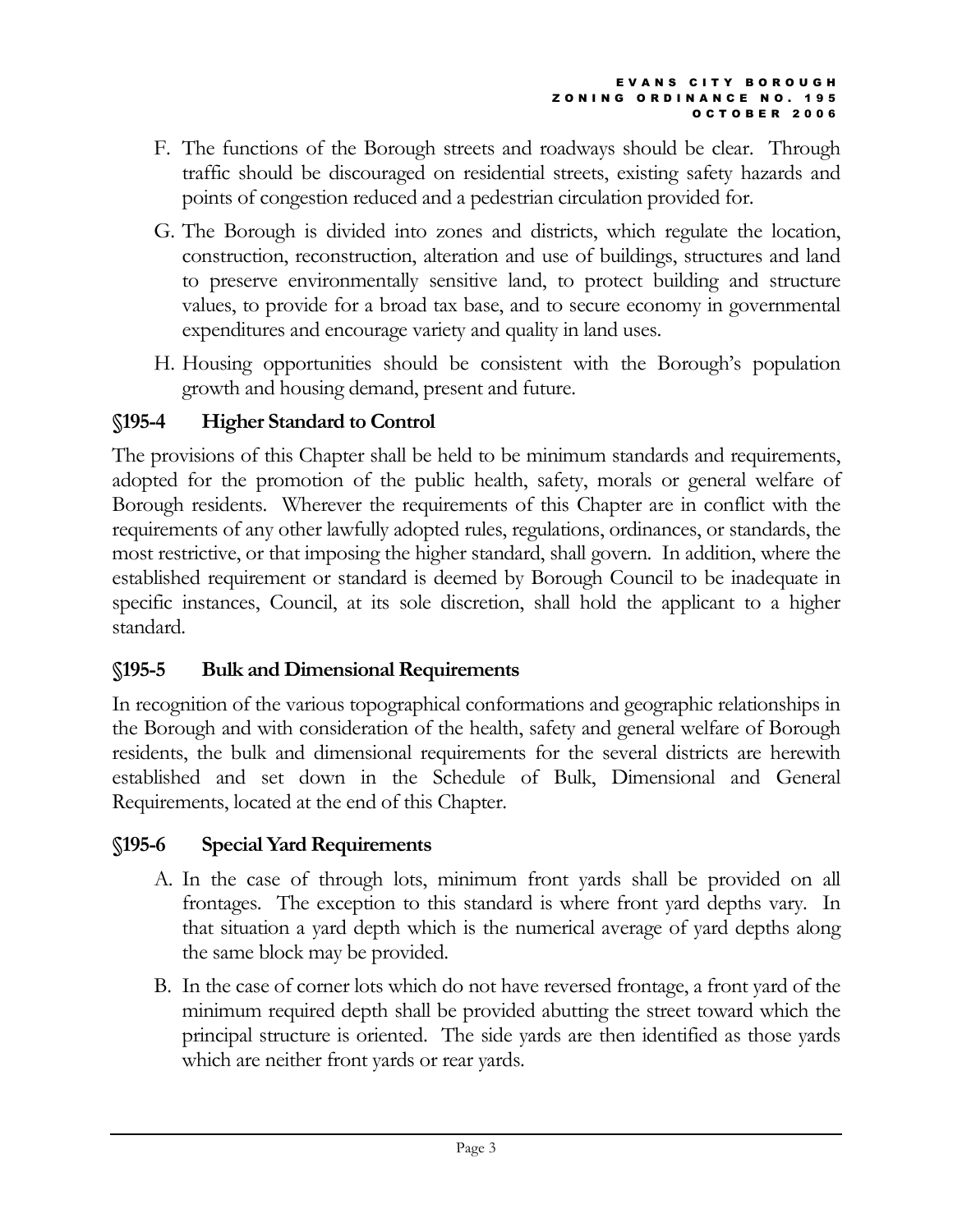F. The functions of the Borough streets and roadways should be clear. Through traffic should be discouraged on residential streets, existing safety hazards and points of congestion reduced and a pedestrian circulation provided for.

G. The Borough is divided into zones and districts, which regulate the location, construction, reconstruction, alteration and use of buildings, structures and land to preserve environmentally sensitive land, to protect building and structure values, to provide for a broad tax base, and to secure economy in governmental expenditures and encourage variety and quality in land uses.

H. Housing opportunities should be consistent with the Borough's population growth and housing demand, present and future.

## §195-4 Higher Standard to Control

The provisions of this Chapter shall be held to be minimum standards and requirements, adopted for the promotion of the public health, safety, morals or general welfare of Borough residents. Wherever the requirements of this Chapter are in conflict with the requirements of any other lawfully adopted rules, regulations, ordinances, or standards, the most restrictive, or that imposing the higher standard, shall govern. In addition, where the established requirement or standard is deemed by Borough Council to be inadequate in specific instances, Council, at its sole discretion, shall hold the applicant to a higher standard.

## §195-5 Bulk and Dimensional Requirements

In recognition of the various topographical conformations and geographic relationships in the Borough and with consideration of the health, safety and general welfare of Borough residents, the bulk and dimensional requirements for the several districts are herewith established and set down in the Schedule of Bulk, Dimensional and General Requirements, located at the end of this Chapter.

## §195-6 Special Yard Requirements

A. In the case of through lots, minimum front yards shall be provided on all frontages. The exception to this standard is where front yard depths vary. In that situation a yard depth which is the numerical average of yard depths along the same block may be provided.

B. In the case of corner lots which do not have reversed frontage, a front yard of the minimum required depth shall be provided abutting the street toward which the principal structure is oriented. The side yards are then identified as those yards which are neither front yards or rear yards.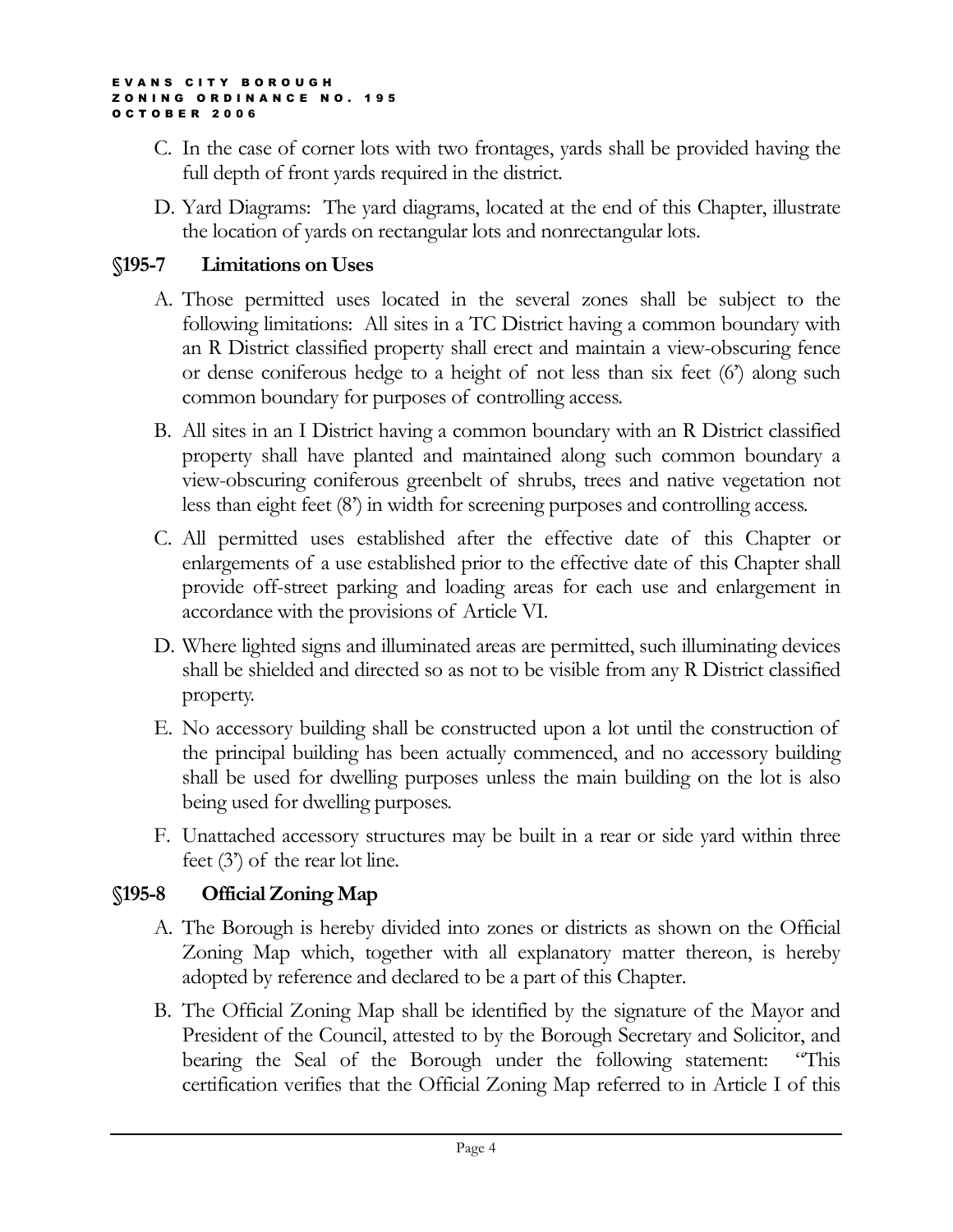C. In the case of corner lots with two frontages, yards shall be provided having the full depth of front yards required in the district.

D. Yard Diagrams: The yard diagrams, located at the end of this Chapter, illustrate the location of yards on rectangular lots and nonrectangular lots.

## §195-7 Limitations on Uses

A. Those permitted uses located in the several zones shall be subject to the following limitations: All sites in a TC District having a common boundary with an R District classified property shall erect and maintain a view-obscuring fence or dense coniferous hedge to a height of not less than six feet (6') along such common boundary for purposes of controlling access.

B. All sites in an I District having a common boundary with an R District classified property shall have planted and maintained along such common boundary a view-obscuring coniferous greenbelt of shrubs, trees and native vegetation not less than eight feet (8') in width for screening purposes and controlling access.

C. All permitted uses established after the effective date of this Chapter or enlargements of a use established prior to the effective date of this Chapter shall provide off-street parking and loading areas for each use and enlargement in accordance with the provisions of Article VI.

D. Where lighted signs and illuminated areas are permitted, such illuminating devices shall be shielded and directed so as not to be visible from any R District classified property.

E. No accessory building shall be constructed upon a lot until the construction of the principal building has been actually commenced, and no accessory building shall be used for dwelling purposes unless the main building on the lot is also being used for dwelling purposes.

F. Unattached accessory structures may be built in a rear or side yard within three feet (3') of the rear lot line.

## §195-8 Official Zoning Map

A. The Borough is hereby divided into zones or districts as shown on the Official Zoning Map which, together with all explanatory matter thereon, is hereby adopted by reference and declared to be a part of this Chapter.

B. The Official Zoning Map shall be identified by the signature of the Mayor and President of the Council, attested to by the Borough Secretary and Solicitor, and bearing the Seal of the Borough under the following statement: "This certification verifies that the Official Zoning Map referred to in Article I of this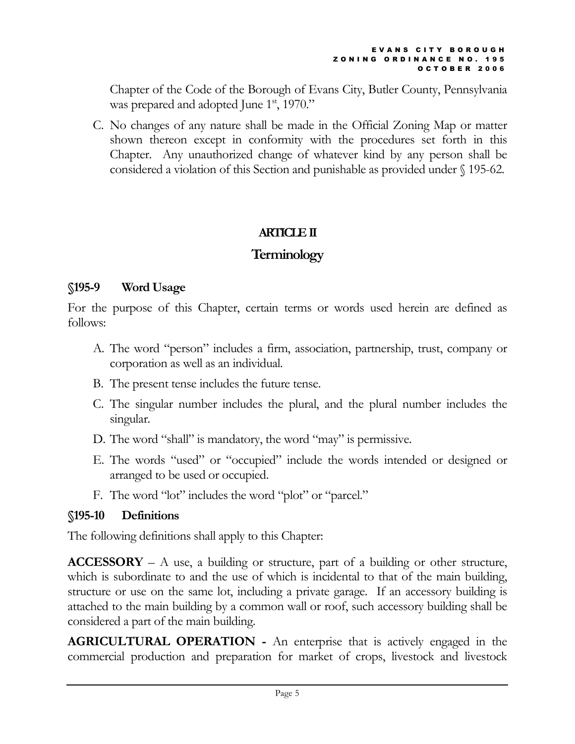Chapter of the Code of the Borough of Evans City, Butler County, Pennsylvania was prepared and adopted June 1st, 1970."

C. No changes of any nature shall be made in the Official Zoning Map or matter shown thereon except in conformity with the procedures set forth in this Chapter. Any unauthorized change of whatever kind by any person shall be considered a violation of this Section and punishable as provided under § 195-62.

# ARTICLE II

# Terminology

## §195-9 Word Usage

For the purpose of this Chapter, certain terms or words used herein are defined as follows:

A. The word "person" includes a firm, association, partnership, trust, company or corporation as well as an individual.

B. The present tense includes the future tense.

C. The singular number includes the plural, and the plural number includes the singular.

D. The word "shall" is mandatory, the word "may" is permissive.

E. The words "used" or "occupied" include the words intended or designed or arranged to be used or occupied.

F. The word "lot" includes the word "plot" or "parcel."

## §195-10 Definitions

The following definitions shall apply to this Chapter:

**ACCESSORY** – A use, a building or structure, part of a building or other structure, which is subordinate to and the use of which is incidental to that of the main building, structure or use on the same lot, including a private garage. If an accessory building is attached to the main building by a common wall or roof, such accessory building shall be considered a part of the main building.

**AGRICULTURAL OPERATION -** An enterprise that is actively engaged in the commercial production and preparation for market of crops, livestock and livestock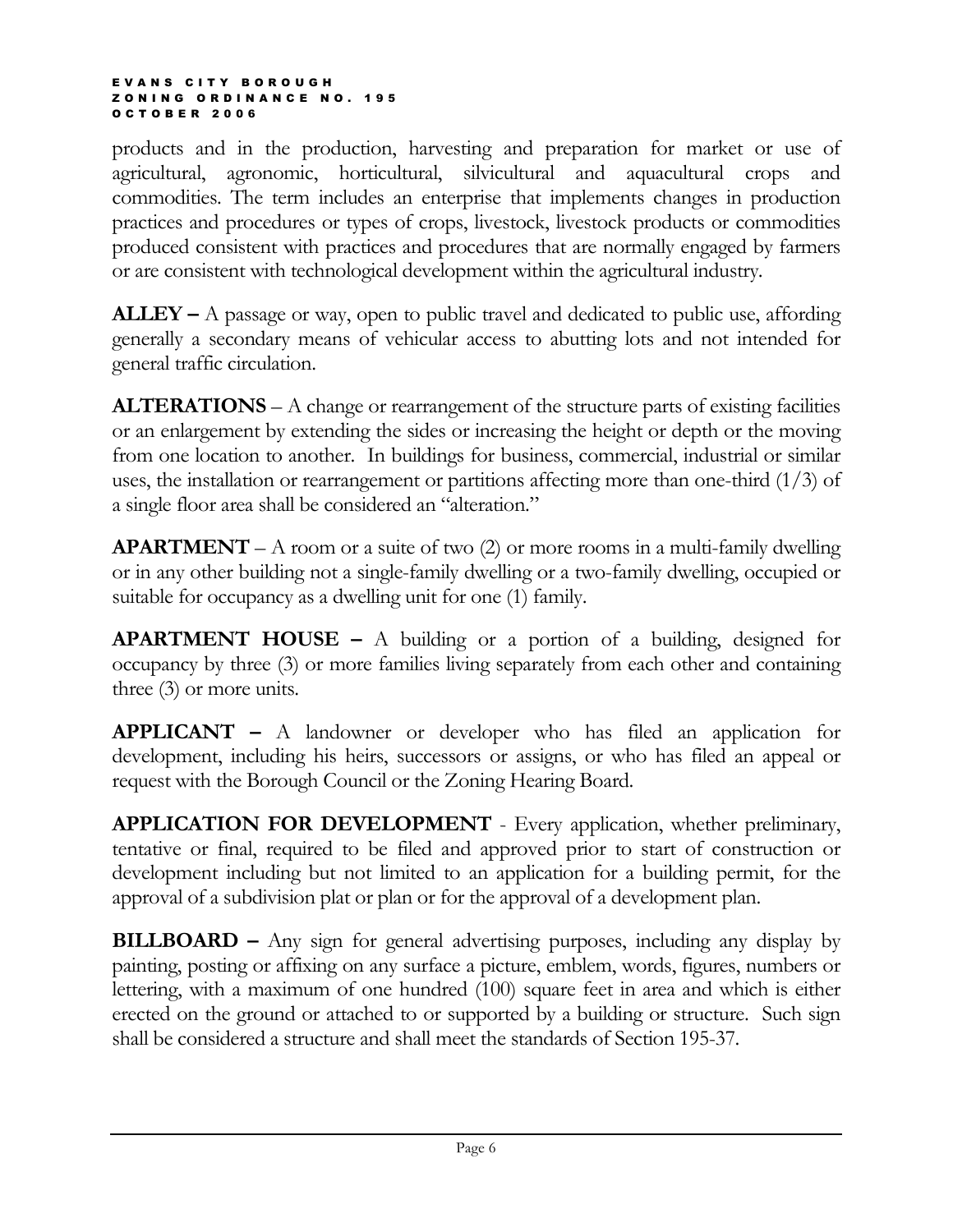products and in the production, harvesting and preparation for market or use of agricultural, agronomic, horticultural, silvicultural and aquacultural crops and commodities. The term includes an enterprise that implements changes in production practices and procedures or types of crops, livestock, livestock products or commodities produced consistent with practices and procedures that are normally engaged by farmers or are consistent with technological development within the agricultural industry.

**ALLEY –** A passage or way, open to public travel and dedicated to public use, affording generally a secondary means of vehicular access to abutting lots and not intended for general traffic circulation.

**ALTERATIONS** – A change or rearrangement of the structure parts of existing facilities or an enlargement by extending the sides or increasing the height or depth or the moving from one location to another. In buildings for business, commercial, industrial or similar uses, the installation or rearrangement or partitions affecting more than one-third (1/3) of a single floor area shall be considered an "alteration."

**APARTMENT** – A room or a suite of two (2) or more rooms in a multi-family dwelling or in any other building not a single-family dwelling or a two-family dwelling, occupied or suitable for occupancy as a dwelling unit for one (1) family.

**APARTMENT HOUSE –** A building or a portion of a building, designed for occupancy by three (3) or more families living separately from each other and containing three (3) or more units.

**APPLICANT –** A landowner or developer who has filed an application for development, including his heirs, successors or assigns, or who has filed an appeal or request with the Borough Council or the Zoning Hearing Board.

**APPLICATION FOR DEVELOPMENT** - Every application, whether preliminary, tentative or final, required to be filed and approved prior to start of construction or development including but not limited to an application for a building permit, for the approval of a subdivision plat or plan or for the approval of a development plan.

**BILLBOARD –** Any sign for general advertising purposes, including any display by painting, posting or affixing on any surface a picture, emblem, words, figures, numbers or lettering, with a maximum of one hundred (100) square feet in area and which is either erected on the ground or attached to or supported by a building or structure. Such sign shall be considered a structure and shall meet the standards of Section 195-37.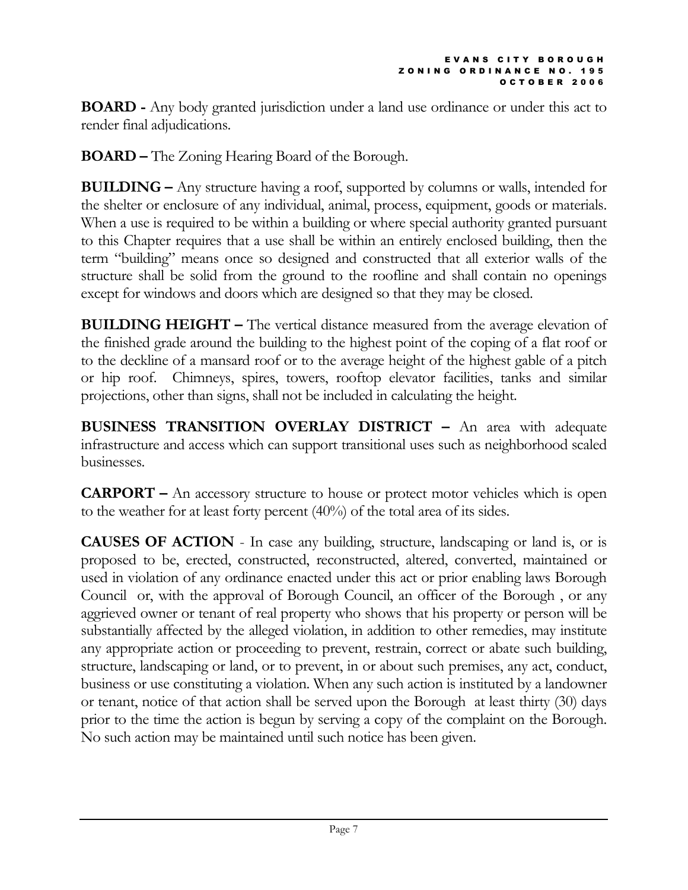**BOARD -** Any body granted jurisdiction under a land use ordinance or under this act to render final adjudications.

**BOARD –** The Zoning Hearing Board of the Borough.

**BUILDING –** Any structure having a roof, supported by columns or walls, intended for the shelter or enclosure of any individual, animal, process, equipment, goods or materials. When a use is required to be within a building or where special authority granted pursuant to this Chapter requires that a use shall be within an entirely enclosed building, then the term "building" means once so designed and constructed that all exterior walls of the structure shall be solid from the ground to the roofline and shall contain no openings except for windows and doors which are designed so that they may be closed.

**BUILDING HEIGHT –** The vertical distance measured from the average elevation of the finished grade around the building to the highest point of the coping of a flat roof or to the deckline of a mansard roof or to the average height of the highest gable of a pitch or hip roof. Chimneys, spires, towers, rooftop elevator facilities, tanks and similar projections, other than signs, shall not be included in calculating the height.

**BUSINESS TRANSITION OVERLAY DISTRICT –** An area with adequate infrastructure and access which can support transitional uses such as neighborhood scaled businesses.

**CARPORT –** An accessory structure to house or protect motor vehicles which is open to the weather for at least forty percent (40%) of the total area of its sides.

**CAUSES OF ACTION** - In case any building, structure, landscaping or land is, or is proposed to be, erected, constructed, reconstructed, altered, converted, maintained or used in violation of any ordinance enacted under this act or prior enabling laws Borough Council or, with the approval of Borough Council, an officer of the Borough , or any aggrieved owner or tenant of real property who shows that his property or person will be substantially affected by the alleged violation, in addition to other remedies, may institute any appropriate action or proceeding to prevent, restrain, correct or abate such building, structure, landscaping or land, or to prevent, in or about such premises, any act, conduct, business or use constituting a violation. When any such action is instituted by a landowner or tenant, notice of that action shall be served upon the Borough at least thirty (30) days prior to the time the action is begun by serving a copy of the complaint on the Borough. No such action may be maintained until such notice has been given.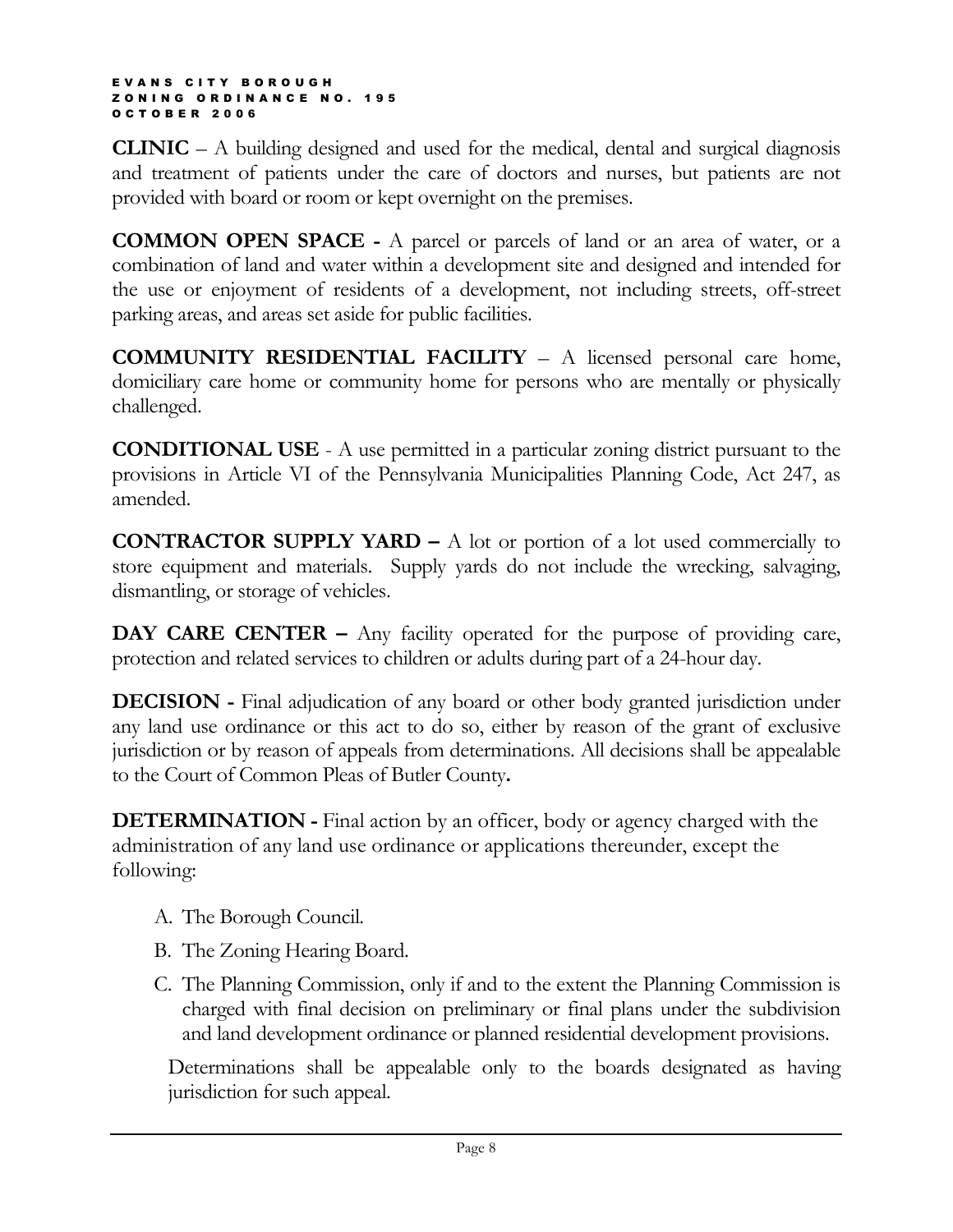**CLINIC** – A building designed and used for the medical, dental and surgical diagnosis and treatment of patients under the care of doctors and nurses, but patients are not provided with board or room or kept overnight on the premises.

**COMMON OPEN SPACE -** A parcel or parcels of land or an area of water, or a combination of land and water within a development site and designed and intended for the use or enjoyment of residents of a development, not including streets, off-street parking areas, and areas set aside for public facilities.

**COMMUNITY RESIDENTIAL FACILITY** – A licensed personal care home, domiciliary care home or community home for persons who are mentally or physically challenged.

**CONDITIONAL USE** - A use permitted in a particular zoning district pursuant to the provisions in Article VI of the Pennsylvania Municipalities Planning Code, Act 247, as amended.

**CONTRACTOR SUPPLY YARD –** A lot or portion of a lot used commercially to store equipment and materials. Supply yards do not include the wrecking, salvaging, dismantling, or storage of vehicles.

**DAY CARE CENTER –** Any facility operated for the purpose of providing care, protection and related services to children or adults during part of a 24-hour day.

**DECISION -** Final adjudication of any board or other body granted jurisdiction under any land use ordinance or this act to do so, either by reason of the grant of exclusive jurisdiction or by reason of appeals from determinations. All decisions shall be appealable to the Court of Common Pleas of Butler County**.**

**DETERMINATION -** Final action by an officer, body or agency charged with the administration of any land use ordinance or applications thereunder, except the following:

A. The Borough Council.
B. The Zoning Hearing Board.
C. The Planning Commission, only if and to the extent the Planning Commission is charged with final decision on preliminary or final plans under the subdivision and land development ordinance or planned residential development provisions.

Determinations shall be appealable only to the boards designated as having jurisdiction for such appeal.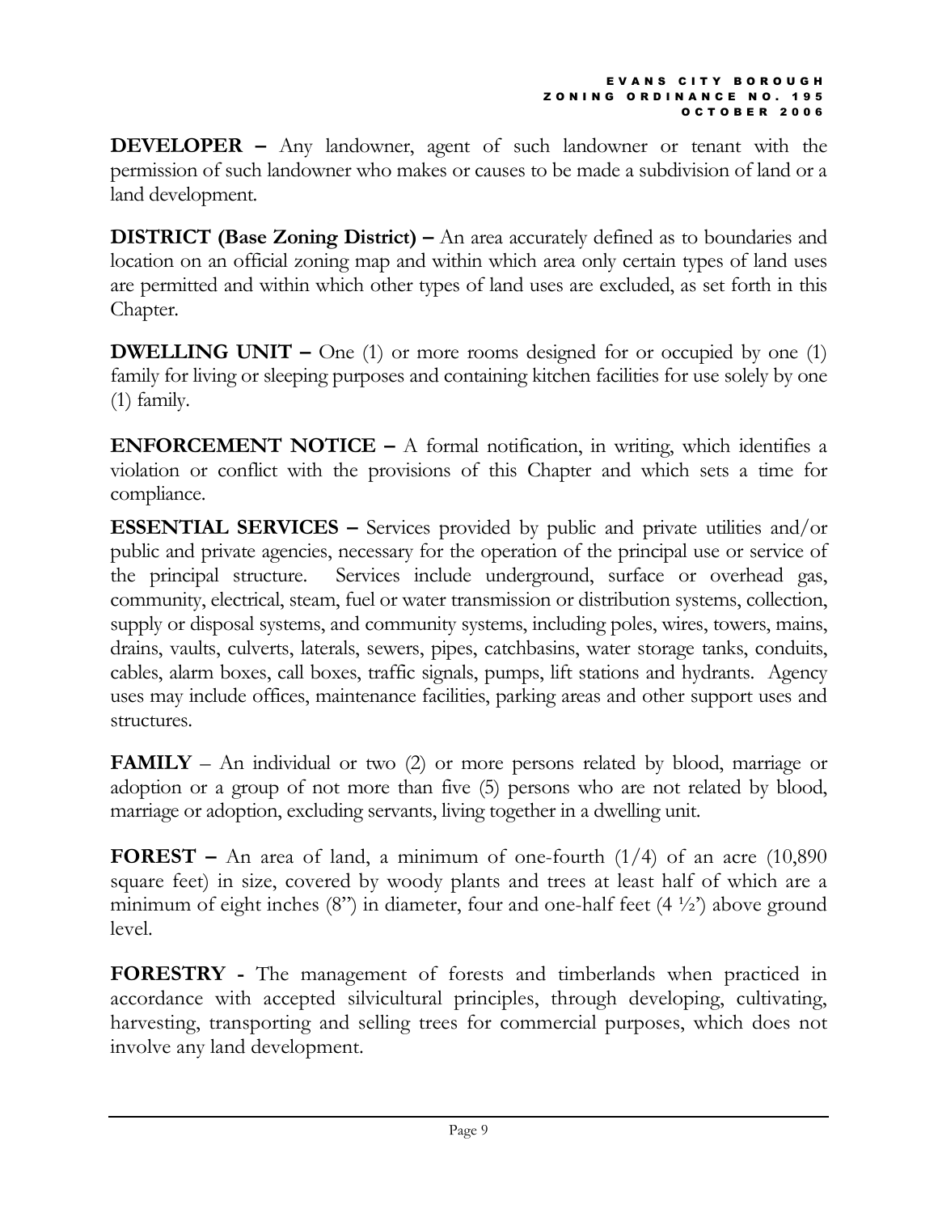**DEVELOPER –** Any landowner, agent of such landowner or tenant with the permission of such landowner who makes or causes to be made a subdivision of land or a land development.

**DISTRICT (Base Zoning District) –** An area accurately defined as to boundaries and location on an official zoning map and within which area only certain types of land uses are permitted and within which other types of land uses are excluded, as set forth in this Chapter.

**DWELLING UNIT –** One (1) or more rooms designed for or occupied by one (1) family for living or sleeping purposes and containing kitchen facilities for use solely by one (1) family.

**ENFORCEMENT NOTICE –** A formal notification, in writing, which identifies a violation or conflict with the provisions of this Chapter and which sets a time for compliance.

**ESSENTIAL SERVICES –** Services provided by public and private utilities and/or public and private agencies, necessary for the operation of the principal use or service of the principal structure. Services include underground, surface or overhead gas, community, electrical, steam, fuel or water transmission or distribution systems, collection, supply or disposal systems, and community systems, including poles, wires, towers, mains, drains, vaults, culverts, laterals, sewers, pipes, catchbasins, water storage tanks, conduits, cables, alarm boxes, call boxes, traffic signals, pumps, lift stations and hydrants. Agency uses may include offices, maintenance facilities, parking areas and other support uses and structures.

**FAMILY** – An individual or two (2) or more persons related by blood, marriage or adoption or a group of not more than five (5) persons who are not related by blood, marriage or adoption, excluding servants, living together in a dwelling unit.

**FOREST –** An area of land, a minimum of one-fourth (1/4) of an acre (10,890 square feet) in size, covered by woody plants and trees at least half of which are a minimum of eight inches (8") in diameter, four and one-half feet (4 ½') above ground level.

**FORESTRY -** The management of forests and timberlands when practiced in accordance with accepted silvicultural principles, through developing, cultivating, harvesting, transporting and selling trees for commercial purposes, which does not involve any land development.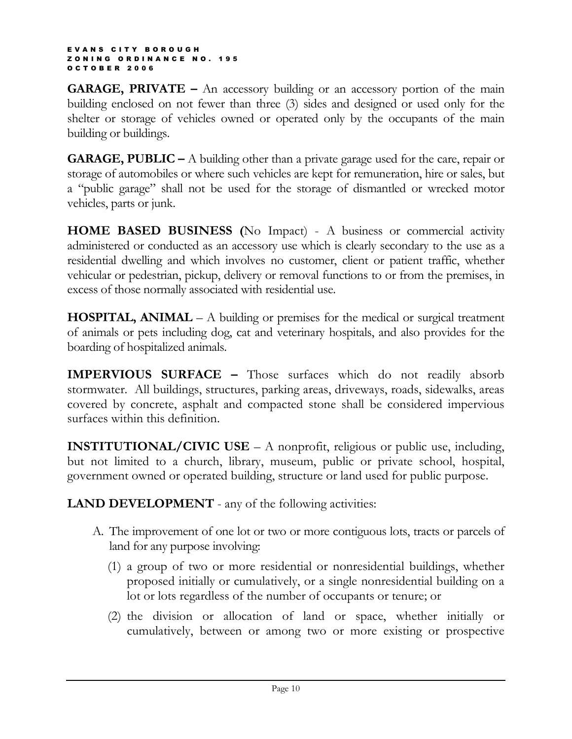**GARAGE, PRIVATE –** An accessory building or an accessory portion of the main building enclosed on not fewer than three (3) sides and designed or used only for the shelter or storage of vehicles owned or operated only by the occupants of the main building or buildings.

**GARAGE, PUBLIC –** A building other than a private garage used for the care, repair or storage of automobiles or where such vehicles are kept for remuneration, hire or sales, but a "public garage" shall not be used for the storage of dismantled or wrecked motor vehicles, parts or junk.

**HOME BASED BUSINESS (**No Impact) - A business or commercial activity administered or conducted as an accessory use which is clearly secondary to the use as a residential dwelling and which involves no customer, client or patient traffic, whether vehicular or pedestrian, pickup, delivery or removal functions to or from the premises, in excess of those normally associated with residential use.

**HOSPITAL, ANIMAL** – A building or premises for the medical or surgical treatment of animals or pets including dog, cat and veterinary hospitals, and also provides for the boarding of hospitalized animals.

**IMPERVIOUS SURFACE –** Those surfaces which do not readily absorb stormwater. All buildings, structures, parking areas, driveways, roads, sidewalks, areas covered by concrete, asphalt and compacted stone shall be considered impervious surfaces within this definition.

**INSTITUTIONAL/CIVIC USE** – A nonprofit, religious or public use, including, but not limited to a church, library, museum, public or private school, hospital, government owned or operated building, structure or land used for public purpose.

**LAND DEVELOPMENT** - any of the following activities:

A. The improvement of one lot or two or more contiguous lots, tracts or parcels of land for any purpose involving:

   (1) a group of two or more residential or nonresidential buildings, whether proposed initially or cumulatively, or a single nonresidential building on a lot or lots regardless of the number of occupants or tenure; or

   (2) the division or allocation of land or space, whether initially or cumulatively, between or among two or more existing or prospective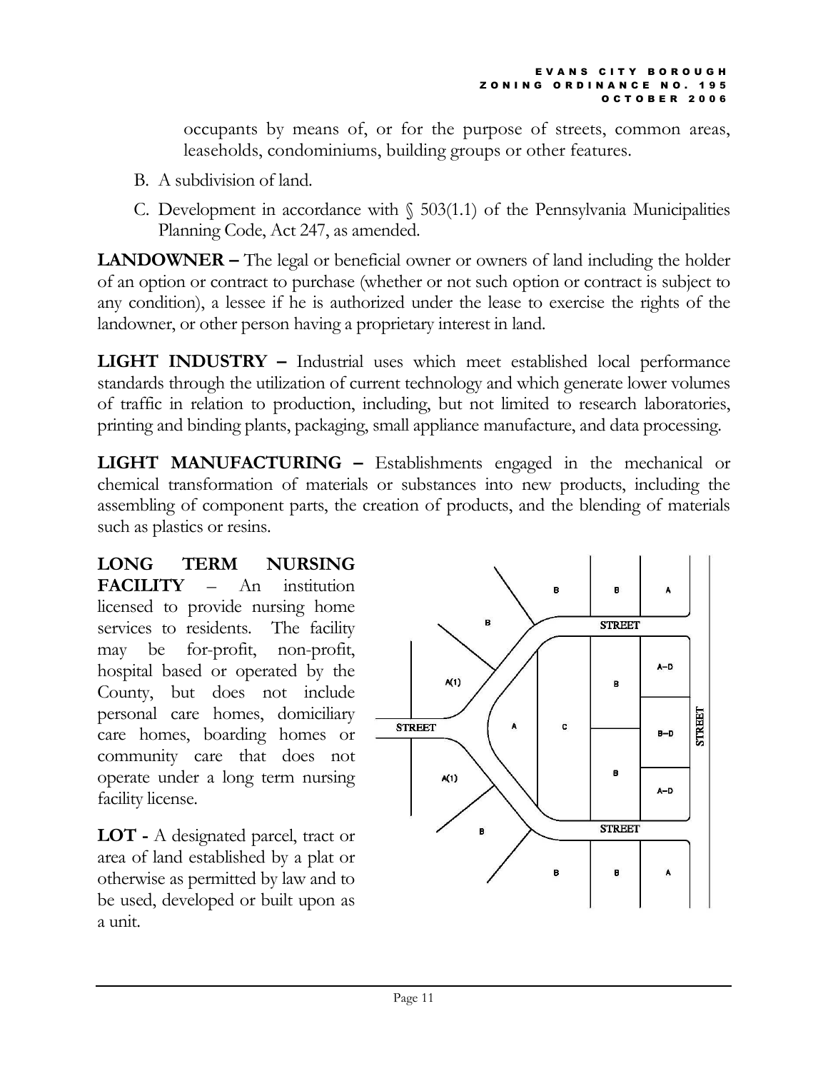occupants by means of, or for the purpose of streets, common areas, leaseholds, condominiums, building groups or other features.

B. A subdivision of land.

C. Development in accordance with § 503(1.1) of the Pennsylvania Municipalities Planning Code, Act 247, as amended.

**LANDOWNER –** The legal or beneficial owner or owners of land including the holder of an option or contract to purchase (whether or not such option or contract is subject to any condition), a lessee if he is authorized under the lease to exercise the rights of the landowner, or other person having a proprietary interest in land.

**LIGHT INDUSTRY –** Industrial uses which meet established local performance standards through the utilization of current technology and which generate lower volumes of traffic in relation to production, including, but not limited to research laboratories, printing and binding plants, packaging, small appliance manufacture, and data processing.

**LIGHT MANUFACTURING –** Establishments engaged in the mechanical or chemical transformation of materials or substances into new products, including the assembling of component parts, the creation of products, and the blending of materials such as plastics or resins.

**LONG TERM NURSING FACILITY** – An institution licensed to provide nursing home services to residents. The facility may be for-profit, non-profit, hospital based or operated by the County, but does not include personal care homes, domiciliary care homes, boarding homes or community care that does not operate under a long term nursing facility license.

**LOT -** A designated parcel, tract or area of land established by a plat or otherwise as permitted by law and to be used, developed or built upon as a unit.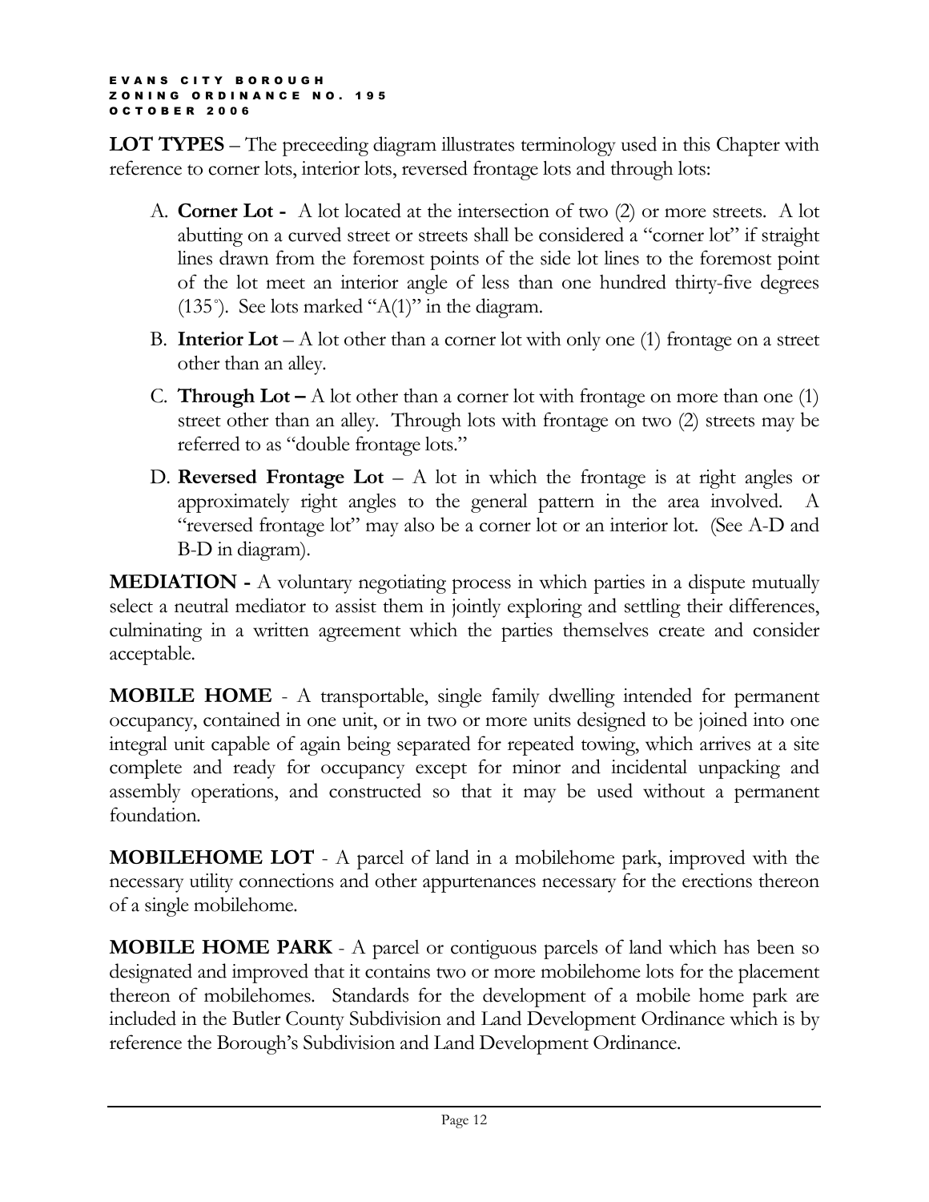**LOT TYPES** – The preceeding diagram illustrates terminology used in this Chapter with reference to corner lots, interior lots, reversed frontage lots and through lots:

A. **Corner Lot -** A lot located at the intersection of two (2) or more streets. A lot abutting on a curved street or streets shall be considered a "corner lot" if straight lines drawn from the foremost points of the side lot lines to the foremost point of the lot meet an interior angle of less than one hundred thirty-five degrees (135°). See lots marked "A(1)" in the diagram.

B. **Interior Lot** – A lot other than a corner lot with only one (1) frontage on a street other than an alley.

C. **Through Lot –** A lot other than a corner lot with frontage on more than one (1) street other than an alley. Through lots with frontage on two (2) streets may be referred to as "double frontage lots."

D. **Reversed Frontage Lot** – A lot in which the frontage is at right angles or approximately right angles to the general pattern in the area involved. A "reversed frontage lot" may also be a corner lot or an interior lot. (See A-D and B-D in diagram).

**MEDIATION -** A voluntary negotiating process in which parties in a dispute mutually select a neutral mediator to assist them in jointly exploring and settling their differences, culminating in a written agreement which the parties themselves create and consider acceptable.

**MOBILE HOME** - A transportable, single family dwelling intended for permanent occupancy, contained in one unit, or in two or more units designed to be joined into one integral unit capable of again being separated for repeated towing, which arrives at a site complete and ready for occupancy except for minor and incidental unpacking and assembly operations, and constructed so that it may be used without a permanent foundation.

**MOBILEHOME LOT** - A parcel of land in a mobilehome park, improved with the necessary utility connections and other appurtenances necessary for the erections thereon of a single mobilehome.

**MOBILE HOME PARK** - A parcel or contiguous parcels of land which has been so designated and improved that it contains two or more mobilehome lots for the placement thereon of mobilehomes. Standards for the development of a mobile home park are included in the Butler County Subdivision and Land Development Ordinance which is by reference the Borough's Subdivision and Land Development Ordinance.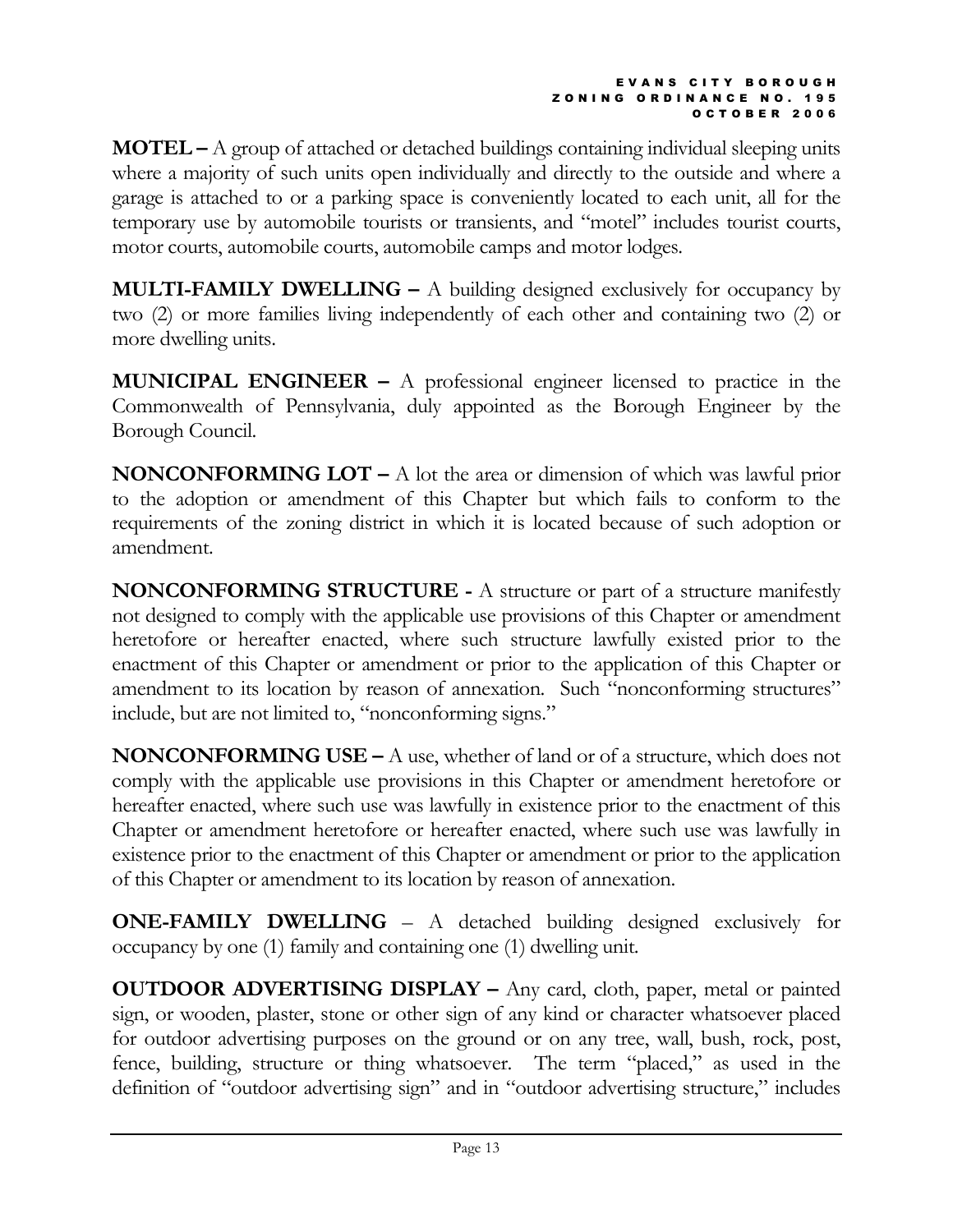**MOTEL –** A group of attached or detached buildings containing individual sleeping units where a majority of such units open individually and directly to the outside and where a garage is attached to or a parking space is conveniently located to each unit, all for the temporary use by automobile tourists or transients, and "motel" includes tourist courts, motor courts, automobile courts, automobile camps and motor lodges.

**MULTI-FAMILY DWELLING –** A building designed exclusively for occupancy by two (2) or more families living independently of each other and containing two (2) or more dwelling units.

**MUNICIPAL ENGINEER –** A professional engineer licensed to practice in the Commonwealth of Pennsylvania, duly appointed as the Borough Engineer by the Borough Council.

**NONCONFORMING LOT –** A lot the area or dimension of which was lawful prior to the adoption or amendment of this Chapter but which fails to conform to the requirements of the zoning district in which it is located because of such adoption or amendment.

**NONCONFORMING STRUCTURE -** A structure or part of a structure manifestly not designed to comply with the applicable use provisions of this Chapter or amendment heretofore or hereafter enacted, where such structure lawfully existed prior to the enactment of this Chapter or amendment or prior to the application of this Chapter or amendment to its location by reason of annexation. Such "nonconforming structures" include, but are not limited to, "nonconforming signs."

**NONCONFORMING USE –** A use, whether of land or of a structure, which does not comply with the applicable use provisions in this Chapter or amendment heretofore or hereafter enacted, where such use was lawfully in existence prior to the enactment of this Chapter or amendment heretofore or hereafter enacted, where such use was lawfully in existence prior to the enactment of this Chapter or amendment or prior to the application of this Chapter or amendment to its location by reason of annexation.

**ONE-FAMILY DWELLING** – A detached building designed exclusively for occupancy by one (1) family and containing one (1) dwelling unit.

**OUTDOOR ADVERTISING DISPLAY –** Any card, cloth, paper, metal or painted sign, or wooden, plaster, stone or other sign of any kind or character whatsoever placed for outdoor advertising purposes on the ground or on any tree, wall, bush, rock, post, fence, building, structure or thing whatsoever. The term "placed," as used in the definition of "outdoor advertising sign" and in "outdoor advertising structure," includes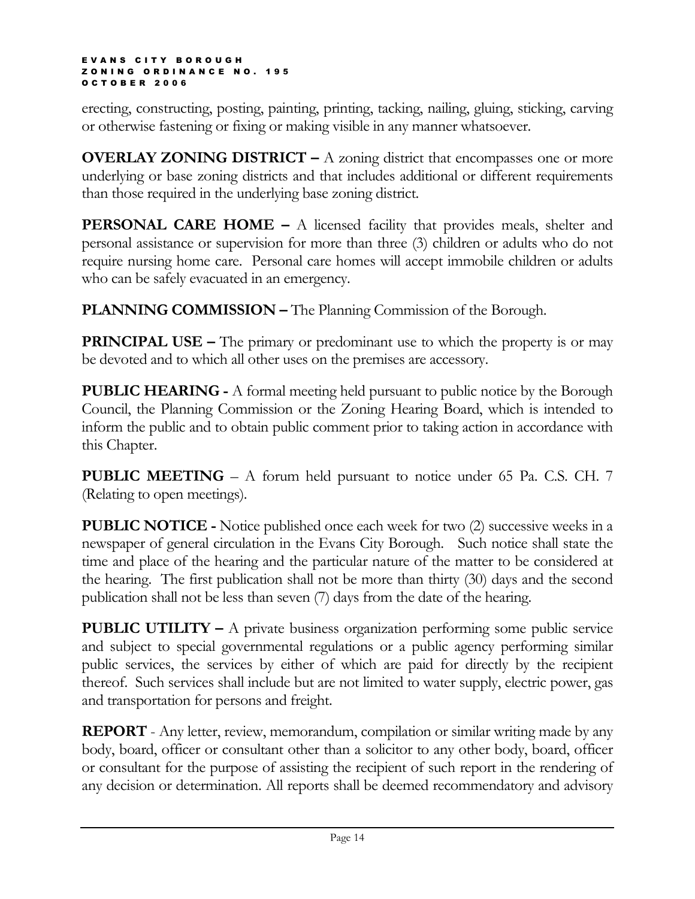erecting, constructing, posting, painting, printing, tacking, nailing, gluing, sticking, carving or otherwise fastening or fixing or making visible in any manner whatsoever.

**OVERLAY ZONING DISTRICT –** A zoning district that encompasses one or more underlying or base zoning districts and that includes additional or different requirements than those required in the underlying base zoning district.

**PERSONAL CARE HOME –** A licensed facility that provides meals, shelter and personal assistance or supervision for more than three (3) children or adults who do not require nursing home care. Personal care homes will accept immobile children or adults who can be safely evacuated in an emergency.

**PLANNING COMMISSION –** The Planning Commission of the Borough.

**PRINCIPAL USE –** The primary or predominant use to which the property is or may be devoted and to which all other uses on the premises are accessory.

**PUBLIC HEARING -** A formal meeting held pursuant to public notice by the Borough Council, the Planning Commission or the Zoning Hearing Board, which is intended to inform the public and to obtain public comment prior to taking action in accordance with this Chapter.

**PUBLIC MEETING** – A forum held pursuant to notice under 65 Pa. C.S. CH. 7 (Relating to open meetings).

**PUBLIC NOTICE -** Notice published once each week for two (2) successive weeks in a newspaper of general circulation in the Evans City Borough. Such notice shall state the time and place of the hearing and the particular nature of the matter to be considered at the hearing. The first publication shall not be more than thirty (30) days and the second publication shall not be less than seven (7) days from the date of the hearing.

**PUBLIC UTILITY –** A private business organization performing some public service and subject to special governmental regulations or a public agency performing similar public services, the services by either of which are paid for directly by the recipient thereof. Such services shall include but are not limited to water supply, electric power, gas and transportation for persons and freight.

**REPORT** - Any letter, review, memorandum, compilation or similar writing made by any body, board, officer or consultant other than a solicitor to any other body, board, officer or consultant for the purpose of assisting the recipient of such report in the rendering of any decision or determination. All reports shall be deemed recommendatory and advisory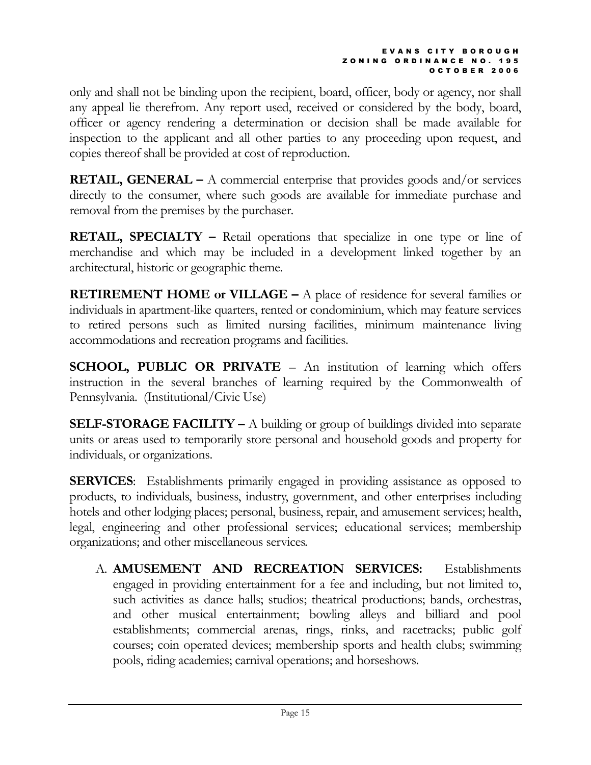only and shall not be binding upon the recipient, board, officer, body or agency, nor shall any appeal lie therefrom. Any report used, received or considered by the body, board, officer or agency rendering a determination or decision shall be made available for inspection to the applicant and all other parties to any proceeding upon request, and copies thereof shall be provided at cost of reproduction.

**RETAIL, GENERAL –** A commercial enterprise that provides goods and/or services directly to the consumer, where such goods are available for immediate purchase and removal from the premises by the purchaser.

**RETAIL, SPECIALTY –** Retail operations that specialize in one type or line of merchandise and which may be included in a development linked together by an architectural, historic or geographic theme.

**RETIREMENT HOME or VILLAGE –** A place of residence for several families or individuals in apartment-like quarters, rented or condominium, which may feature services to retired persons such as limited nursing facilities, minimum maintenance living accommodations and recreation programs and facilities.

**SCHOOL, PUBLIC OR PRIVATE** – An institution of learning which offers instruction in the several branches of learning required by the Commonwealth of Pennsylvania. (Institutional/Civic Use)

**SELF-STORAGE FACILITY –** A building or group of buildings divided into separate units or areas used to temporarily store personal and household goods and property for individuals, or organizations.

**SERVICES**: Establishments primarily engaged in providing assistance as opposed to products, to individuals, business, industry, government, and other enterprises including hotels and other lodging places; personal, business, repair, and amusement services; health, legal, engineering and other professional services; educational services; membership organizations; and other miscellaneous services.

A. **AMUSEMENT AND RECREATION SERVICES:** Establishments engaged in providing entertainment for a fee and including, but not limited to, such activities as dance halls; studios; theatrical productions; bands, orchestras, and other musical entertainment; bowling alleys and billiard and pool establishments; commercial arenas, rings, rinks, and racetracks; public golf courses; coin operated devices; membership sports and health clubs; swimming pools, riding academies; carnival operations; and horseshows.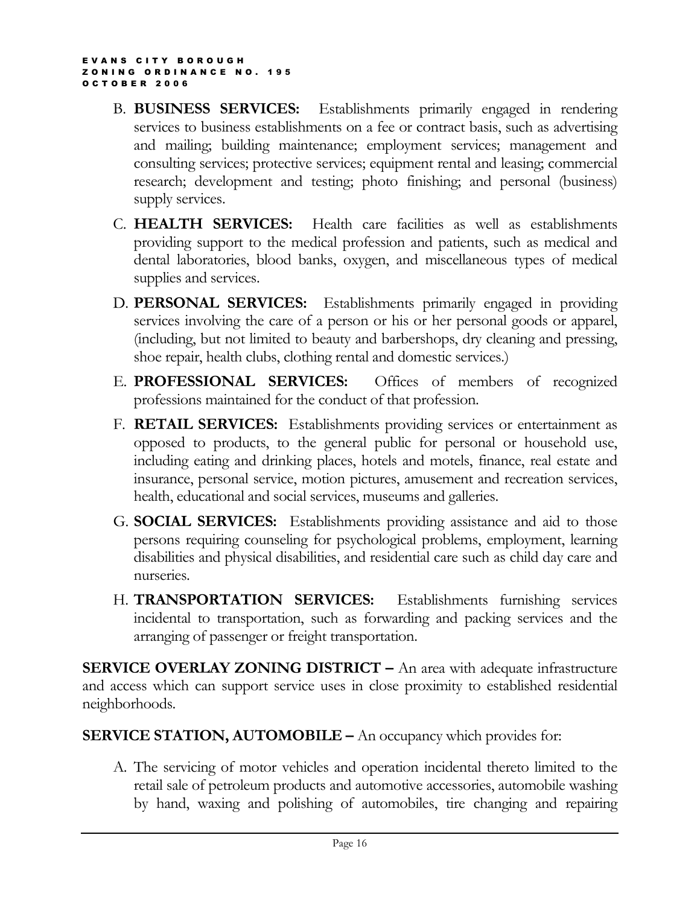B. **BUSINESS SERVICES:** Establishments primarily engaged in rendering services to business establishments on a fee or contract basis, such as advertising and mailing; building maintenance; employment services; management and consulting services; protective services; equipment rental and leasing; commercial research; development and testing; photo finishing; and personal (business) supply services.

C. **HEALTH SERVICES:** Health care facilities as well as establishments providing support to the medical profession and patients, such as medical and dental laboratories, blood banks, oxygen, and miscellaneous types of medical supplies and services.

D. **PERSONAL SERVICES:** Establishments primarily engaged in providing services involving the care of a person or his or her personal goods or apparel, (including, but not limited to beauty and barbershops, dry cleaning and pressing, shoe repair, health clubs, clothing rental and domestic services.)

E. **PROFESSIONAL SERVICES:** Offices of members of recognized professions maintained for the conduct of that profession.

F. **RETAIL SERVICES:** Establishments providing services or entertainment as opposed to products, to the general public for personal or household use, including eating and drinking places, hotels and motels, finance, real estate and insurance, personal service, motion pictures, amusement and recreation services, health, educational and social services, museums and galleries.

G. **SOCIAL SERVICES:** Establishments providing assistance and aid to those persons requiring counseling for psychological problems, employment, learning disabilities and physical disabilities, and residential care such as child day care and nurseries.

H. **TRANSPORTATION SERVICES:** Establishments furnishing services incidental to transportation, such as forwarding and packing services and the arranging of passenger or freight transportation.

**SERVICE OVERLAY ZONING DISTRICT –** An area with adequate infrastructure and access which can support service uses in close proximity to established residential neighborhoods.

**SERVICE STATION, AUTOMOBILE –** An occupancy which provides for:

A. The servicing of motor vehicles and operation incidental thereto limited to the retail sale of petroleum products and automotive accessories, automobile washing by hand, waxing and polishing of automobiles, tire changing and repairing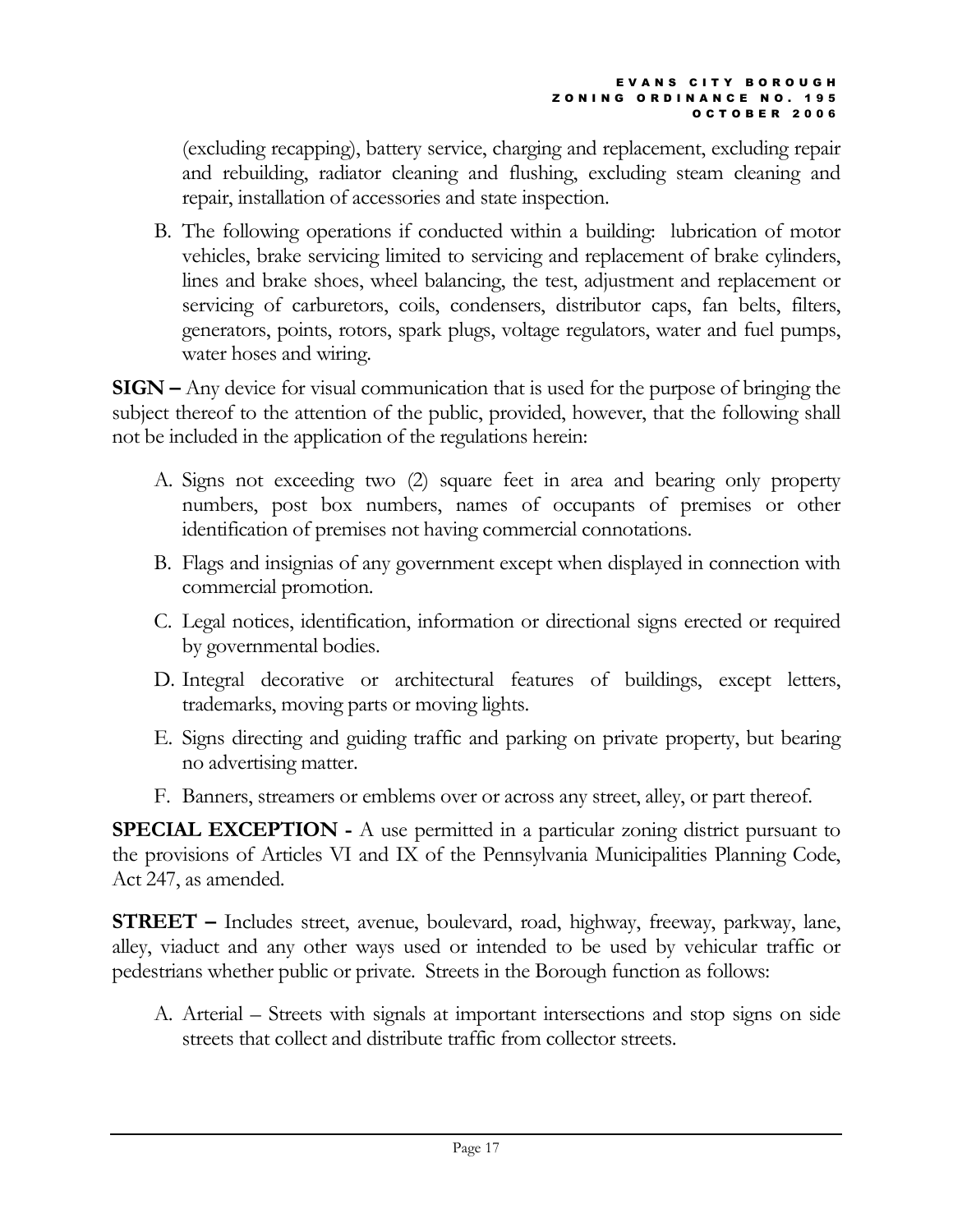(excluding recapping), battery service, charging and replacement, excluding repair and rebuilding, radiator cleaning and flushing, excluding steam cleaning and repair, installation of accessories and state inspection.

B. The following operations if conducted within a building: lubrication of motor vehicles, brake servicing limited to servicing and replacement of brake cylinders, lines and brake shoes, wheel balancing, the test, adjustment and replacement or servicing of carburetors, coils, condensers, distributor caps, fan belts, filters, generators, points, rotors, spark plugs, voltage regulators, water and fuel pumps, water hoses and wiring.

**SIGN –** Any device for visual communication that is used for the purpose of bringing the subject thereof to the attention of the public, provided, however, that the following shall not be included in the application of the regulations herein:

A. Signs not exceeding two (2) square feet in area and bearing only property numbers, post box numbers, names of occupants of premises or other identification of premises not having commercial connotations.

B. Flags and insignias of any government except when displayed in connection with commercial promotion.

C. Legal notices, identification, information or directional signs erected or required by governmental bodies.

D. Integral decorative or architectural features of buildings, except letters, trademarks, moving parts or moving lights.

E. Signs directing and guiding traffic and parking on private property, but bearing no advertising matter.

F. Banners, streamers or emblems over or across any street, alley, or part thereof.

**SPECIAL EXCEPTION -** A use permitted in a particular zoning district pursuant to the provisions of Articles VI and IX of the Pennsylvania Municipalities Planning Code, Act 247, as amended.

**STREET –** Includes street, avenue, boulevard, road, highway, freeway, parkway, lane, alley, viaduct and any other ways used or intended to be used by vehicular traffic or pedestrians whether public or private. Streets in the Borough function as follows:

A. Arterial – Streets with signals at important intersections and stop signs on side streets that collect and distribute traffic from collector streets.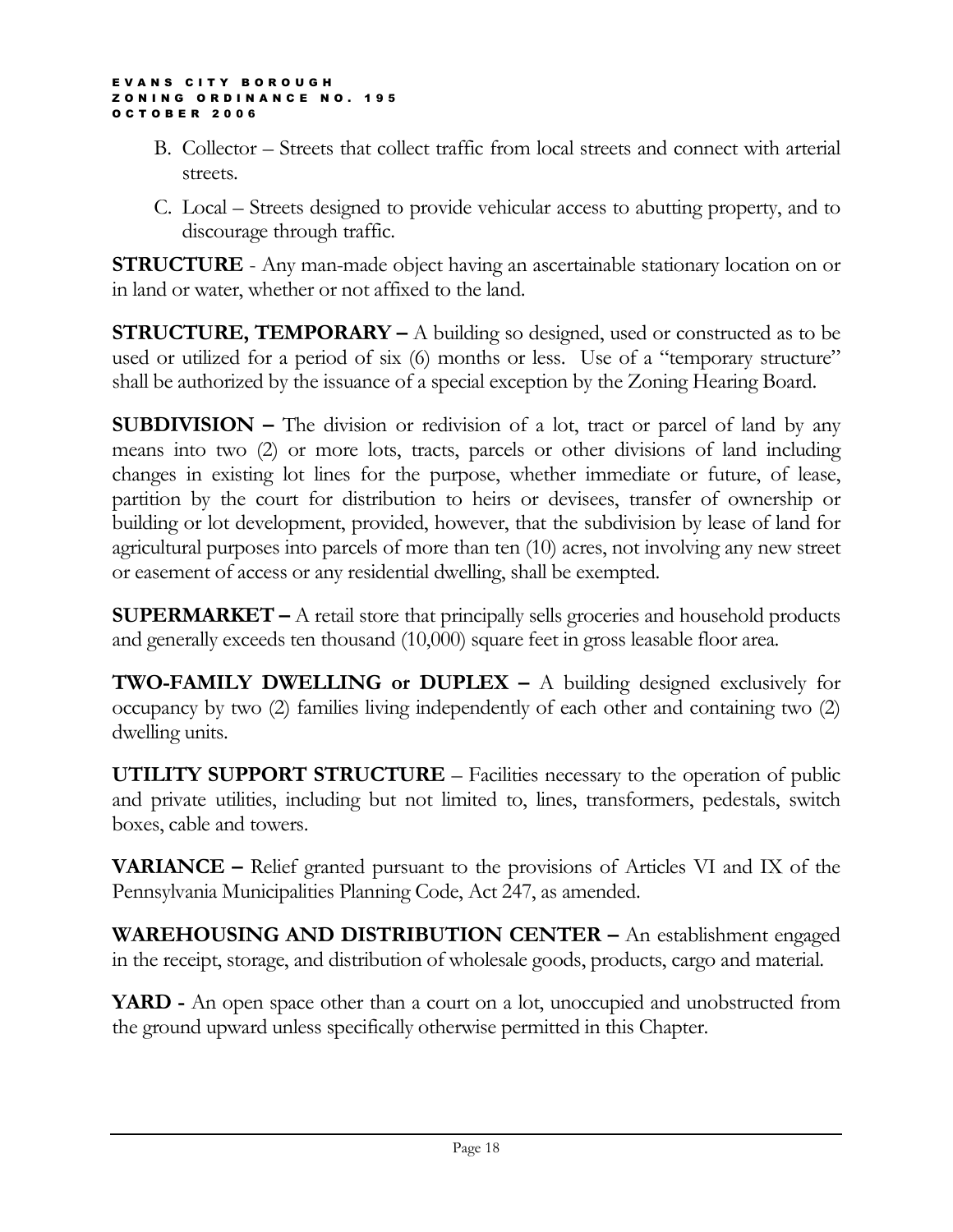B. Collector – Streets that collect traffic from local streets and connect with arterial streets.

C. Local – Streets designed to provide vehicular access to abutting property, and to discourage through traffic.

**STRUCTURE** - Any man-made object having an ascertainable stationary location on or in land or water, whether or not affixed to the land.

**STRUCTURE, TEMPORARY –** A building so designed, used or constructed as to be used or utilized for a period of six (6) months or less. Use of a "temporary structure" shall be authorized by the issuance of a special exception by the Zoning Hearing Board.

**SUBDIVISION –** The division or redivision of a lot, tract or parcel of land by any means into two (2) or more lots, tracts, parcels or other divisions of land including changes in existing lot lines for the purpose, whether immediate or future, of lease, partition by the court for distribution to heirs or devisees, transfer of ownership or building or lot development, provided, however, that the subdivision by lease of land for agricultural purposes into parcels of more than ten (10) acres, not involving any new street or easement of access or any residential dwelling, shall be exempted.

**SUPERMARKET –** A retail store that principally sells groceries and household products and generally exceeds ten thousand (10,000) square feet in gross leasable floor area.

**TWO-FAMILY DWELLING or DUPLEX –** A building designed exclusively for occupancy by two (2) families living independently of each other and containing two (2) dwelling units.

**UTILITY SUPPORT STRUCTURE** – Facilities necessary to the operation of public and private utilities, including but not limited to, lines, transformers, pedestals, switch boxes, cable and towers.

**VARIANCE –** Relief granted pursuant to the provisions of Articles VI and IX of the Pennsylvania Municipalities Planning Code, Act 247, as amended.

**WAREHOUSING AND DISTRIBUTION CENTER –** An establishment engaged in the receipt, storage, and distribution of wholesale goods, products, cargo and material.

**YARD -** An open space other than a court on a lot, unoccupied and unobstructed from the ground upward unless specifically otherwise permitted in this Chapter.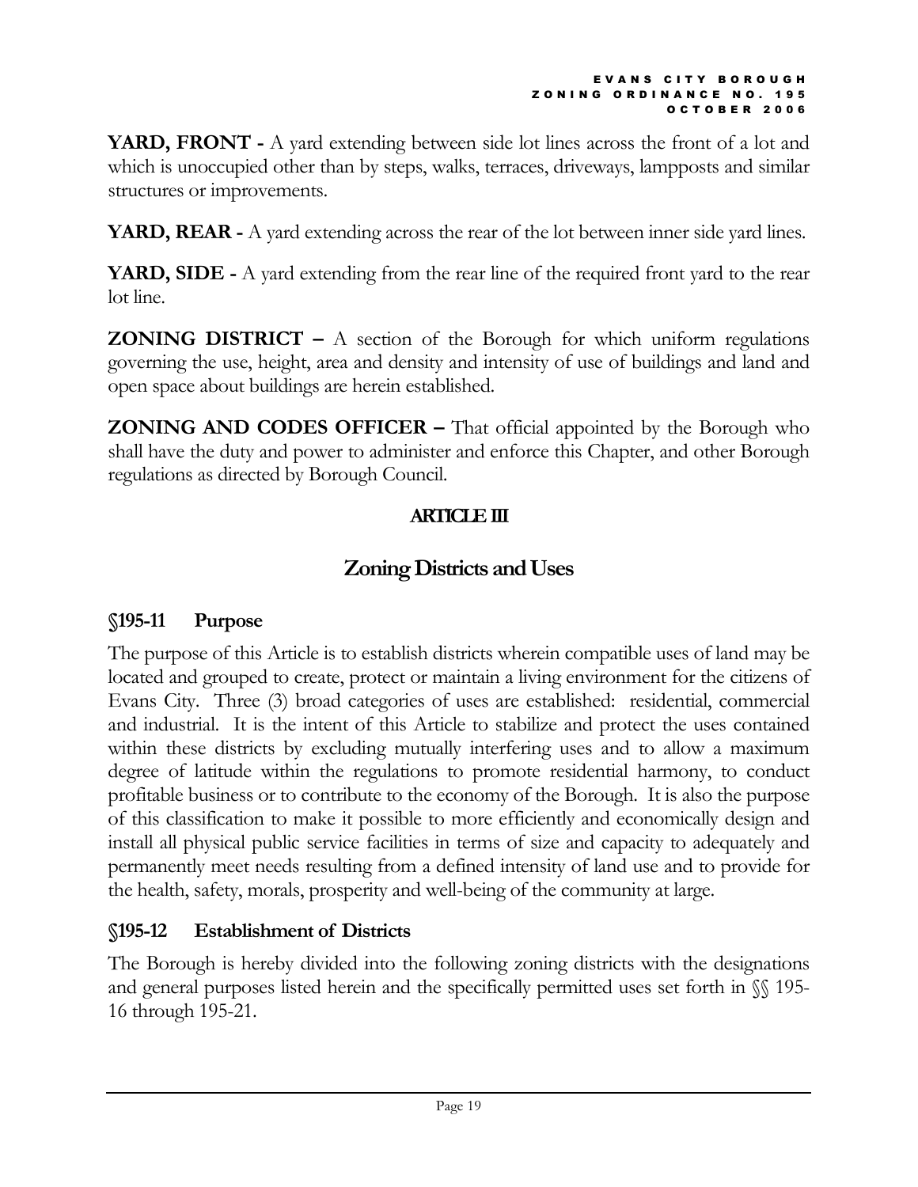**YARD, FRONT -** A yard extending between side lot lines across the front of a lot and which is unoccupied other than by steps, walks, terraces, driveways, lampposts and similar structures or improvements.

**YARD, REAR -** A yard extending across the rear of the lot between inner side yard lines.

**YARD, SIDE -** A yard extending from the rear line of the required front yard to the rear lot line.

**ZONING DISTRICT –** A section of the Borough for which uniform regulations governing the use, height, area and density and intensity of use of buildings and land and open space about buildings are herein established.

**ZONING AND CODES OFFICER –** That official appointed by the Borough who shall have the duty and power to administer and enforce this Chapter, and other Borough regulations as directed by Borough Council.

## ARTICLE III

## Zoning Districts and Uses

### §195-11 Purpose

The purpose of this Article is to establish districts wherein compatible uses of land may be located and grouped to create, protect or maintain a living environment for the citizens of Evans City. Three (3) broad categories of uses are established: residential, commercial and industrial. It is the intent of this Article to stabilize and protect the uses contained within these districts by excluding mutually interfering uses and to allow a maximum degree of latitude within the regulations to promote residential harmony, to conduct profitable business or to contribute to the economy of the Borough. It is also the purpose of this classification to make it possible to more efficiently and economically design and install all physical public service facilities in terms of size and capacity to adequately and permanently meet needs resulting from a defined intensity of land use and to provide for the health, safety, morals, prosperity and well-being of the community at large.

### §195-12 Establishment of Districts

The Borough is hereby divided into the following zoning districts with the designations and general purposes listed herein and the specifically permitted uses set forth in §§ 195-16 through 195-21.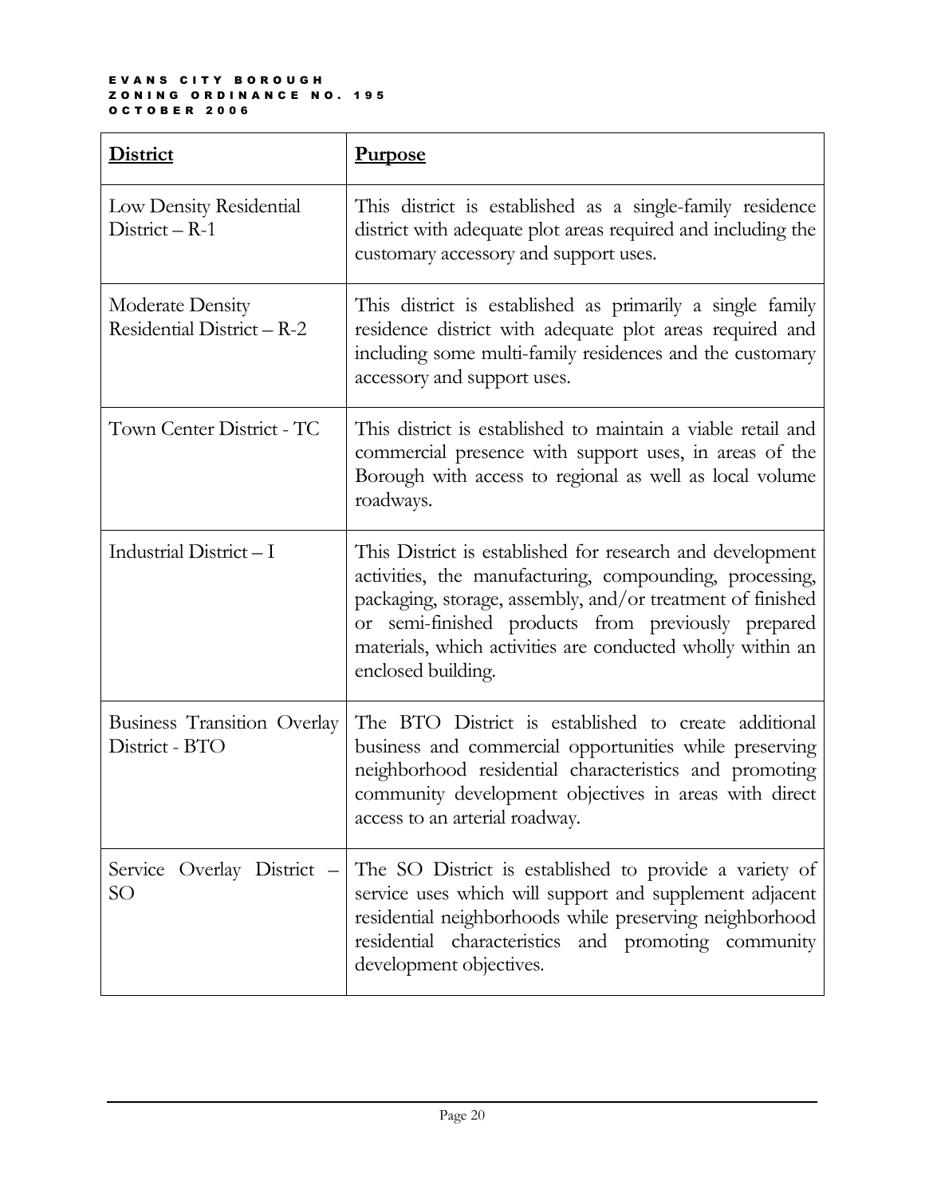| District | Purpose |
|---|---|
| Low Density Residential District – R-1 | This district is established as a single-family residence district with adequate plot areas required and including the customary accessory and support uses. |
| Moderate Density Residential District – R-2 | This district is established as primarily a single family residence district with adequate plot areas required and including some multi-family residences and the customary accessory and support uses. |
| Town Center District - TC | This district is established to maintain a viable retail and commercial presence with support uses, in areas of the Borough with access to regional as well as local volume roadways. |
| Industrial District – I | This District is established for research and development activities, the manufacturing, compounding, processing, packaging, storage, assembly, and/or treatment of finished or semi-finished products from previously prepared materials, which activities are conducted wholly within an enclosed building. |
| Business Transition Overlay District - BTO | The BTO District is established to create additional business and commercial opportunities while preserving neighborhood residential characteristics and promoting community development objectives in areas with direct access to an arterial roadway. |
| Service Overlay District – SO | The SO District is established to provide a variety of service uses which will support and supplement adjacent residential neighborhoods while preserving neighborhood residential characteristics and promoting community development objectives. |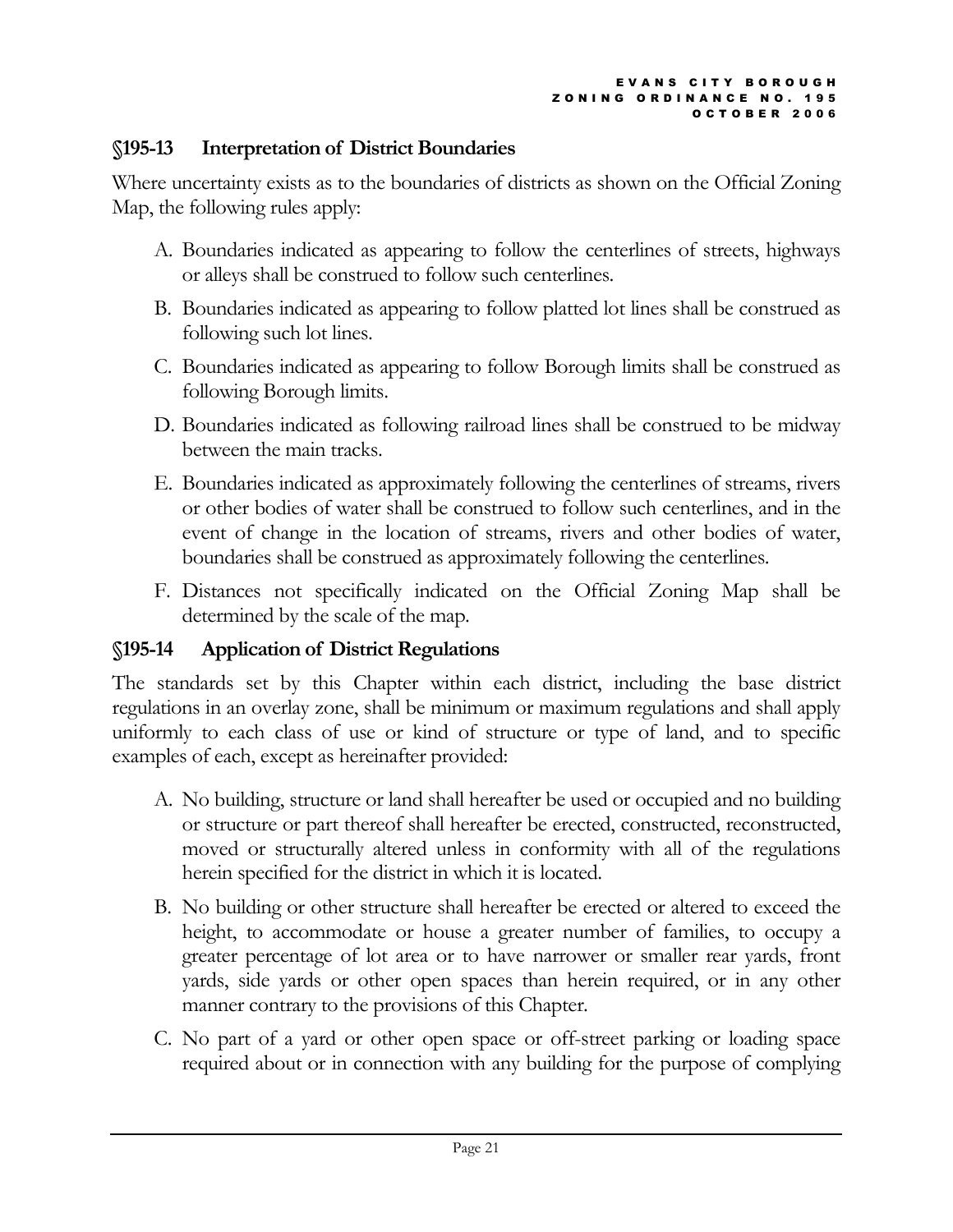## §195-13 Interpretation of District Boundaries

Where uncertainty exists as to the boundaries of districts as shown on the Official Zoning Map, the following rules apply:

A. Boundaries indicated as appearing to follow the centerlines of streets, highways or alleys shall be construed to follow such centerlines.

B. Boundaries indicated as appearing to follow platted lot lines shall be construed as following such lot lines.

C. Boundaries indicated as appearing to follow Borough limits shall be construed as following Borough limits.

D. Boundaries indicated as following railroad lines shall be construed to be midway between the main tracks.

E. Boundaries indicated as approximately following the centerlines of streams, rivers or other bodies of water shall be construed to follow such centerlines, and in the event of change in the location of streams, rivers and other bodies of water, boundaries shall be construed as approximately following the centerlines.

F. Distances not specifically indicated on the Official Zoning Map shall be determined by the scale of the map.

## §195-14 Application of District Regulations

The standards set by this Chapter within each district, including the base district regulations in an overlay zone, shall be minimum or maximum regulations and shall apply uniformly to each class of use or kind of structure or type of land, and to specific examples of each, except as hereinafter provided:

A. No building, structure or land shall hereafter be used or occupied and no building or structure or part thereof shall hereafter be erected, constructed, reconstructed, moved or structurally altered unless in conformity with all of the regulations herein specified for the district in which it is located.

B. No building or other structure shall hereafter be erected or altered to exceed the height, to accommodate or house a greater number of families, to occupy a greater percentage of lot area or to have narrower or smaller rear yards, front yards, side yards or other open spaces than herein required, or in any other manner contrary to the provisions of this Chapter.

C. No part of a yard or other open space or off-street parking or loading space required about or in connection with any building for the purpose of complying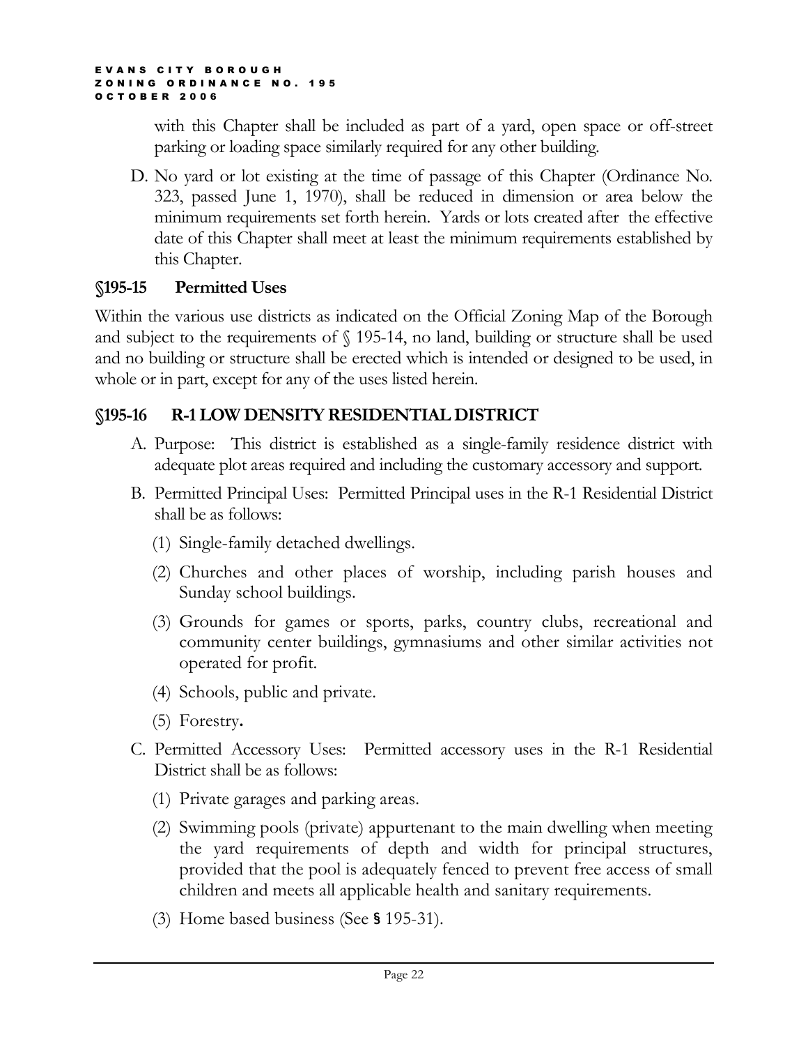with this Chapter shall be included as part of a yard, open space or off-street parking or loading space similarly required for any other building.

D. No yard or lot existing at the time of passage of this Chapter (Ordinance No. 323, passed June 1, 1970), shall be reduced in dimension or area below the minimum requirements set forth herein. Yards or lots created after the effective date of this Chapter shall meet at least the minimum requirements established by this Chapter.

## §195-15 Permitted Uses

Within the various use districts as indicated on the Official Zoning Map of the Borough and subject to the requirements of § 195-14, no land, building or structure shall be used and no building or structure shall be erected which is intended or designed to be used, in whole or in part, except for any of the uses listed herein.

## §195-16 R-1 LOW DENSITY RESIDENTIAL DISTRICT

A. Purpose: This district is established as a single-family residence district with adequate plot areas required and including the customary accessory and support.

B. Permitted Principal Uses: Permitted Principal uses in the R-1 Residential District shall be as follows:

   (1) Single-family detached dwellings.

   (2) Churches and other places of worship, including parish houses and Sunday school buildings.

   (3) Grounds for games or sports, parks, country clubs, recreational and community center buildings, gymnasiums and other similar activities not operated for profit.

   (4) Schools, public and private.

   (5) Forestry.

C. Permitted Accessory Uses: Permitted accessory uses in the R-1 Residential District shall be as follows:

   (1) Private garages and parking areas.

   (2) Swimming pools (private) appurtenant to the main dwelling when meeting the yard requirements of depth and width for principal structures, provided that the pool is adequately fenced to prevent free access of small children and meets all applicable health and sanitary requirements.

   (3) Home based business (See § 195-31).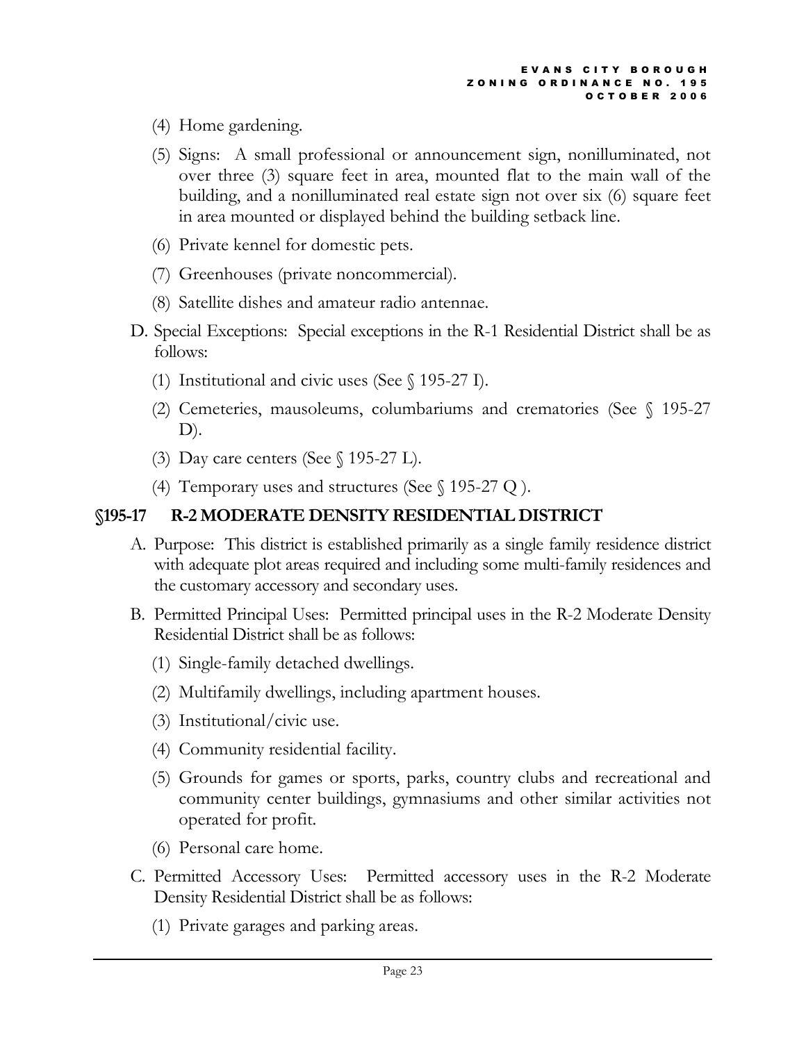(4) Home gardening.

(5) Signs: A small professional or announcement sign, nonilluminated, not over three (3) square feet in area, mounted flat to the main wall of the building, and a nonilluminated real estate sign not over six (6) square feet in area mounted or displayed behind the building setback line.

(6) Private kennel for domestic pets.

(7) Greenhouses (private noncommercial).

(8) Satellite dishes and amateur radio antennae.

D. Special Exceptions: Special exceptions in the R-1 Residential District shall be as follows:

(1) Institutional and civic uses (See § 195-27 I).

(2) Cemeteries, mausoleums, columbariums and crematories (See § 195-27 D).

(3) Day care centers (See § 195-27 L).

(4) Temporary uses and structures (See § 195-27 Q ).

## §195-17 R-2 MODERATE DENSITY RESIDENTIAL DISTRICT

A. Purpose: This district is established primarily as a single family residence district with adequate plot areas required and including some multi-family residences and the customary accessory and secondary uses.

B. Permitted Principal Uses: Permitted principal uses in the R-2 Moderate Density Residential District shall be as follows:

(1) Single-family detached dwellings.

(2) Multifamily dwellings, including apartment houses.

(3) Institutional/civic use.

(4) Community residential facility.

(5) Grounds for games or sports, parks, country clubs and recreational and community center buildings, gymnasiums and other similar activities not operated for profit.

(6) Personal care home.

C. Permitted Accessory Uses: Permitted accessory uses in the R-2 Moderate Density Residential District shall be as follows:

(1) Private garages and parking areas.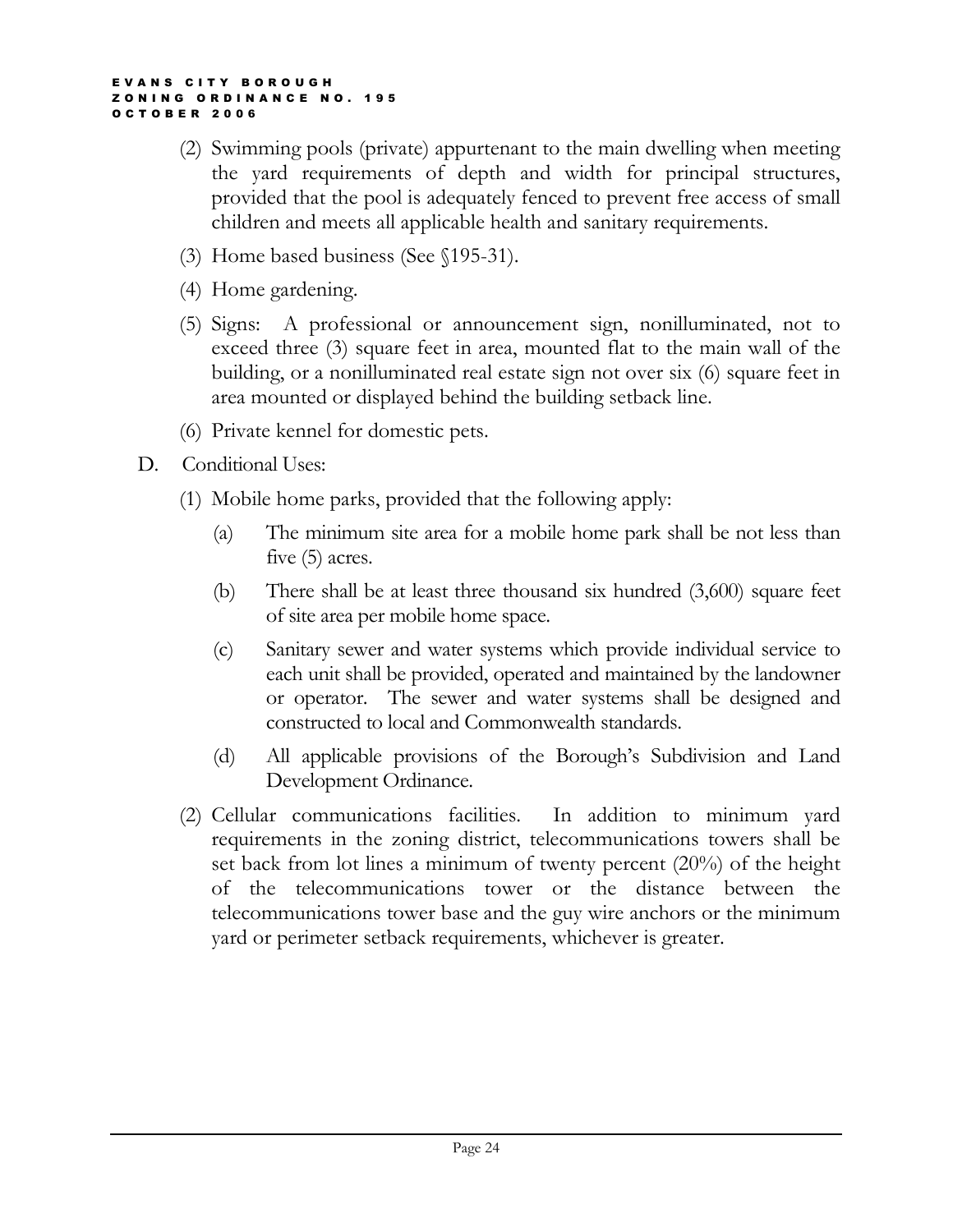(2) Swimming pools (private) appurtenant to the main dwelling when meeting the yard requirements of depth and width for principal structures, provided that the pool is adequately fenced to prevent free access of small children and meets all applicable health and sanitary requirements.

(3) Home based business (See §195-31).

(4) Home gardening.

(5) Signs: A professional or announcement sign, nonilluminated, not to exceed three (3) square feet in area, mounted flat to the main wall of the building, or a nonilluminated real estate sign not over six (6) square feet in area mounted or displayed behind the building setback line.

(6) Private kennel for domestic pets.

D. Conditional Uses:

(1) Mobile home parks, provided that the following apply:

   (a) The minimum site area for a mobile home park shall be not less than five (5) acres.

   (b) There shall be at least three thousand six hundred (3,600) square feet of site area per mobile home space.

   (c) Sanitary sewer and water systems which provide individual service to each unit shall be provided, operated and maintained by the landowner or operator. The sewer and water systems shall be designed and constructed to local and Commonwealth standards.

   (d) All applicable provisions of the Borough's Subdivision and Land Development Ordinance.

(2) Cellular communications facilities. In addition to minimum yard requirements in the zoning district, telecommunications towers shall be set back from lot lines a minimum of twenty percent (20%) of the height of the telecommunications tower or the distance between the telecommunications tower base and the guy wire anchors or the minimum yard or perimeter setback requirements, whichever is greater.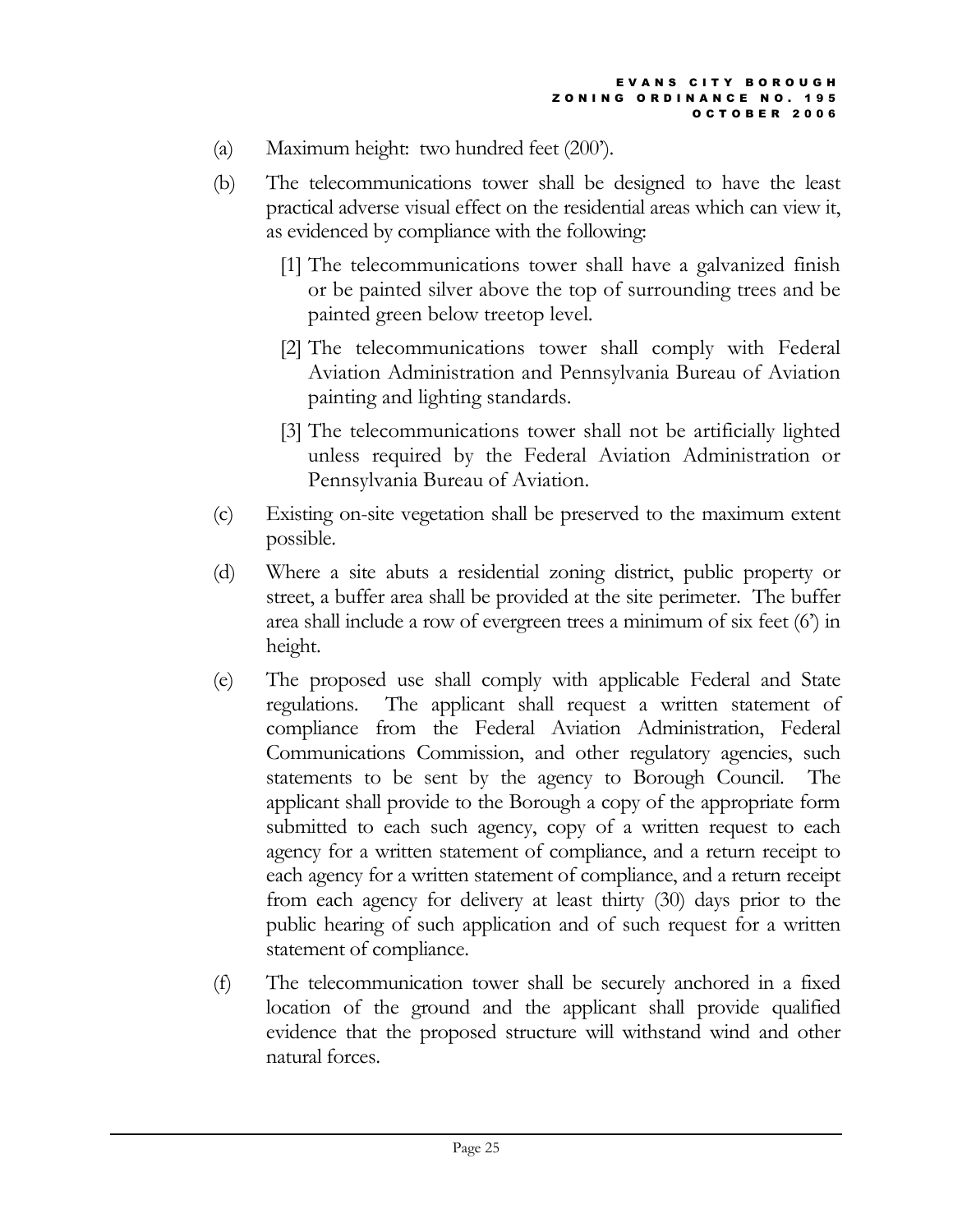(a) Maximum height: two hundred feet (200').

(b) The telecommunications tower shall be designed to have the least practical adverse visual effect on the residential areas which can view it, as evidenced by compliance with the following:

[1] The telecommunications tower shall have a galvanized finish or be painted silver above the top of surrounding trees and be painted green below treetop level.

[2] The telecommunications tower shall comply with Federal Aviation Administration and Pennsylvania Bureau of Aviation painting and lighting standards.

[3] The telecommunications tower shall not be artificially lighted unless required by the Federal Aviation Administration or Pennsylvania Bureau of Aviation.

(c) Existing on-site vegetation shall be preserved to the maximum extent possible.

(d) Where a site abuts a residential zoning district, public property or street, a buffer area shall be provided at the site perimeter. The buffer area shall include a row of evergreen trees a minimum of six feet (6') in height.

(e) The proposed use shall comply with applicable Federal and State regulations. The applicant shall request a written statement of compliance from the Federal Aviation Administration, Federal Communications Commission, and other regulatory agencies, such statements to be sent by the agency to Borough Council. The applicant shall provide to the Borough a copy of the appropriate form submitted to each such agency, copy of a written request to each agency for a written statement of compliance, and a return receipt to each agency for a written statement of compliance, and a return receipt from each agency for delivery at least thirty (30) days prior to the public hearing of such application and of such request for a written statement of compliance.

(f) The telecommunication tower shall be securely anchored in a fixed location of the ground and the applicant shall provide qualified evidence that the proposed structure will withstand wind and other natural forces.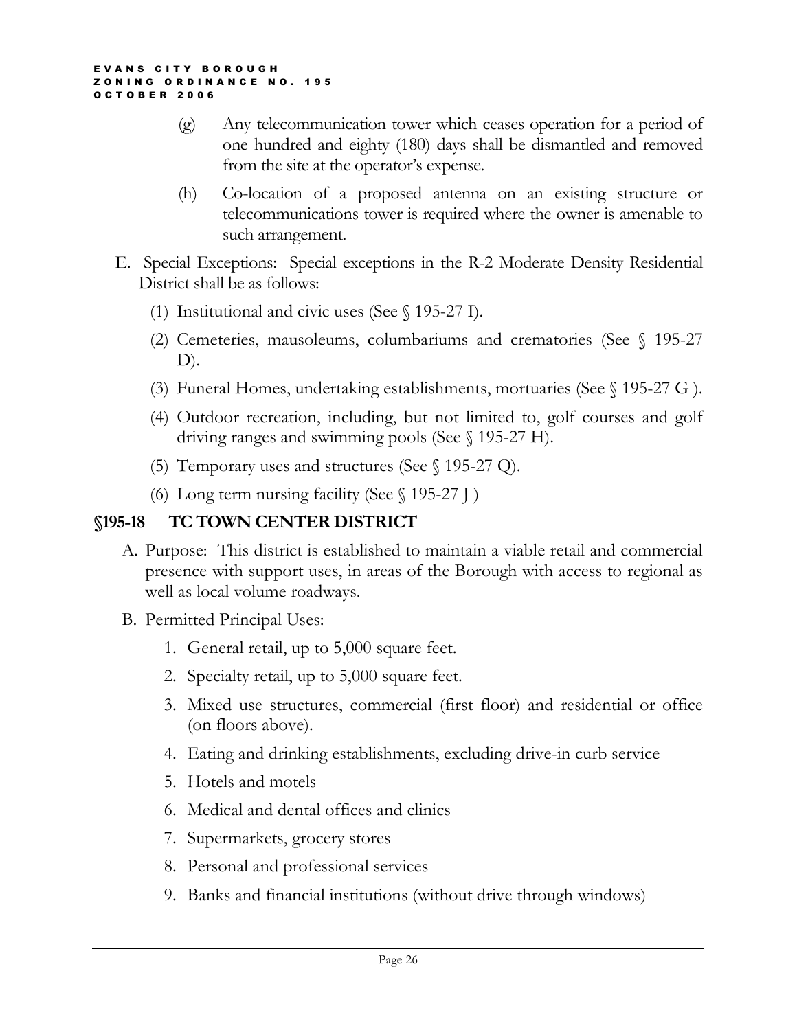(g) Any telecommunication tower which ceases operation for a period of one hundred and eighty (180) days shall be dismantled and removed from the site at the operator's expense.

(h) Co-location of a proposed antenna on an existing structure or telecommunications tower is required where the owner is amenable to such arrangement.

E. Special Exceptions: Special exceptions in the R-2 Moderate Density Residential District shall be as follows:

(1) Institutional and civic uses (See § 195-27 I).

(2) Cemeteries, mausoleums, columbariums and crematories (See § 195-27 D).

(3) Funeral Homes, undertaking establishments, mortuaries (See § 195-27 G ).

(4) Outdoor recreation, including, but not limited to, golf courses and golf driving ranges and swimming pools (See § 195-27 H).

(5) Temporary uses and structures (See § 195-27 Q).

(6) Long term nursing facility (See § 195-27 J )

## §195-18 TC TOWN CENTER DISTRICT

A. Purpose: This district is established to maintain a viable retail and commercial presence with support uses, in areas of the Borough with access to regional as well as local volume roadways.

B. Permitted Principal Uses:

1. General retail, up to 5,000 square feet.
2. Specialty retail, up to 5,000 square feet.
3. Mixed use structures, commercial (first floor) and residential or office (on floors above).
4. Eating and drinking establishments, excluding drive-in curb service
5. Hotels and motels
6. Medical and dental offices and clinics
7. Supermarkets, grocery stores
8. Personal and professional services
9. Banks and financial institutions (without drive through windows)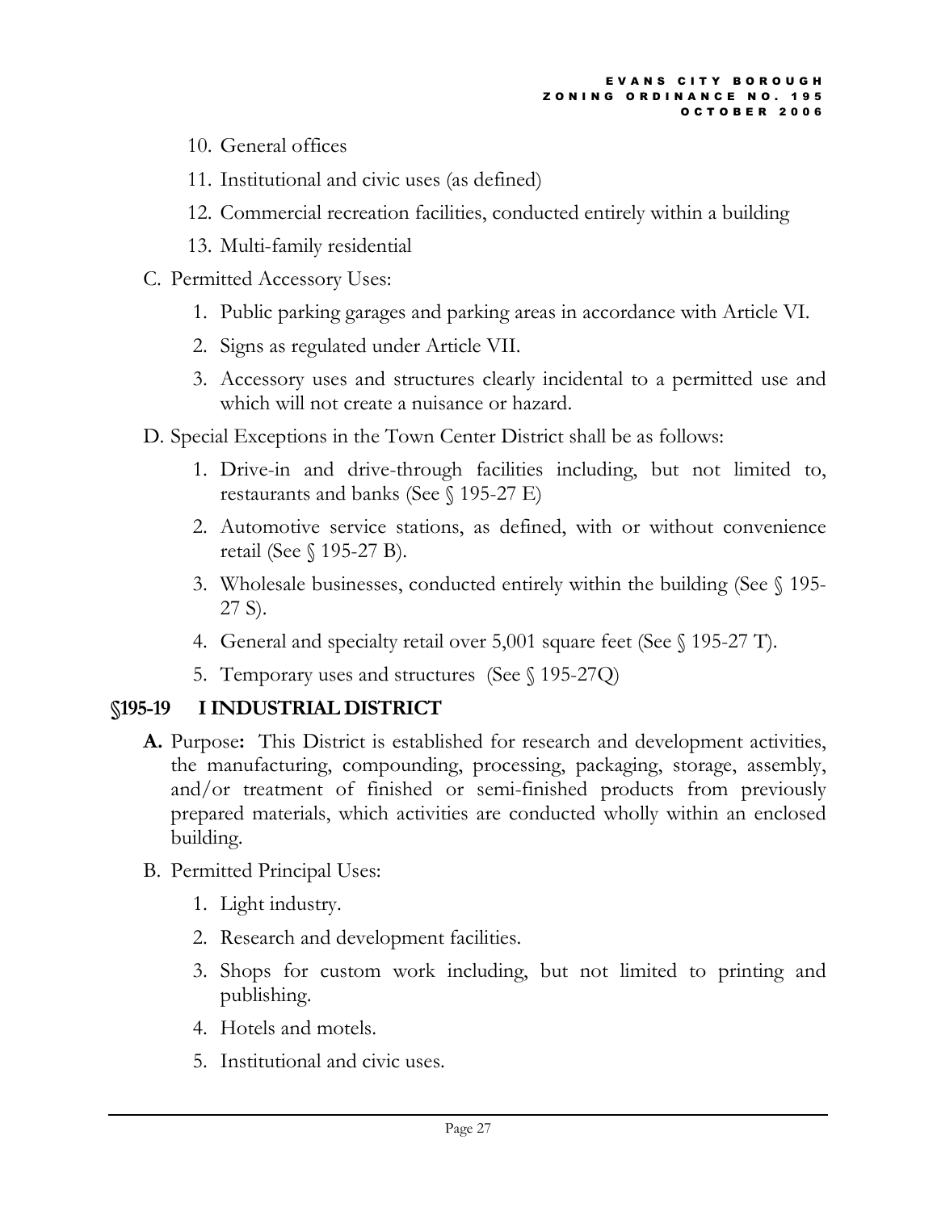10. General offices
11. Institutional and civic uses (as defined)
12. Commercial recreation facilities, conducted entirely within a building
13. Multi-family residential

C. Permitted Accessory Uses:

1. Public parking garages and parking areas in accordance with Article VI.
2. Signs as regulated under Article VII.
3. Accessory uses and structures clearly incidental to a permitted use and which will not create a nuisance or hazard.

D. Special Exceptions in the Town Center District shall be as follows:

1. Drive-in and drive-through facilities including, but not limited to, restaurants and banks (See § 195-27 E)
2. Automotive service stations, as defined, with or without convenience retail (See § 195-27 B).
3. Wholesale businesses, conducted entirely within the building (See § 195-27 S).
4. General and specialty retail over 5,001 square feet (See § 195-27 T).
5. Temporary uses and structures (See § 195-27Q)

## §195-19 I INDUSTRIAL DISTRICT

**A.** Purpose**:** This District is established for research and development activities, the manufacturing, compounding, processing, packaging, storage, assembly, and/or treatment of finished or semi-finished products from previously prepared materials, which activities are conducted wholly within an enclosed building.

B. Permitted Principal Uses:

1. Light industry.
2. Research and development facilities.
3. Shops for custom work including, but not limited to printing and publishing.
4. Hotels and motels.
5. Institutional and civic uses.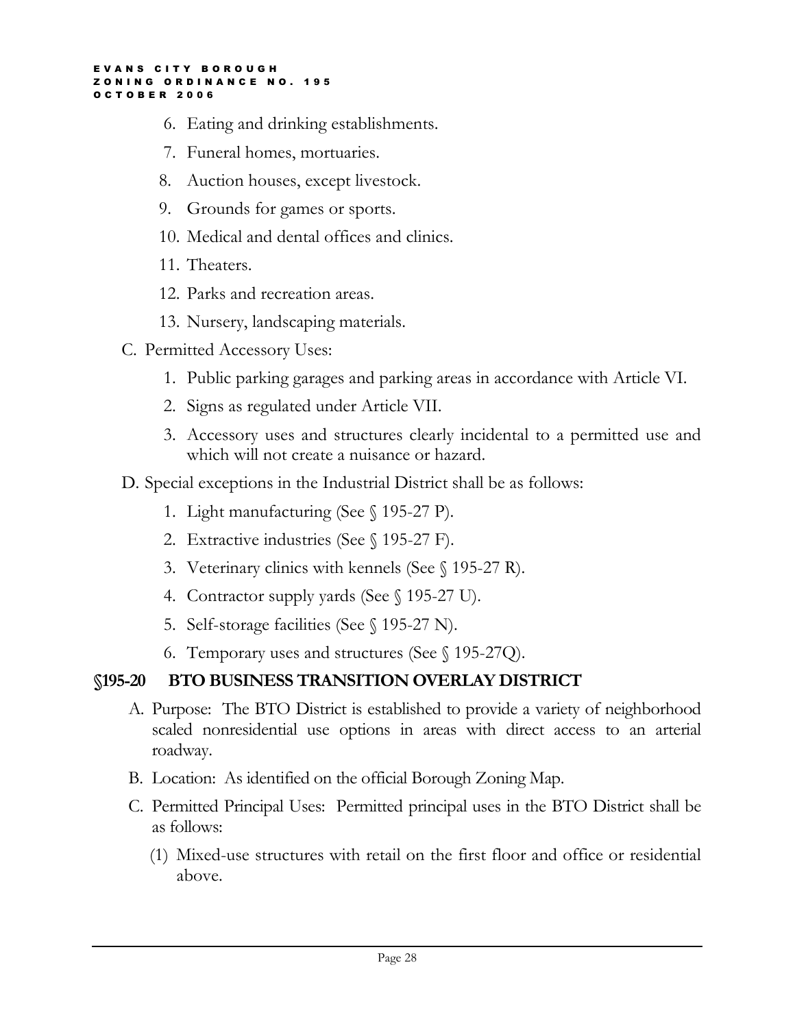6. Eating and drinking establishments.
7. Funeral homes, mortuaries.
8. Auction houses, except livestock.
9. Grounds for games or sports.
10. Medical and dental offices and clinics.
11. Theaters.
12. Parks and recreation areas.
13. Nursery, landscaping materials.

C. Permitted Accessory Uses:
   1. Public parking garages and parking areas in accordance with Article VI.
   2. Signs as regulated under Article VII.
   3. Accessory uses and structures clearly incidental to a permitted use and which will not create a nuisance or hazard.

D. Special exceptions in the Industrial District shall be as follows:
   1. Light manufacturing (See § 195-27 P).
   2. Extractive industries (See § 195-27 F).
   3. Veterinary clinics with kennels (See § 195-27 R).
   4. Contractor supply yards (See § 195-27 U).
   5. Self-storage facilities (See § 195-27 N).
   6. Temporary uses and structures (See § 195-27Q).

## §195-20 BTO BUSINESS TRANSITION OVERLAY DISTRICT

A. Purpose: The BTO District is established to provide a variety of neighborhood scaled nonresidential use options in areas with direct access to an arterial roadway.

B. Location: As identified on the official Borough Zoning Map.

C. Permitted Principal Uses: Permitted principal uses in the BTO District shall be as follows:
   (1) Mixed-use structures with retail on the first floor and office or residential above.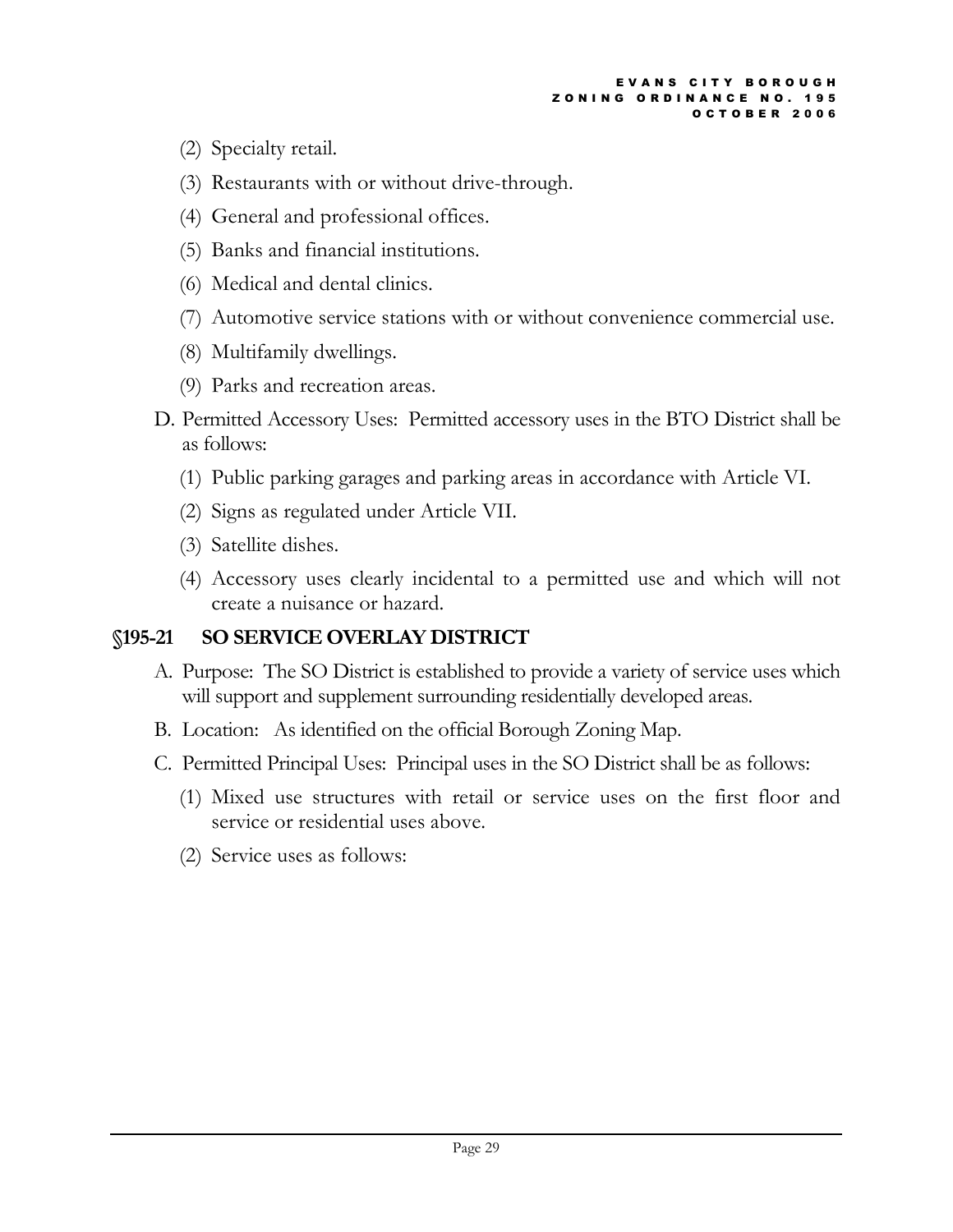(2) Specialty retail.

(3) Restaurants with or without drive-through.

(4) General and professional offices.

(5) Banks and financial institutions.

(6) Medical and dental clinics.

(7) Automotive service stations with or without convenience commercial use.

(8) Multifamily dwellings.

(9) Parks and recreation areas.

D. Permitted Accessory Uses: Permitted accessory uses in the BTO District shall be as follows:

   (1) Public parking garages and parking areas in accordance with Article VI.

   (2) Signs as regulated under Article VII.

   (3) Satellite dishes.

   (4) Accessory uses clearly incidental to a permitted use and which will not create a nuisance or hazard.

## §195-21 SO SERVICE OVERLAY DISTRICT

A. Purpose: The SO District is established to provide a variety of service uses which will support and supplement surrounding residentially developed areas.

B. Location: As identified on the official Borough Zoning Map.

C. Permitted Principal Uses: Principal uses in the SO District shall be as follows:

   (1) Mixed use structures with retail or service uses on the first floor and service or residential uses above.

   (2) Service uses as follows: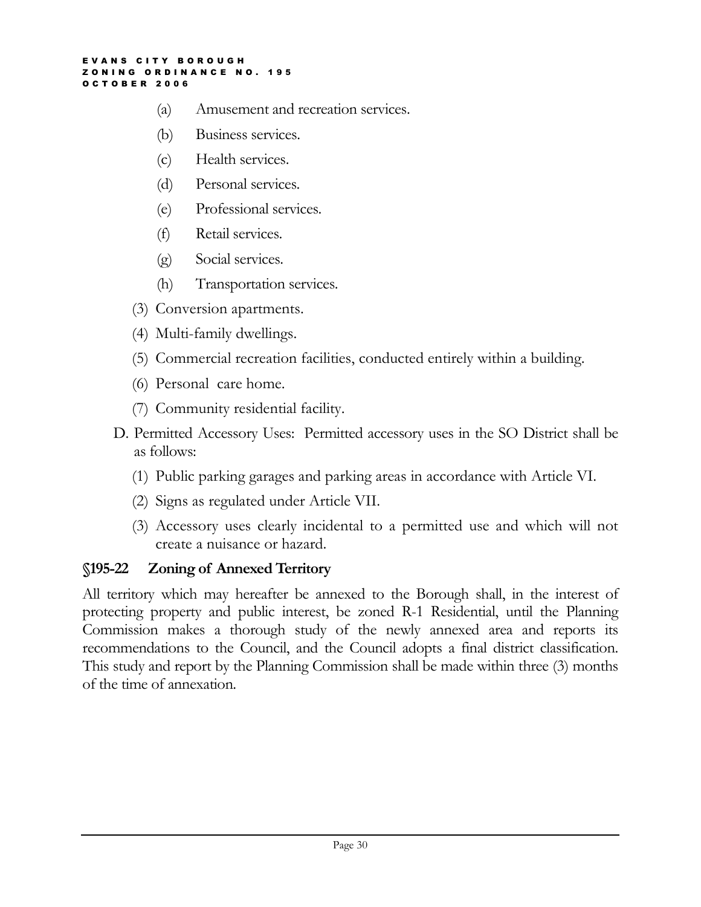(a) Amusement and recreation services.

(b) Business services.

(c) Health services.

(d) Personal services.

(e) Professional services.

(f) Retail services.

(g) Social services.

(h) Transportation services.

(3) Conversion apartments.

(4) Multi-family dwellings.

(5) Commercial recreation facilities, conducted entirely within a building.

(6) Personal care home.

(7) Community residential facility.

D. Permitted Accessory Uses: Permitted accessory uses in the SO District shall be as follows:

(1) Public parking garages and parking areas in accordance with Article VI.

(2) Signs as regulated under Article VII.

(3) Accessory uses clearly incidental to a permitted use and which will not create a nuisance or hazard.

## §195-22 Zoning of Annexed Territory

All territory which may hereafter be annexed to the Borough shall, in the interest of protecting property and public interest, be zoned R-1 Residential, until the Planning Commission makes a thorough study of the newly annexed area and reports its recommendations to the Council, and the Council adopts a final district classification. This study and report by the Planning Commission shall be made within three (3) months of the time of annexation.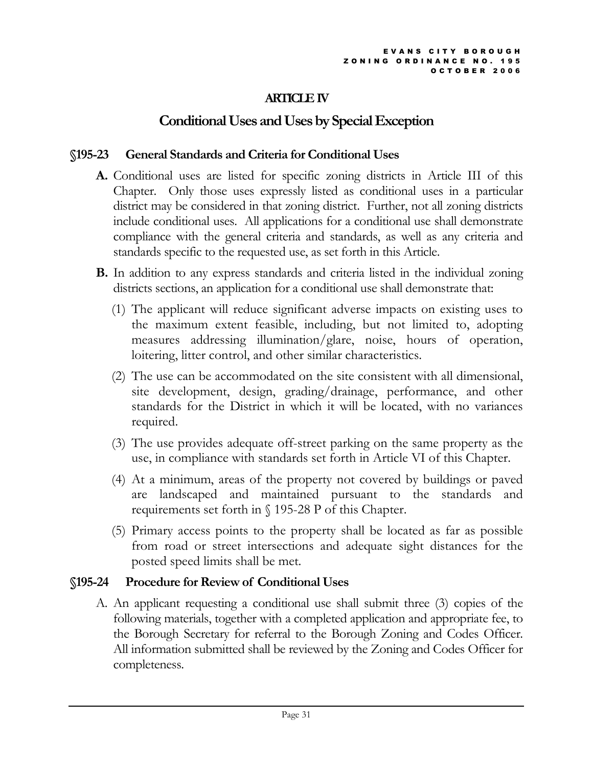# ARTICLE IV

## Conditional Uses and Uses by Special Exception

### §195-23 General Standards and Criteria for Conditional Uses

**A.** Conditional uses are listed for specific zoning districts in Article III of this Chapter. Only those uses expressly listed as conditional uses in a particular district may be considered in that zoning district. Further, not all zoning districts include conditional uses. All applications for a conditional use shall demonstrate compliance with the general criteria and standards, as well as any criteria and standards specific to the requested use, as set forth in this Article.

**B.** In addition to any express standards and criteria listed in the individual zoning districts sections, an application for a conditional use shall demonstrate that:

(1) The applicant will reduce significant adverse impacts on existing uses to the maximum extent feasible, including, but not limited to, adopting measures addressing illumination/glare, noise, hours of operation, loitering, litter control, and other similar characteristics.

(2) The use can be accommodated on the site consistent with all dimensional, site development, design, grading/drainage, performance, and other standards for the District in which it will be located, with no variances required.

(3) The use provides adequate off-street parking on the same property as the use, in compliance with standards set forth in Article VI of this Chapter.

(4) At a minimum, areas of the property not covered by buildings or paved are landscaped and maintained pursuant to the standards and requirements set forth in § 195-28 P of this Chapter.

(5) Primary access points to the property shall be located as far as possible from road or street intersections and adequate sight distances for the posted speed limits shall be met.

### §195-24 Procedure for Review of Conditional Uses

A. An applicant requesting a conditional use shall submit three (3) copies of the following materials, together with a completed application and appropriate fee, to the Borough Secretary for referral to the Borough Zoning and Codes Officer. All information submitted shall be reviewed by the Zoning and Codes Officer for completeness.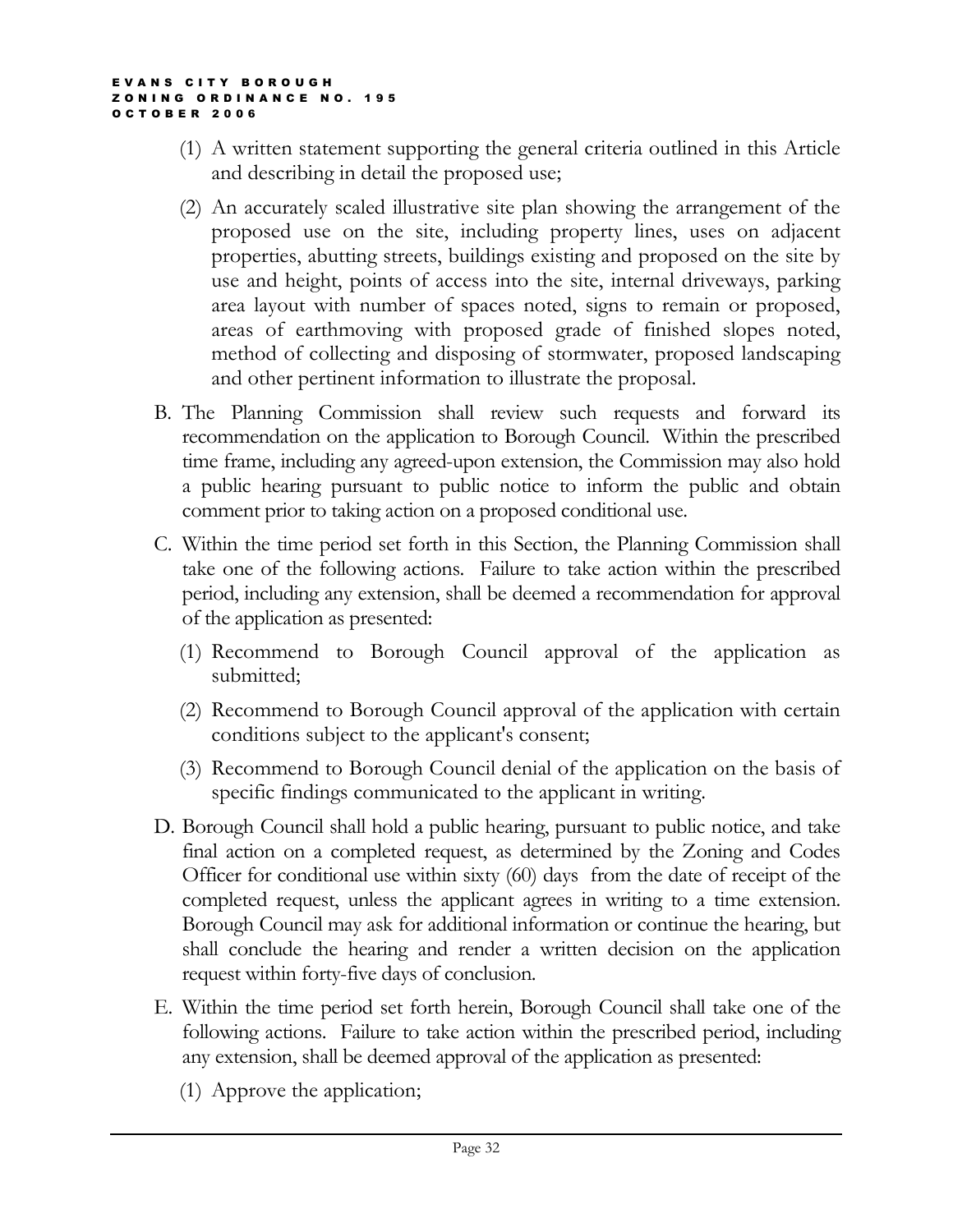(1) A written statement supporting the general criteria outlined in this Article and describing in detail the proposed use;

(2) An accurately scaled illustrative site plan showing the arrangement of the proposed use on the site, including property lines, uses on adjacent properties, abutting streets, buildings existing and proposed on the site by use and height, points of access into the site, internal driveways, parking area layout with number of spaces noted, signs to remain or proposed, areas of earthmoving with proposed grade of finished slopes noted, method of collecting and disposing of stormwater, proposed landscaping and other pertinent information to illustrate the proposal.

B. The Planning Commission shall review such requests and forward its recommendation on the application to Borough Council. Within the prescribed time frame, including any agreed-upon extension, the Commission may also hold a public hearing pursuant to public notice to inform the public and obtain comment prior to taking action on a proposed conditional use.

C. Within the time period set forth in this Section, the Planning Commission shall take one of the following actions. Failure to take action within the prescribed period, including any extension, shall be deemed a recommendation for approval of the application as presented:

(1) Recommend to Borough Council approval of the application as submitted;

(2) Recommend to Borough Council approval of the application with certain conditions subject to the applicant's consent;

(3) Recommend to Borough Council denial of the application on the basis of specific findings communicated to the applicant in writing.

D. Borough Council shall hold a public hearing, pursuant to public notice, and take final action on a completed request, as determined by the Zoning and Codes Officer for conditional use within sixty (60) days from the date of receipt of the completed request, unless the applicant agrees in writing to a time extension. Borough Council may ask for additional information or continue the hearing, but shall conclude the hearing and render a written decision on the application request within forty-five days of conclusion.

E. Within the time period set forth herein, Borough Council shall take one of the following actions. Failure to take action within the prescribed period, including any extension, shall be deemed approval of the application as presented:

(1) Approve the application;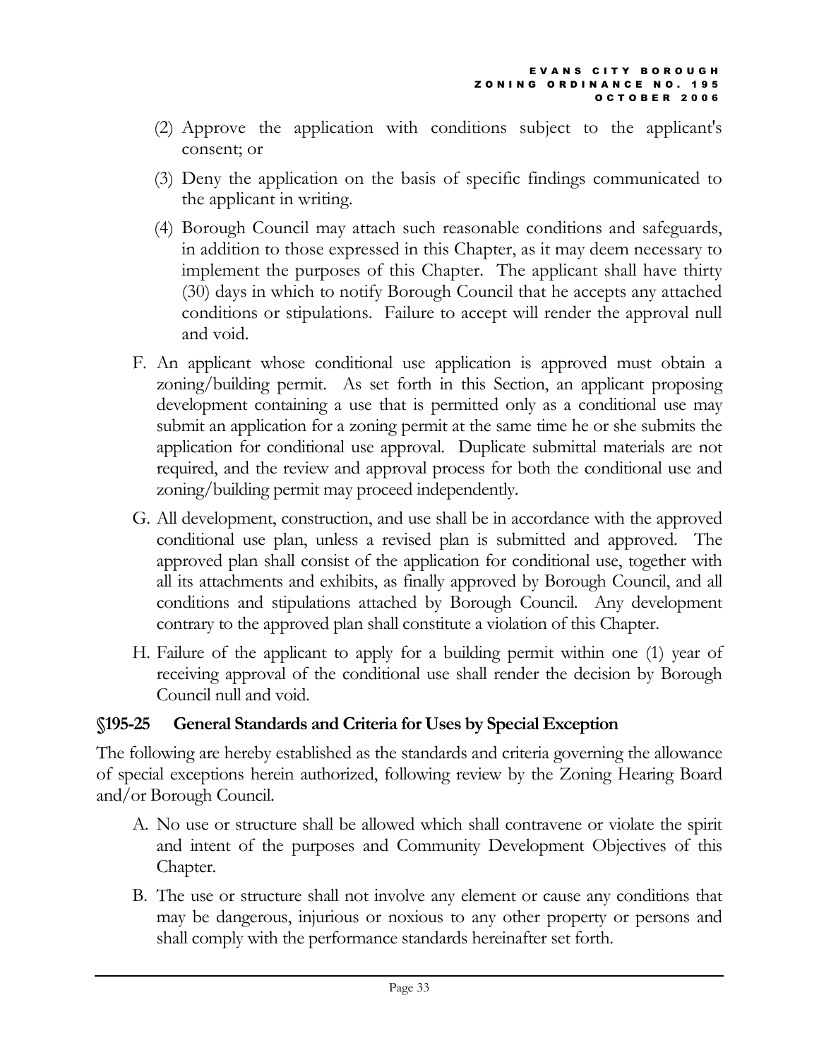(2) Approve the application with conditions subject to the applicant's consent; or

(3) Deny the application on the basis of specific findings communicated to the applicant in writing.

(4) Borough Council may attach such reasonable conditions and safeguards, in addition to those expressed in this Chapter, as it may deem necessary to implement the purposes of this Chapter. The applicant shall have thirty (30) days in which to notify Borough Council that he accepts any attached conditions or stipulations. Failure to accept will render the approval null and void.

F. An applicant whose conditional use application is approved must obtain a zoning/building permit. As set forth in this Section, an applicant proposing development containing a use that is permitted only as a conditional use may submit an application for a zoning permit at the same time he or she submits the application for conditional use approval. Duplicate submittal materials are not required, and the review and approval process for both the conditional use and zoning/building permit may proceed independently.

G. All development, construction, and use shall be in accordance with the approved conditional use plan, unless a revised plan is submitted and approved. The approved plan shall consist of the application for conditional use, together with all its attachments and exhibits, as finally approved by Borough Council, and all conditions and stipulations attached by Borough Council. Any development contrary to the approved plan shall constitute a violation of this Chapter.

H. Failure of the applicant to apply for a building permit within one (1) year of receiving approval of the conditional use shall render the decision by Borough Council null and void.

### §195-25 General Standards and Criteria for Uses by Special Exception

The following are hereby established as the standards and criteria governing the allowance of special exceptions herein authorized, following review by the Zoning Hearing Board and/or Borough Council.

A. No use or structure shall be allowed which shall contravene or violate the spirit and intent of the purposes and Community Development Objectives of this Chapter.

B. The use or structure shall not involve any element or cause any conditions that may be dangerous, injurious or noxious to any other property or persons and shall comply with the performance standards hereinafter set forth.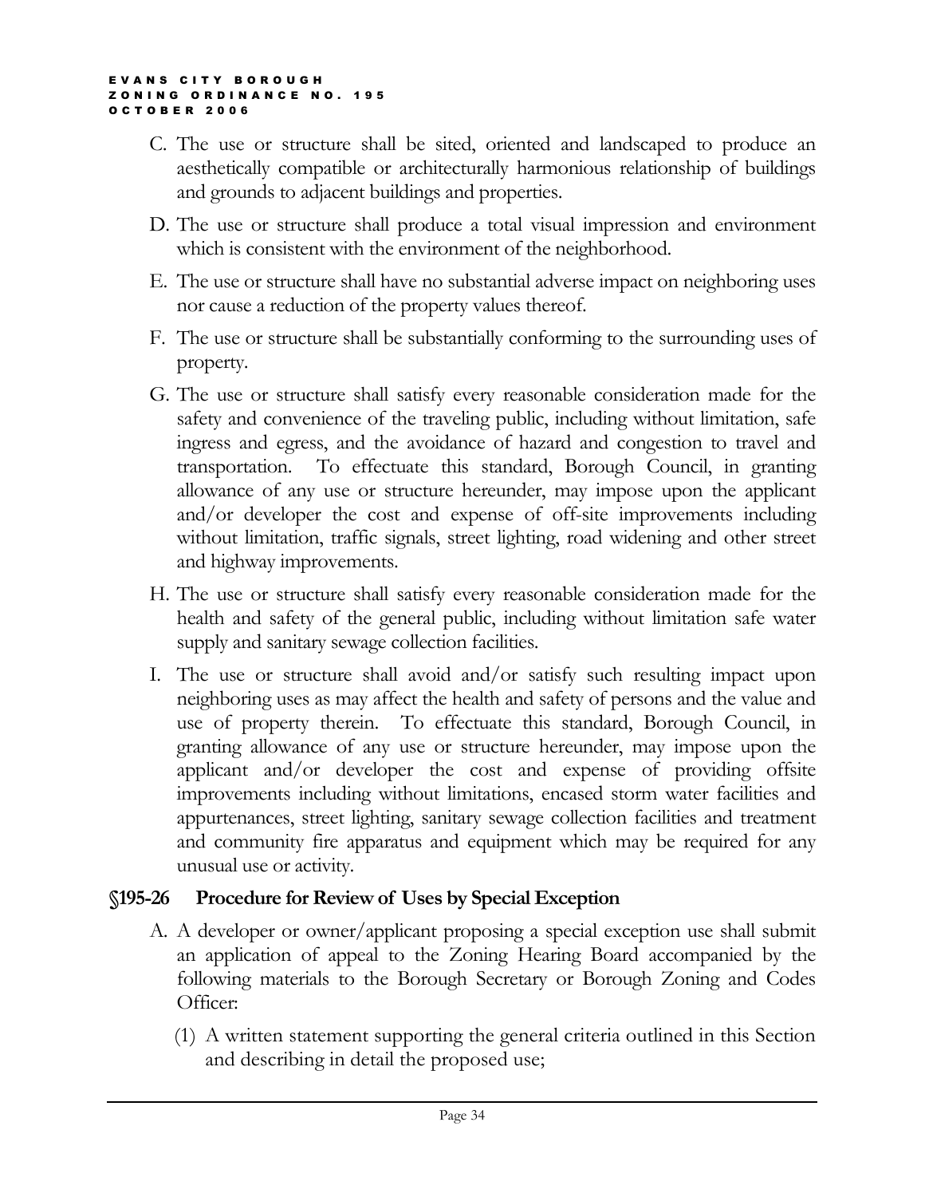C. The use or structure shall be sited, oriented and landscaped to produce an aesthetically compatible or architecturally harmonious relationship of buildings and grounds to adjacent buildings and properties.

D. The use or structure shall produce a total visual impression and environment which is consistent with the environment of the neighborhood.

E. The use or structure shall have no substantial adverse impact on neighboring uses nor cause a reduction of the property values thereof.

F. The use or structure shall be substantially conforming to the surrounding uses of property.

G. The use or structure shall satisfy every reasonable consideration made for the safety and convenience of the traveling public, including without limitation, safe ingress and egress, and the avoidance of hazard and congestion to travel and transportation. To effectuate this standard, Borough Council, in granting allowance of any use or structure hereunder, may impose upon the applicant and/or developer the cost and expense of off-site improvements including without limitation, traffic signals, street lighting, road widening and other street and highway improvements.

H. The use or structure shall satisfy every reasonable consideration made for the health and safety of the general public, including without limitation safe water supply and sanitary sewage collection facilities.

I. The use or structure shall avoid and/or satisfy such resulting impact upon neighboring uses as may affect the health and safety of persons and the value and use of property therein. To effectuate this standard, Borough Council, in granting allowance of any use or structure hereunder, may impose upon the applicant and/or developer the cost and expense of providing offsite improvements including without limitations, encased storm water facilities and appurtenances, street lighting, sanitary sewage collection facilities and treatment and community fire apparatus and equipment which may be required for any unusual use or activity.

### §195-26 Procedure for Review of Uses by Special Exception

A. A developer or owner/applicant proposing a special exception use shall submit an application of appeal to the Zoning Hearing Board accompanied by the following materials to the Borough Secretary or Borough Zoning and Codes Officer:

(1) A written statement supporting the general criteria outlined in this Section and describing in detail the proposed use;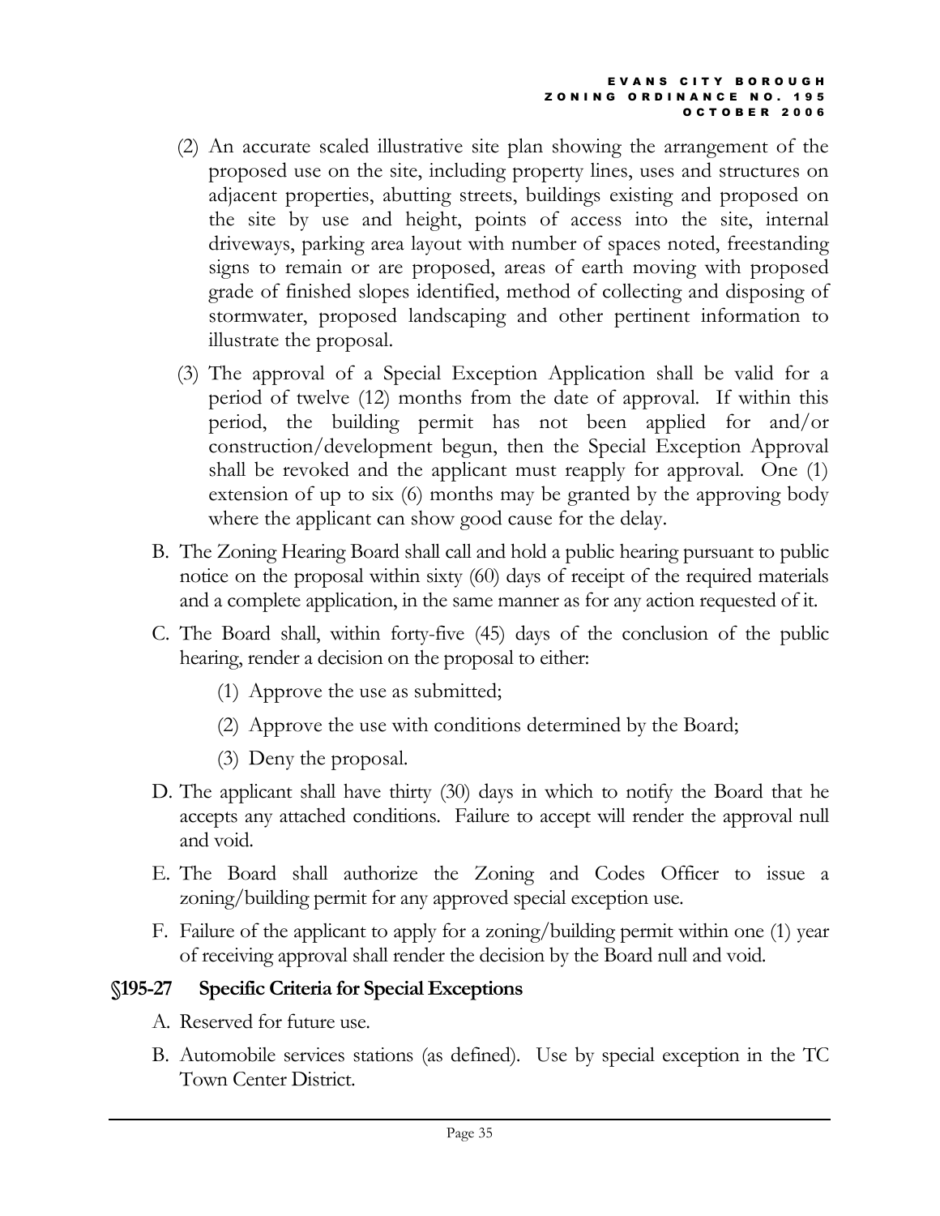(2) An accurate scaled illustrative site plan showing the arrangement of the proposed use on the site, including property lines, uses and structures on adjacent properties, abutting streets, buildings existing and proposed on the site by use and height, points of access into the site, internal driveways, parking area layout with number of spaces noted, freestanding signs to remain or are proposed, areas of earth moving with proposed grade of finished slopes identified, method of collecting and disposing of stormwater, proposed landscaping and other pertinent information to illustrate the proposal.

(3) The approval of a Special Exception Application shall be valid for a period of twelve (12) months from the date of approval. If within this period, the building permit has not been applied for and/or construction/development begun, then the Special Exception Approval shall be revoked and the applicant must reapply for approval. One (1) extension of up to six (6) months may be granted by the approving body where the applicant can show good cause for the delay.

B. The Zoning Hearing Board shall call and hold a public hearing pursuant to public notice on the proposal within sixty (60) days of receipt of the required materials and a complete application, in the same manner as for any action requested of it.

C. The Board shall, within forty-five (45) days of the conclusion of the public hearing, render a decision on the proposal to either:

(1) Approve the use as submitted;

(2) Approve the use with conditions determined by the Board;

(3) Deny the proposal.

D. The applicant shall have thirty (30) days in which to notify the Board that he accepts any attached conditions. Failure to accept will render the approval null and void.

E. The Board shall authorize the Zoning and Codes Officer to issue a zoning/building permit for any approved special exception use.

F. Failure of the applicant to apply for a zoning/building permit within one (1) year of receiving approval shall render the decision by the Board null and void.

## §195-27 Specific Criteria for Special Exceptions

A. Reserved for future use.

B. Automobile services stations (as defined). Use by special exception in the TC Town Center District.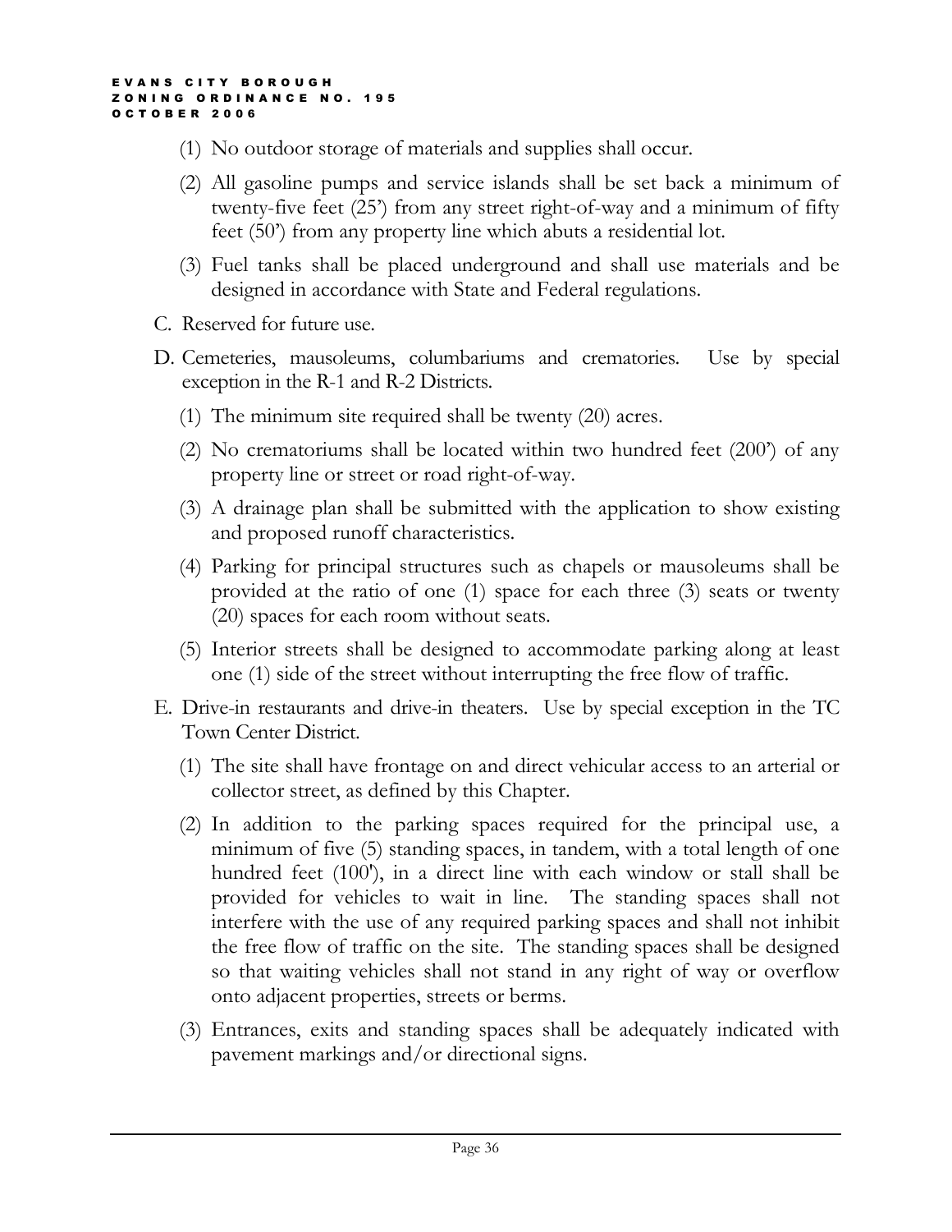(1) No outdoor storage of materials and supplies shall occur.

(2) All gasoline pumps and service islands shall be set back a minimum of twenty-five feet (25') from any street right-of-way and a minimum of fifty feet (50') from any property line which abuts a residential lot.

(3) Fuel tanks shall be placed underground and shall use materials and be designed in accordance with State and Federal regulations.

C. Reserved for future use.

D. Cemeteries, mausoleums, columbariums and crematories. Use by special exception in the R-1 and R-2 Districts.

(1) The minimum site required shall be twenty (20) acres.

(2) No crematoriums shall be located within two hundred feet (200') of any property line or street or road right-of-way.

(3) A drainage plan shall be submitted with the application to show existing and proposed runoff characteristics.

(4) Parking for principal structures such as chapels or mausoleums shall be provided at the ratio of one (1) space for each three (3) seats or twenty (20) spaces for each room without seats.

(5) Interior streets shall be designed to accommodate parking along at least one (1) side of the street without interrupting the free flow of traffic.

E. Drive-in restaurants and drive-in theaters. Use by special exception in the TC Town Center District.

(1) The site shall have frontage on and direct vehicular access to an arterial or collector street, as defined by this Chapter.

(2) In addition to the parking spaces required for the principal use, a minimum of five (5) standing spaces, in tandem, with a total length of one hundred feet (100'), in a direct line with each window or stall shall be provided for vehicles to wait in line. The standing spaces shall not interfere with the use of any required parking spaces and shall not inhibit the free flow of traffic on the site. The standing spaces shall be designed so that waiting vehicles shall not stand in any right of way or overflow onto adjacent properties, streets or berms.

(3) Entrances, exits and standing spaces shall be adequately indicated with pavement markings and/or directional signs.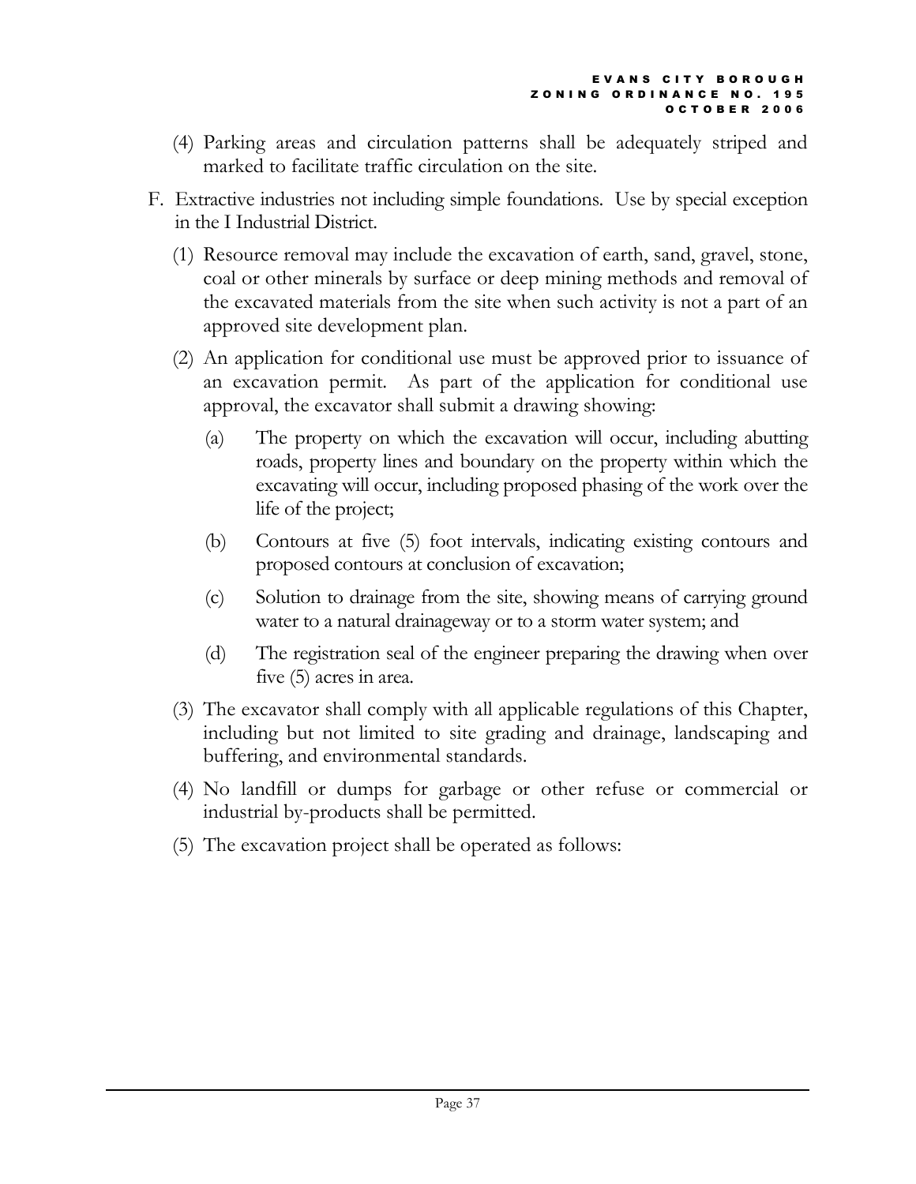(4) Parking areas and circulation patterns shall be adequately striped and marked to facilitate traffic circulation on the site.

F. Extractive industries not including simple foundations. Use by special exception in the I Industrial District.

(1) Resource removal may include the excavation of earth, sand, gravel, stone, coal or other minerals by surface or deep mining methods and removal of the excavated materials from the site when such activity is not a part of an approved site development plan.

(2) An application for conditional use must be approved prior to issuance of an excavation permit. As part of the application for conditional use approval, the excavator shall submit a drawing showing:

(a) The property on which the excavation will occur, including abutting roads, property lines and boundary on the property within which the excavating will occur, including proposed phasing of the work over the life of the project;

(b) Contours at five (5) foot intervals, indicating existing contours and proposed contours at conclusion of excavation;

(c) Solution to drainage from the site, showing means of carrying ground water to a natural drainageway or to a storm water system; and

(d) The registration seal of the engineer preparing the drawing when over five (5) acres in area.

(3) The excavator shall comply with all applicable regulations of this Chapter, including but not limited to site grading and drainage, landscaping and buffering, and environmental standards.

(4) No landfill or dumps for garbage or other refuse or commercial or industrial by-products shall be permitted.

(5) The excavation project shall be operated as follows: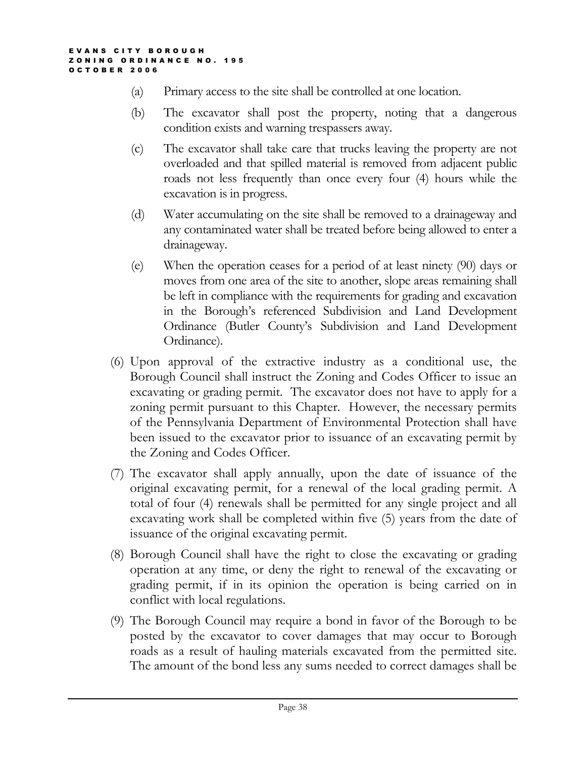(a) Primary access to the site shall be controlled at one location.

(b) The excavator shall post the property, noting that a dangerous condition exists and warning trespassers away.

(c) The excavator shall take care that trucks leaving the property are not overloaded and that spilled material is removed from adjacent public roads not less frequently than once every four (4) hours while the excavation is in progress.

(d) Water accumulating on the site shall be removed to a drainageway and any contaminated water shall be treated before being allowed to enter a drainageway.

(e) When the operation ceases for a period of at least ninety (90) days or moves from one area of the site to another, slope areas remaining shall be left in compliance with the requirements for grading and excavation in the Borough's referenced Subdivision and Land Development Ordinance (Butler County's Subdivision and Land Development Ordinance).

(6) Upon approval of the extractive industry as a conditional use, the Borough Council shall instruct the Zoning and Codes Officer to issue an excavating or grading permit. The excavator does not have to apply for a zoning permit pursuant to this Chapter. However, the necessary permits of the Pennsylvania Department of Environmental Protection shall have been issued to the excavator prior to issuance of an excavating permit by the Zoning and Codes Officer.

(7) The excavator shall apply annually, upon the date of issuance of the original excavating permit, for a renewal of the local grading permit. A total of four (4) renewals shall be permitted for any single project and all excavating work shall be completed within five (5) years from the date of issuance of the original excavating permit.

(8) Borough Council shall have the right to close the excavating or grading operation at any time, or deny the right to renewal of the excavating or grading permit, if in its opinion the operation is being carried on in conflict with local regulations.

(9) The Borough Council may require a bond in favor of the Borough to be posted by the excavator to cover damages that may occur to Borough roads as a result of hauling materials excavated from the permitted site. The amount of the bond less any sums needed to correct damages shall be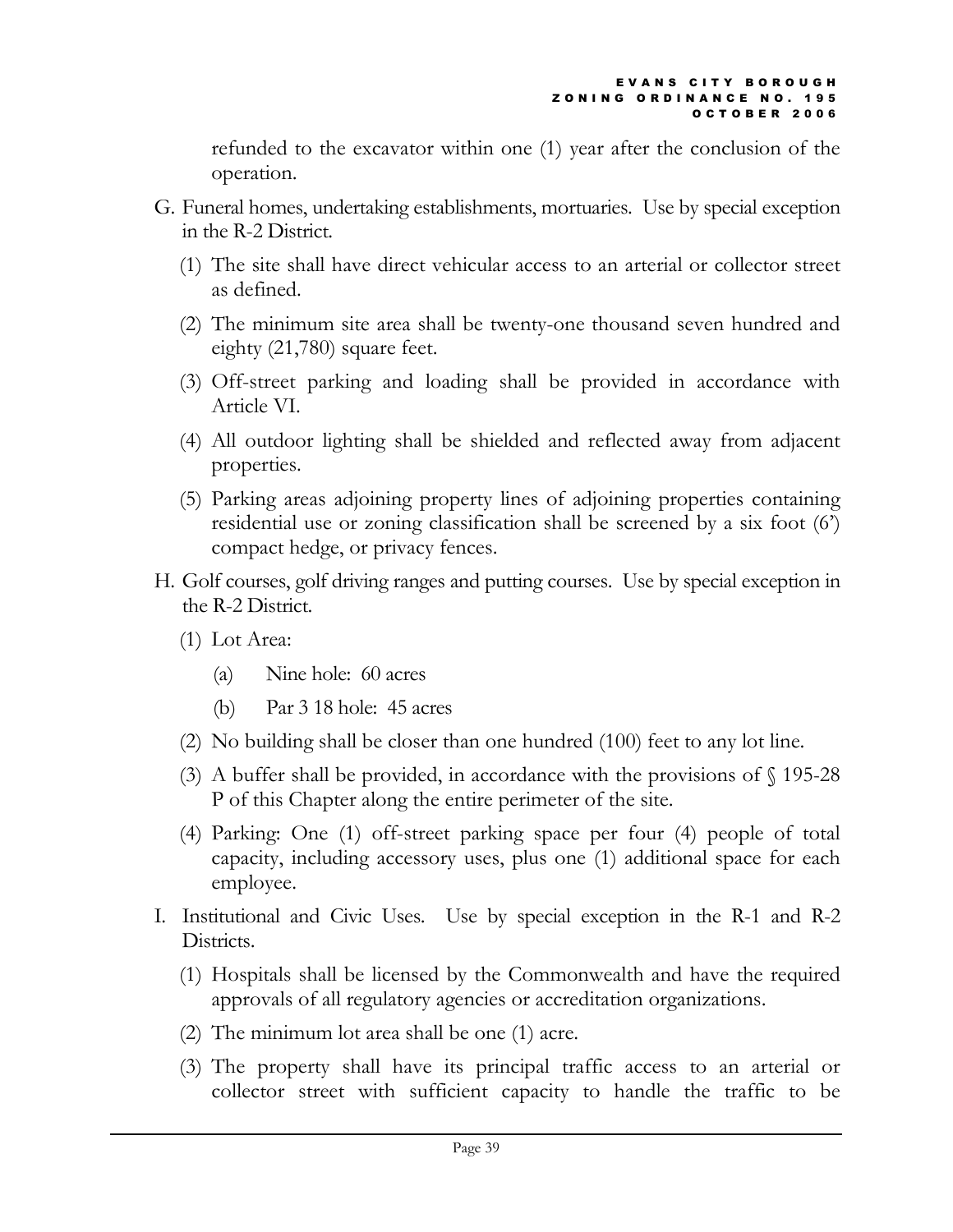refunded to the excavator within one (1) year after the conclusion of the operation.

G. Funeral homes, undertaking establishments, mortuaries. Use by special exception in the R-2 District.

   (1) The site shall have direct vehicular access to an arterial or collector street as defined.

   (2) The minimum site area shall be twenty-one thousand seven hundred and eighty (21,780) square feet.

   (3) Off-street parking and loading shall be provided in accordance with Article VI.

   (4) All outdoor lighting shall be shielded and reflected away from adjacent properties.

   (5) Parking areas adjoining property lines of adjoining properties containing residential use or zoning classification shall be screened by a six foot (6') compact hedge, or privacy fences.

H. Golf courses, golf driving ranges and putting courses. Use by special exception in the R-2 District.

   (1) Lot Area:

      (a) Nine hole: 60 acres

      (b) Par 3 18 hole: 45 acres

   (2) No building shall be closer than one hundred (100) feet to any lot line.

   (3) A buffer shall be provided, in accordance with the provisions of § 195-28 P of this Chapter along the entire perimeter of the site.

   (4) Parking: One (1) off-street parking space per four (4) people of total capacity, including accessory uses, plus one (1) additional space for each employee.

I. Institutional and Civic Uses. Use by special exception in the R-1 and R-2 Districts.

   (1) Hospitals shall be licensed by the Commonwealth and have the required approvals of all regulatory agencies or accreditation organizations.

   (2) The minimum lot area shall be one (1) acre.

   (3) The property shall have its principal traffic access to an arterial or collector street with sufficient capacity to handle the traffic to be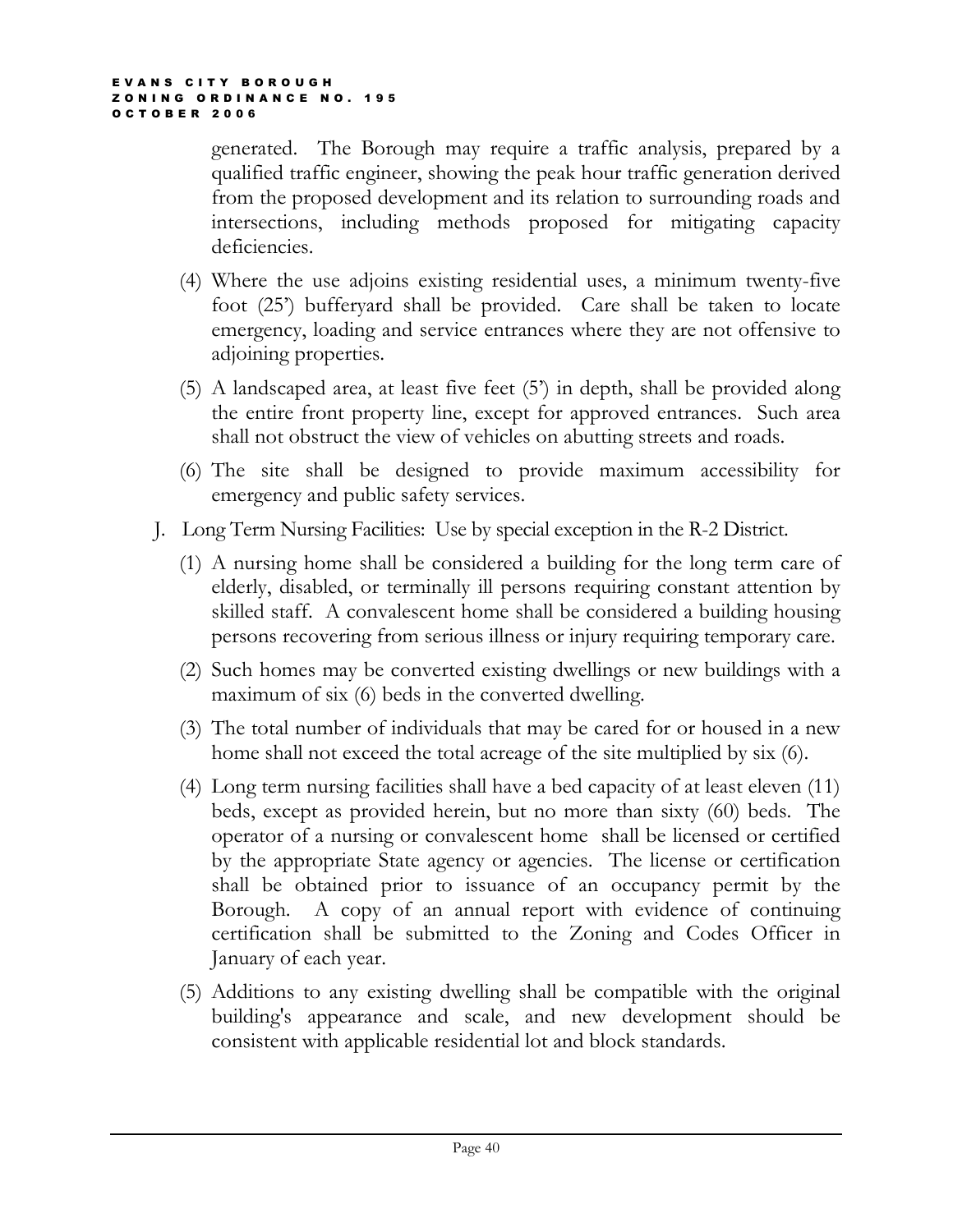generated. The Borough may require a traffic analysis, prepared by a qualified traffic engineer, showing the peak hour traffic generation derived from the proposed development and its relation to surrounding roads and intersections, including methods proposed for mitigating capacity deficiencies.

(4) Where the use adjoins existing residential uses, a minimum twenty-five foot (25') bufferyard shall be provided. Care shall be taken to locate emergency, loading and service entrances where they are not offensive to adjoining properties.

(5) A landscaped area, at least five feet (5') in depth, shall be provided along the entire front property line, except for approved entrances. Such area shall not obstruct the view of vehicles on abutting streets and roads.

(6) The site shall be designed to provide maximum accessibility for emergency and public safety services.

J. Long Term Nursing Facilities: Use by special exception in the R-2 District.

(1) A nursing home shall be considered a building for the long term care of elderly, disabled, or terminally ill persons requiring constant attention by skilled staff. A convalescent home shall be considered a building housing persons recovering from serious illness or injury requiring temporary care.

(2) Such homes may be converted existing dwellings or new buildings with a maximum of six (6) beds in the converted dwelling.

(3) The total number of individuals that may be cared for or housed in a new home shall not exceed the total acreage of the site multiplied by six (6).

(4) Long term nursing facilities shall have a bed capacity of at least eleven (11) beds, except as provided herein, but no more than sixty (60) beds. The operator of a nursing or convalescent home shall be licensed or certified by the appropriate State agency or agencies. The license or certification shall be obtained prior to issuance of an occupancy permit by the Borough. A copy of an annual report with evidence of continuing certification shall be submitted to the Zoning and Codes Officer in January of each year.

(5) Additions to any existing dwelling shall be compatible with the original building's appearance and scale, and new development should be consistent with applicable residential lot and block standards.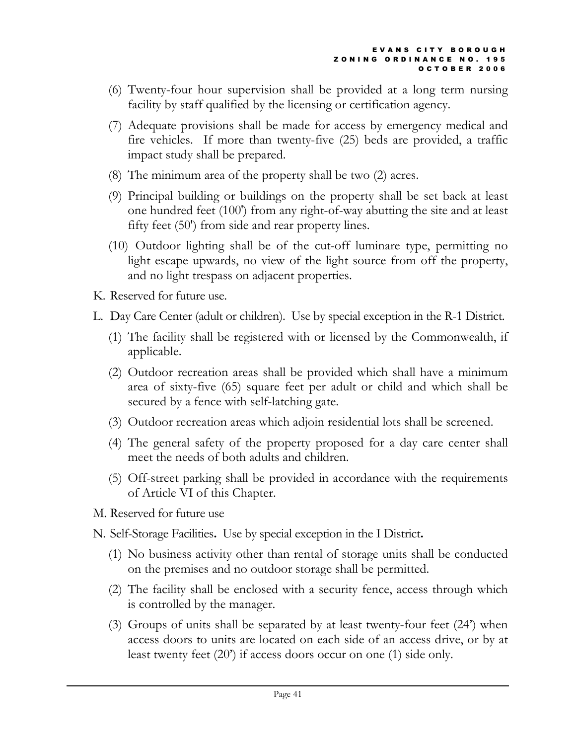(6) Twenty-four hour supervision shall be provided at a long term nursing facility by staff qualified by the licensing or certification agency.

(7) Adequate provisions shall be made for access by emergency medical and fire vehicles. If more than twenty-five (25) beds are provided, a traffic impact study shall be prepared.

(8) The minimum area of the property shall be two (2) acres.

(9) Principal building or buildings on the property shall be set back at least one hundred feet (100') from any right-of-way abutting the site and at least fifty feet (50') from side and rear property lines.

(10) Outdoor lighting shall be of the cut-off luminare type, permitting no light escape upwards, no view of the light source from off the property, and no light trespass on adjacent properties.

K. Reserved for future use.

L. Day Care Center (adult or children). Use by special exception in the R-1 District.

(1) The facility shall be registered with or licensed by the Commonwealth, if applicable.

(2) Outdoor recreation areas shall be provided which shall have a minimum area of sixty-five (65) square feet per adult or child and which shall be secured by a fence with self-latching gate.

(3) Outdoor recreation areas which adjoin residential lots shall be screened.

(4) The general safety of the property proposed for a day care center shall meet the needs of both adults and children.

(5) Off-street parking shall be provided in accordance with the requirements of Article VI of this Chapter.

M. Reserved for future use

N. Self-Storage Facilities**.** Use by special exception in the I District**.**

(1) No business activity other than rental of storage units shall be conducted on the premises and no outdoor storage shall be permitted.

(2) The facility shall be enclosed with a security fence, access through which is controlled by the manager.

(3) Groups of units shall be separated by at least twenty-four feet (24') when access doors to units are located on each side of an access drive, or by at least twenty feet (20') if access doors occur on one (1) side only.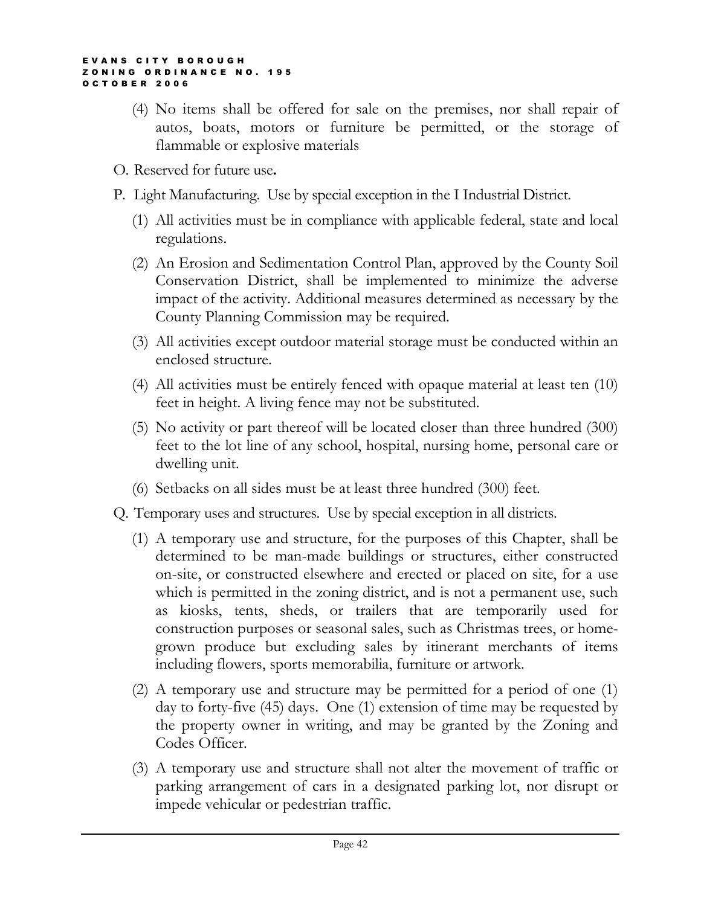(4) No items shall be offered for sale on the premises, nor shall repair of autos, boats, motors or furniture be permitted, or the storage of flammable or explosive materials

O. Reserved for future use**.**

P. Light Manufacturing. Use by special exception in the I Industrial District.

(1) All activities must be in compliance with applicable federal, state and local regulations.

(2) An Erosion and Sedimentation Control Plan, approved by the County Soil Conservation District, shall be implemented to minimize the adverse impact of the activity. Additional measures determined as necessary by the County Planning Commission may be required.

(3) All activities except outdoor material storage must be conducted within an enclosed structure.

(4) All activities must be entirely fenced with opaque material at least ten (10) feet in height. A living fence may not be substituted.

(5) No activity or part thereof will be located closer than three hundred (300) feet to the lot line of any school, hospital, nursing home, personal care or dwelling unit.

(6) Setbacks on all sides must be at least three hundred (300) feet.

Q. Temporary uses and structures. Use by special exception in all districts.

(1) A temporary use and structure, for the purposes of this Chapter, shall be determined to be man-made buildings or structures, either constructed on-site, or constructed elsewhere and erected or placed on site, for a use which is permitted in the zoning district, and is not a permanent use, such as kiosks, tents, sheds, or trailers that are temporarily used for construction purposes or seasonal sales, such as Christmas trees, or home-grown produce but excluding sales by itinerant merchants of items including flowers, sports memorabilia, furniture or artwork.

(2) A temporary use and structure may be permitted for a period of one (1) day to forty-five (45) days. One (1) extension of time may be requested by the property owner in writing, and may be granted by the Zoning and Codes Officer.

(3) A temporary use and structure shall not alter the movement of traffic or parking arrangement of cars in a designated parking lot, nor disrupt or impede vehicular or pedestrian traffic.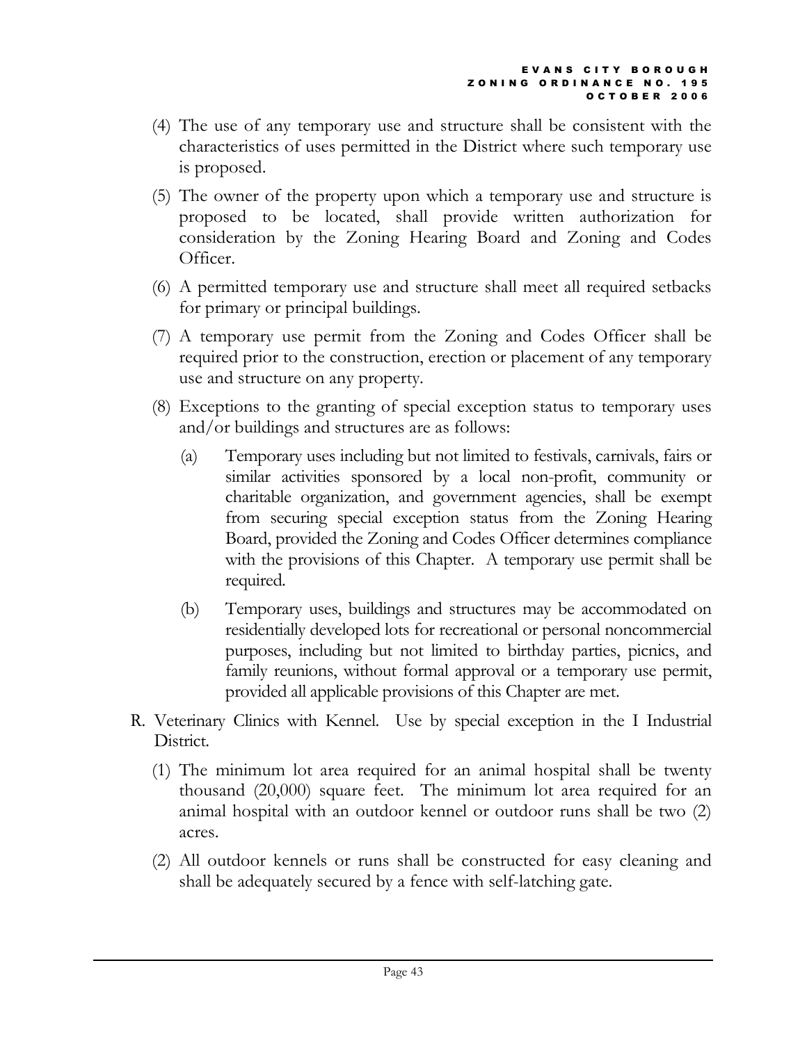(4) The use of any temporary use and structure shall be consistent with the characteristics of uses permitted in the District where such temporary use is proposed.

(5) The owner of the property upon which a temporary use and structure is proposed to be located, shall provide written authorization for consideration by the Zoning Hearing Board and Zoning and Codes Officer.

(6) A permitted temporary use and structure shall meet all required setbacks for primary or principal buildings.

(7) A temporary use permit from the Zoning and Codes Officer shall be required prior to the construction, erection or placement of any temporary use and structure on any property.

(8) Exceptions to the granting of special exception status to temporary uses and/or buildings and structures are as follows:

   (a) Temporary uses including but not limited to festivals, carnivals, fairs or similar activities sponsored by a local non-profit, community or charitable organization, and government agencies, shall be exempt from securing special exception status from the Zoning Hearing Board, provided the Zoning and Codes Officer determines compliance with the provisions of this Chapter. A temporary use permit shall be required.

   (b) Temporary uses, buildings and structures may be accommodated on residentially developed lots for recreational or personal noncommercial purposes, including but not limited to birthday parties, picnics, and family reunions, without formal approval or a temporary use permit, provided all applicable provisions of this Chapter are met.

R. Veterinary Clinics with Kennel. Use by special exception in the I Industrial District.

(1) The minimum lot area required for an animal hospital shall be twenty thousand (20,000) square feet. The minimum lot area required for an animal hospital with an outdoor kennel or outdoor runs shall be two (2) acres.

(2) All outdoor kennels or runs shall be constructed for easy cleaning and shall be adequately secured by a fence with self-latching gate.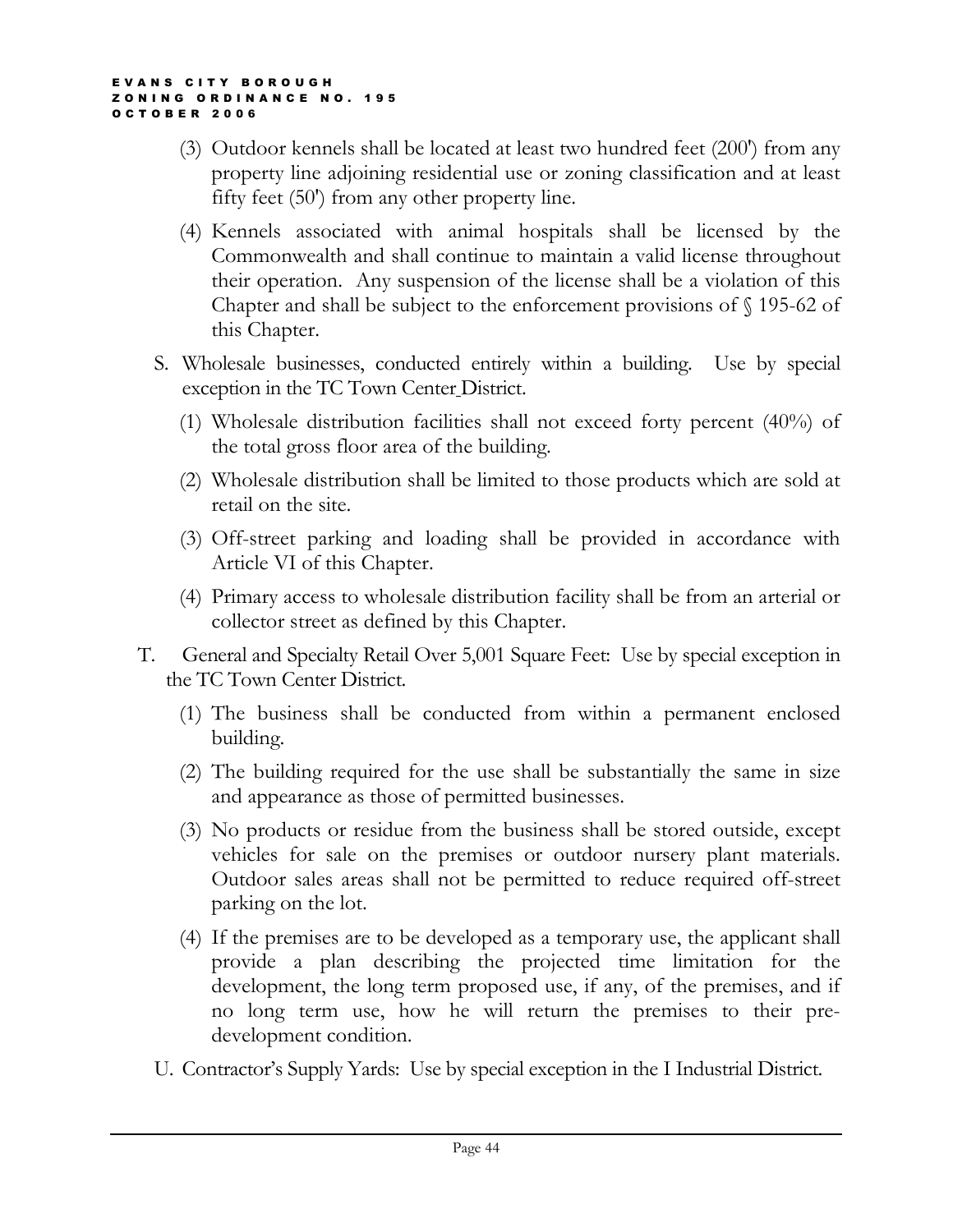(3) Outdoor kennels shall be located at least two hundred feet (200') from any property line adjoining residential use or zoning classification and at least fifty feet (50') from any other property line.

(4) Kennels associated with animal hospitals shall be licensed by the Commonwealth and shall continue to maintain a valid license throughout their operation. Any suspension of the license shall be a violation of this Chapter and shall be subject to the enforcement provisions of § 195-62 of this Chapter.

S. Wholesale businesses, conducted entirely within a building. Use by special exception in the TC Town Center District.

(1) Wholesale distribution facilities shall not exceed forty percent (40%) of the total gross floor area of the building.

(2) Wholesale distribution shall be limited to those products which are sold at retail on the site.

(3) Off-street parking and loading shall be provided in accordance with Article VI of this Chapter.

(4) Primary access to wholesale distribution facility shall be from an arterial or collector street as defined by this Chapter.

T. General and Specialty Retail Over 5,001 Square Feet: Use by special exception in the TC Town Center District.

(1) The business shall be conducted from within a permanent enclosed building.

(2) The building required for the use shall be substantially the same in size and appearance as those of permitted businesses.

(3) No products or residue from the business shall be stored outside, except vehicles for sale on the premises or outdoor nursery plant materials. Outdoor sales areas shall not be permitted to reduce required off-street parking on the lot.

(4) If the premises are to be developed as a temporary use, the applicant shall provide a plan describing the projected time limitation for the development, the long term proposed use, if any, of the premises, and if no long term use, how he will return the premises to their pre-development condition.

U. Contractor's Supply Yards: Use by special exception in the I Industrial District.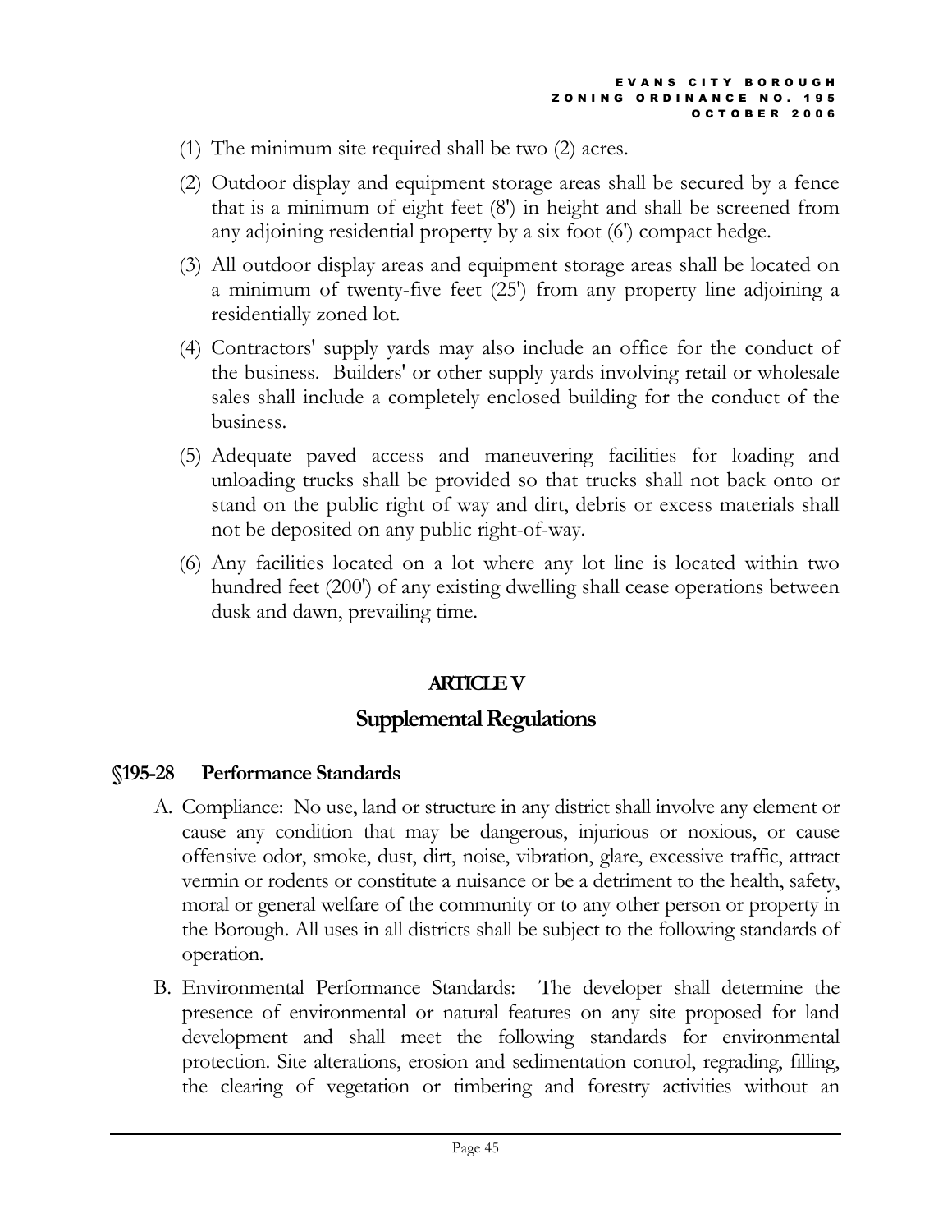(1) The minimum site required shall be two (2) acres.

(2) Outdoor display and equipment storage areas shall be secured by a fence that is a minimum of eight feet (8') in height and shall be screened from any adjoining residential property by a six foot (6') compact hedge.

(3) All outdoor display areas and equipment storage areas shall be located on a minimum of twenty-five feet (25') from any property line adjoining a residentially zoned lot.

(4) Contractors' supply yards may also include an office for the conduct of the business. Builders' or other supply yards involving retail or wholesale sales shall include a completely enclosed building for the conduct of the business.

(5) Adequate paved access and maneuvering facilities for loading and unloading trucks shall be provided so that trucks shall not back onto or stand on the public right of way and dirt, debris or excess materials shall not be deposited on any public right-of-way.

(6) Any facilities located on a lot where any lot line is located within two hundred feet (200') of any existing dwelling shall cease operations between dusk and dawn, prevailing time.

# ARTICLE V

# Supplemental Regulations

## §195-28 Performance Standards

A. Compliance: No use, land or structure in any district shall involve any element or cause any condition that may be dangerous, injurious or noxious, or cause offensive odor, smoke, dust, dirt, noise, vibration, glare, excessive traffic, attract vermin or rodents or constitute a nuisance or be a detriment to the health, safety, moral or general welfare of the community or to any other person or property in the Borough. All uses in all districts shall be subject to the following standards of operation.

B. Environmental Performance Standards: The developer shall determine the presence of environmental or natural features on any site proposed for land development and shall meet the following standards for environmental protection. Site alterations, erosion and sedimentation control, regrading, filling, the clearing of vegetation or timbering and forestry activities without an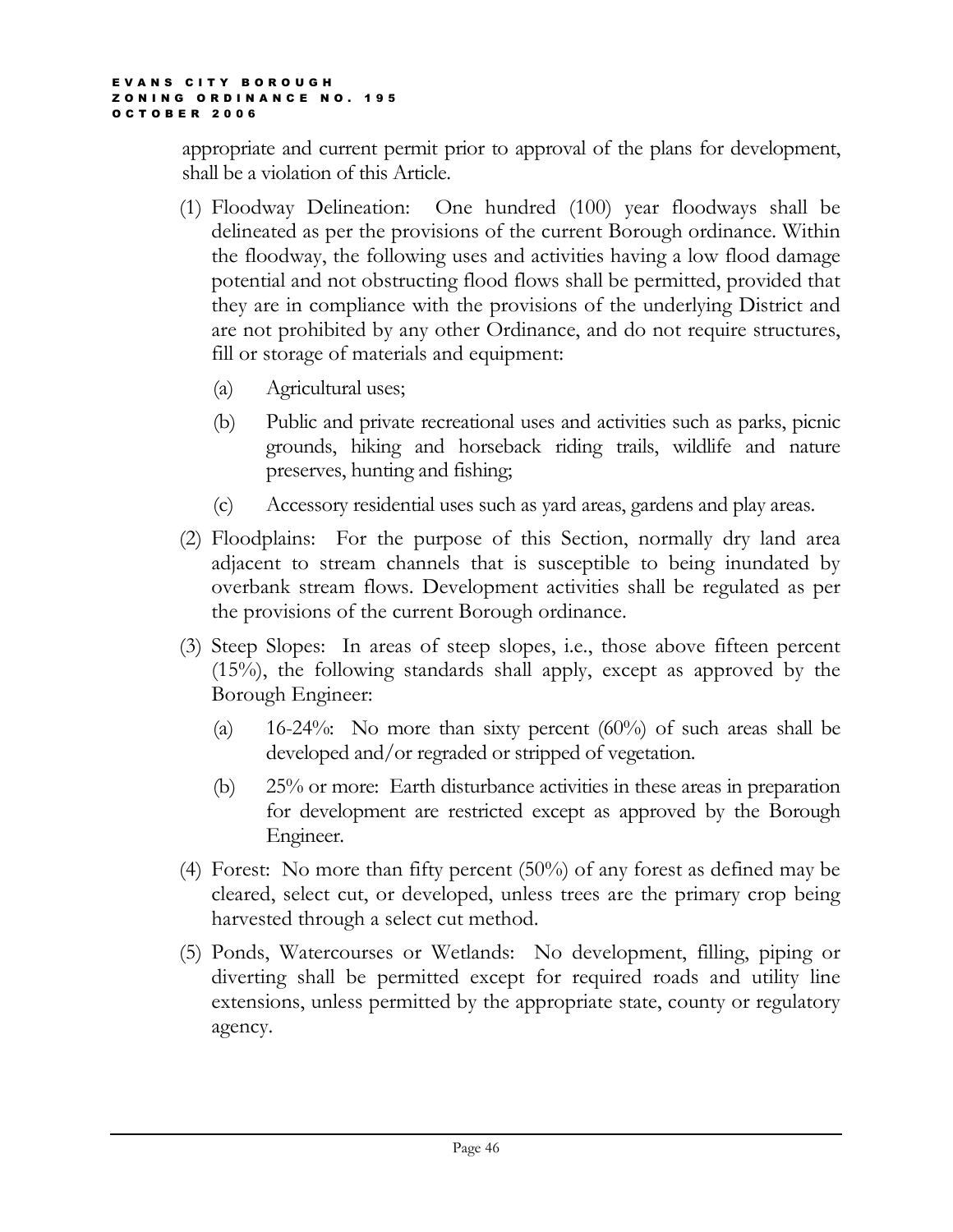appropriate and current permit prior to approval of the plans for development, shall be a violation of this Article.

(1) Floodway Delineation: One hundred (100) year floodways shall be delineated as per the provisions of the current Borough ordinance. Within the floodway, the following uses and activities having a low flood damage potential and not obstructing flood flows shall be permitted, provided that they are in compliance with the provisions of the underlying District and are not prohibited by any other Ordinance, and do not require structures, fill or storage of materials and equipment:

   (a) Agricultural uses;

   (b) Public and private recreational uses and activities such as parks, picnic grounds, hiking and horseback riding trails, wildlife and nature preserves, hunting and fishing;

   (c) Accessory residential uses such as yard areas, gardens and play areas.

(2) Floodplains: For the purpose of this Section, normally dry land area adjacent to stream channels that is susceptible to being inundated by overbank stream flows. Development activities shall be regulated as per the provisions of the current Borough ordinance.

(3) Steep Slopes: In areas of steep slopes, i.e., those above fifteen percent (15%), the following standards shall apply, except as approved by the Borough Engineer:

   (a) 16-24%: No more than sixty percent (60%) of such areas shall be developed and/or regraded or stripped of vegetation.

   (b) 25% or more: Earth disturbance activities in these areas in preparation for development are restricted except as approved by the Borough Engineer.

(4) Forest: No more than fifty percent (50%) of any forest as defined may be cleared, select cut, or developed, unless trees are the primary crop being harvested through a select cut method.

(5) Ponds, Watercourses or Wetlands: No development, filling, piping or diverting shall be permitted except for required roads and utility line extensions, unless permitted by the appropriate state, county or regulatory agency.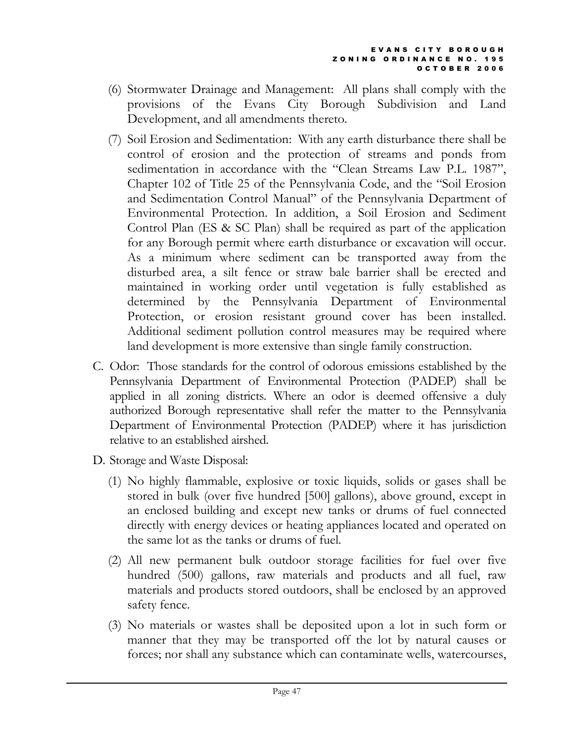(6) Stormwater Drainage and Management: All plans shall comply with the provisions of the Evans City Borough Subdivision and Land Development, and all amendments thereto.

(7) Soil Erosion and Sedimentation: With any earth disturbance there shall be control of erosion and the protection of streams and ponds from sedimentation in accordance with the "Clean Streams Law P.L. 1987", Chapter 102 of Title 25 of the Pennsylvania Code, and the "Soil Erosion and Sedimentation Control Manual" of the Pennsylvania Department of Environmental Protection. In addition, a Soil Erosion and Sediment Control Plan (ES & SC Plan) shall be required as part of the application for any Borough permit where earth disturbance or excavation will occur. As a minimum where sediment can be transported away from the disturbed area, a silt fence or straw bale barrier shall be erected and maintained in working order until vegetation is fully established as determined by the Pennsylvania Department of Environmental Protection, or erosion resistant ground cover has been installed. Additional sediment pollution control measures may be required where land development is more extensive than single family construction.

C. Odor: Those standards for the control of odorous emissions established by the Pennsylvania Department of Environmental Protection (PADEP) shall be applied in all zoning districts. Where an odor is deemed offensive a duly authorized Borough representative shall refer the matter to the Pennsylvania Department of Environmental Protection (PADEP) where it has jurisdiction relative to an established airshed.

D. Storage and Waste Disposal:

(1) No highly flammable, explosive or toxic liquids, solids or gases shall be stored in bulk (over five hundred [500] gallons), above ground, except in an enclosed building and except new tanks or drums of fuel connected directly with energy devices or heating appliances located and operated on the same lot as the tanks or drums of fuel.

(2) All new permanent bulk outdoor storage facilities for fuel over five hundred (500) gallons, raw materials and products and all fuel, raw materials and products stored outdoors, shall be enclosed by an approved safety fence.

(3) No materials or wastes shall be deposited upon a lot in such form or manner that they may be transported off the lot by natural causes or forces; nor shall any substance which can contaminate wells, watercourses,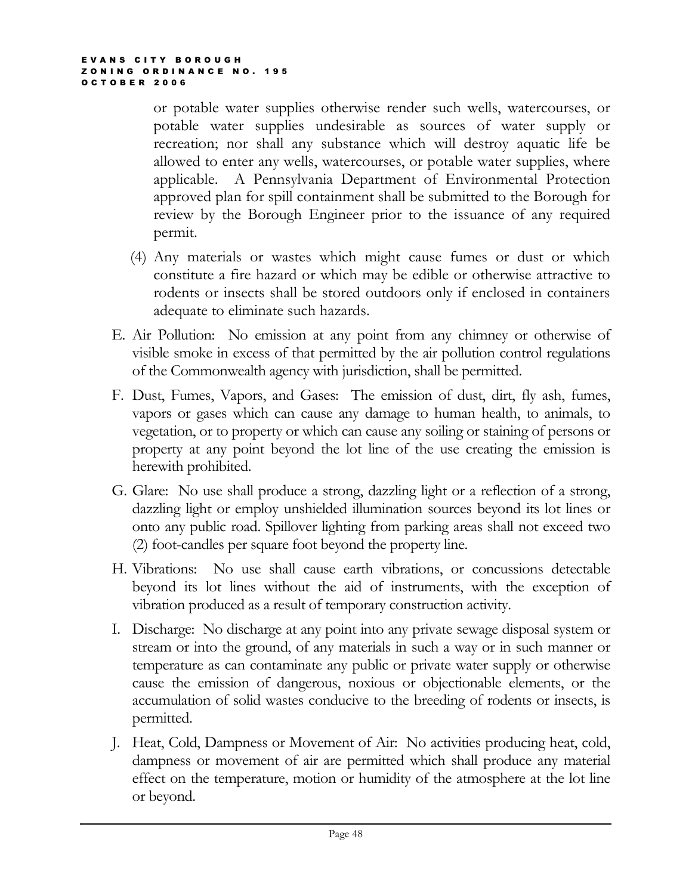or potable water supplies otherwise render such wells, watercourses, or potable water supplies undesirable as sources of water supply or recreation; nor shall any substance which will destroy aquatic life be allowed to enter any wells, watercourses, or potable water supplies, where applicable. A Pennsylvania Department of Environmental Protection approved plan for spill containment shall be submitted to the Borough for review by the Borough Engineer prior to the issuance of any required permit.

(4) Any materials or wastes which might cause fumes or dust or which constitute a fire hazard or which may be edible or otherwise attractive to rodents or insects shall be stored outdoors only if enclosed in containers adequate to eliminate such hazards.

E. Air Pollution: No emission at any point from any chimney or otherwise of visible smoke in excess of that permitted by the air pollution control regulations of the Commonwealth agency with jurisdiction, shall be permitted.

F. Dust, Fumes, Vapors, and Gases: The emission of dust, dirt, fly ash, fumes, vapors or gases which can cause any damage to human health, to animals, to vegetation, or to property or which can cause any soiling or staining of persons or property at any point beyond the lot line of the use creating the emission is herewith prohibited.

G. Glare: No use shall produce a strong, dazzling light or a reflection of a strong, dazzling light or employ unshielded illumination sources beyond its lot lines or onto any public road. Spillover lighting from parking areas shall not exceed two (2) foot-candles per square foot beyond the property line.

H. Vibrations: No use shall cause earth vibrations, or concussions detectable beyond its lot lines without the aid of instruments, with the exception of vibration produced as a result of temporary construction activity.

I. Discharge: No discharge at any point into any private sewage disposal system or stream or into the ground, of any materials in such a way or in such manner or temperature as can contaminate any public or private water supply or otherwise cause the emission of dangerous, noxious or objectionable elements, or the accumulation of solid wastes conducive to the breeding of rodents or insects, is permitted.

J. Heat, Cold, Dampness or Movement of Air: No activities producing heat, cold, dampness or movement of air are permitted which shall produce any material effect on the temperature, motion or humidity of the atmosphere at the lot line or beyond.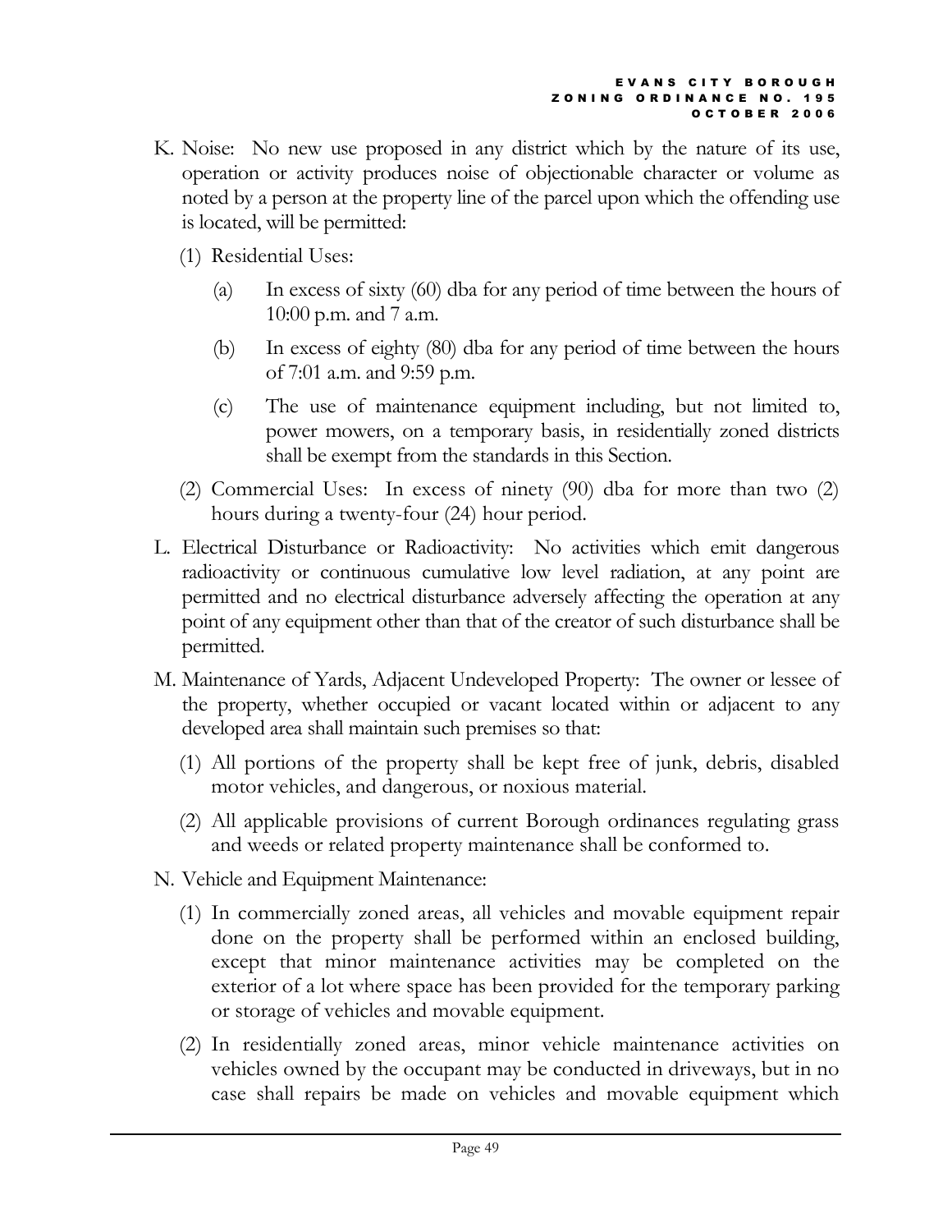K. Noise: No new use proposed in any district which by the nature of its use, operation or activity produces noise of objectionable character or volume as noted by a person at the property line of the parcel upon which the offending use is located, will be permitted:

   (1) Residential Uses:

      (a) In excess of sixty (60) dba for any period of time between the hours of 10:00 p.m. and 7 a.m.

      (b) In excess of eighty (80) dba for any period of time between the hours of 7:01 a.m. and 9:59 p.m.

      (c) The use of maintenance equipment including, but not limited to, power mowers, on a temporary basis, in residentially zoned districts shall be exempt from the standards in this Section.

   (2) Commercial Uses: In excess of ninety (90) dba for more than two (2) hours during a twenty-four (24) hour period.

L. Electrical Disturbance or Radioactivity: No activities which emit dangerous radioactivity or continuous cumulative low level radiation, at any point are permitted and no electrical disturbance adversely affecting the operation at any point of any equipment other than that of the creator of such disturbance shall be permitted.

M. Maintenance of Yards, Adjacent Undeveloped Property: The owner or lessee of the property, whether occupied or vacant located within or adjacent to any developed area shall maintain such premises so that:

   (1) All portions of the property shall be kept free of junk, debris, disabled motor vehicles, and dangerous, or noxious material.

   (2) All applicable provisions of current Borough ordinances regulating grass and weeds or related property maintenance shall be conformed to.

N. Vehicle and Equipment Maintenance:

   (1) In commercially zoned areas, all vehicles and movable equipment repair done on the property shall be performed within an enclosed building, except that minor maintenance activities may be completed on the exterior of a lot where space has been provided for the temporary parking or storage of vehicles and movable equipment.

   (2) In residentially zoned areas, minor vehicle maintenance activities on vehicles owned by the occupant may be conducted in driveways, but in no case shall repairs be made on vehicles and movable equipment which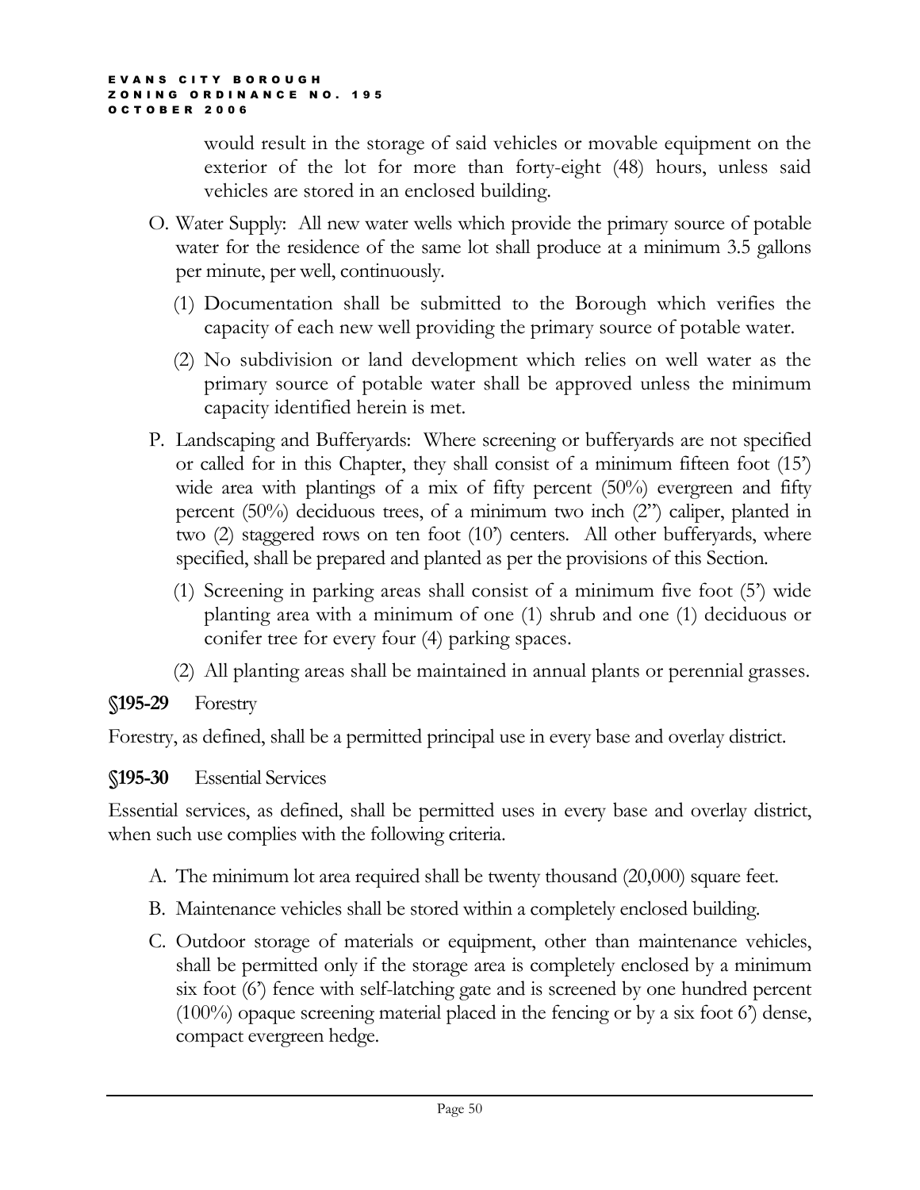would result in the storage of said vehicles or movable equipment on the exterior of the lot for more than forty-eight (48) hours, unless said vehicles are stored in an enclosed building.

O. Water Supply: All new water wells which provide the primary source of potable water for the residence of the same lot shall produce at a minimum 3.5 gallons per minute, per well, continuously.

   (1) Documentation shall be submitted to the Borough which verifies the capacity of each new well providing the primary source of potable water.

   (2) No subdivision or land development which relies on well water as the primary source of potable water shall be approved unless the minimum capacity identified herein is met.

P. Landscaping and Bufferyards: Where screening or bufferyards are not specified or called for in this Chapter, they shall consist of a minimum fifteen foot (15') wide area with plantings of a mix of fifty percent (50%) evergreen and fifty percent (50%) deciduous trees, of a minimum two inch (2") caliper, planted in two (2) staggered rows on ten foot (10') centers. All other bufferyards, where specified, shall be prepared and planted as per the provisions of this Section.

   (1) Screening in parking areas shall consist of a minimum five foot (5') wide planting area with a minimum of one (1) shrub and one (1) deciduous or conifer tree for every four (4) parking spaces.

   (2) All planting areas shall be maintained in annual plants or perennial grasses.

**§195-29** Forestry

Forestry, as defined, shall be a permitted principal use in every base and overlay district.

**§195-30** Essential Services

Essential services, as defined, shall be permitted uses in every base and overlay district, when such use complies with the following criteria.

A. The minimum lot area required shall be twenty thousand (20,000) square feet.

B. Maintenance vehicles shall be stored within a completely enclosed building.

C. Outdoor storage of materials or equipment, other than maintenance vehicles, shall be permitted only if the storage area is completely enclosed by a minimum six foot (6') fence with self-latching gate and is screened by one hundred percent (100%) opaque screening material placed in the fencing or by a six foot 6') dense, compact evergreen hedge.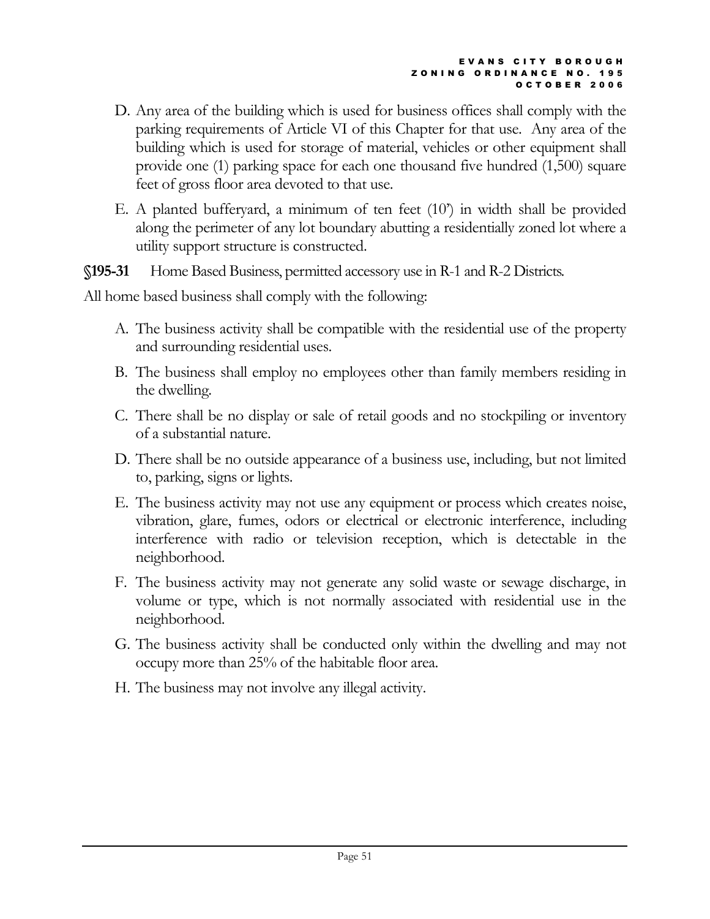D. Any area of the building which is used for business offices shall comply with the parking requirements of Article VI of this Chapter for that use. Any area of the building which is used for storage of material, vehicles or other equipment shall provide one (1) parking space for each one thousand five hundred (1,500) square feet of gross floor area devoted to that use.

E. A planted bufferyard, a minimum of ten feet (10') in width shall be provided along the perimeter of any lot boundary abutting a residentially zoned lot where a utility support structure is constructed.

**§195-31** Home Based Business, permitted accessory use in R-1 and R-2 Districts.

All home based business shall comply with the following:

A. The business activity shall be compatible with the residential use of the property and surrounding residential uses.

B. The business shall employ no employees other than family members residing in the dwelling.

C. There shall be no display or sale of retail goods and no stockpiling or inventory of a substantial nature.

D. There shall be no outside appearance of a business use, including, but not limited to, parking, signs or lights.

E. The business activity may not use any equipment or process which creates noise, vibration, glare, fumes, odors or electrical or electronic interference, including interference with radio or television reception, which is detectable in the neighborhood.

F. The business activity may not generate any solid waste or sewage discharge, in volume or type, which is not normally associated with residential use in the neighborhood.

G. The business activity shall be conducted only within the dwelling and may not occupy more than 25% of the habitable floor area.

H. The business may not involve any illegal activity.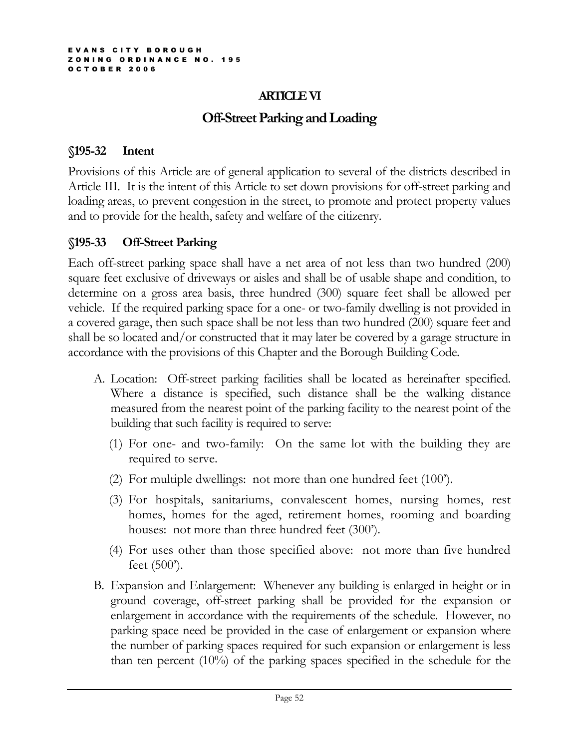## ARTICLE VI

## Off-Street Parking and Loading

### §195-32 Intent

Provisions of this Article are of general application to several of the districts described in Article III. It is the intent of this Article to set down provisions for off-street parking and loading areas, to prevent congestion in the street, to promote and protect property values and to provide for the health, safety and welfare of the citizenry.

### §195-33 Off-Street Parking

Each off-street parking space shall have a net area of not less than two hundred (200) square feet exclusive of driveways or aisles and shall be of usable shape and condition, to determine on a gross area basis, three hundred (300) square feet shall be allowed per vehicle. If the required parking space for a one- or two-family dwelling is not provided in a covered garage, then such space shall be not less than two hundred (200) square feet and shall be so located and/or constructed that it may later be covered by a garage structure in accordance with the provisions of this Chapter and the Borough Building Code.

A. Location: Off-street parking facilities shall be located as hereinafter specified. Where a distance is specified, such distance shall be the walking distance measured from the nearest point of the parking facility to the nearest point of the building that such facility is required to serve:

   (1) For one- and two-family: On the same lot with the building they are required to serve.

   (2) For multiple dwellings: not more than one hundred feet (100').

   (3) For hospitals, sanitariums, convalescent homes, nursing homes, rest homes, homes for the aged, retirement homes, rooming and boarding houses: not more than three hundred feet (300').

   (4) For uses other than those specified above: not more than five hundred feet (500').

B. Expansion and Enlargement: Whenever any building is enlarged in height or in ground coverage, off-street parking shall be provided for the expansion or enlargement in accordance with the requirements of the schedule. However, no parking space need be provided in the case of enlargement or expansion where the number of parking spaces required for such expansion or enlargement is less than ten percent (10%) of the parking spaces specified in the schedule for the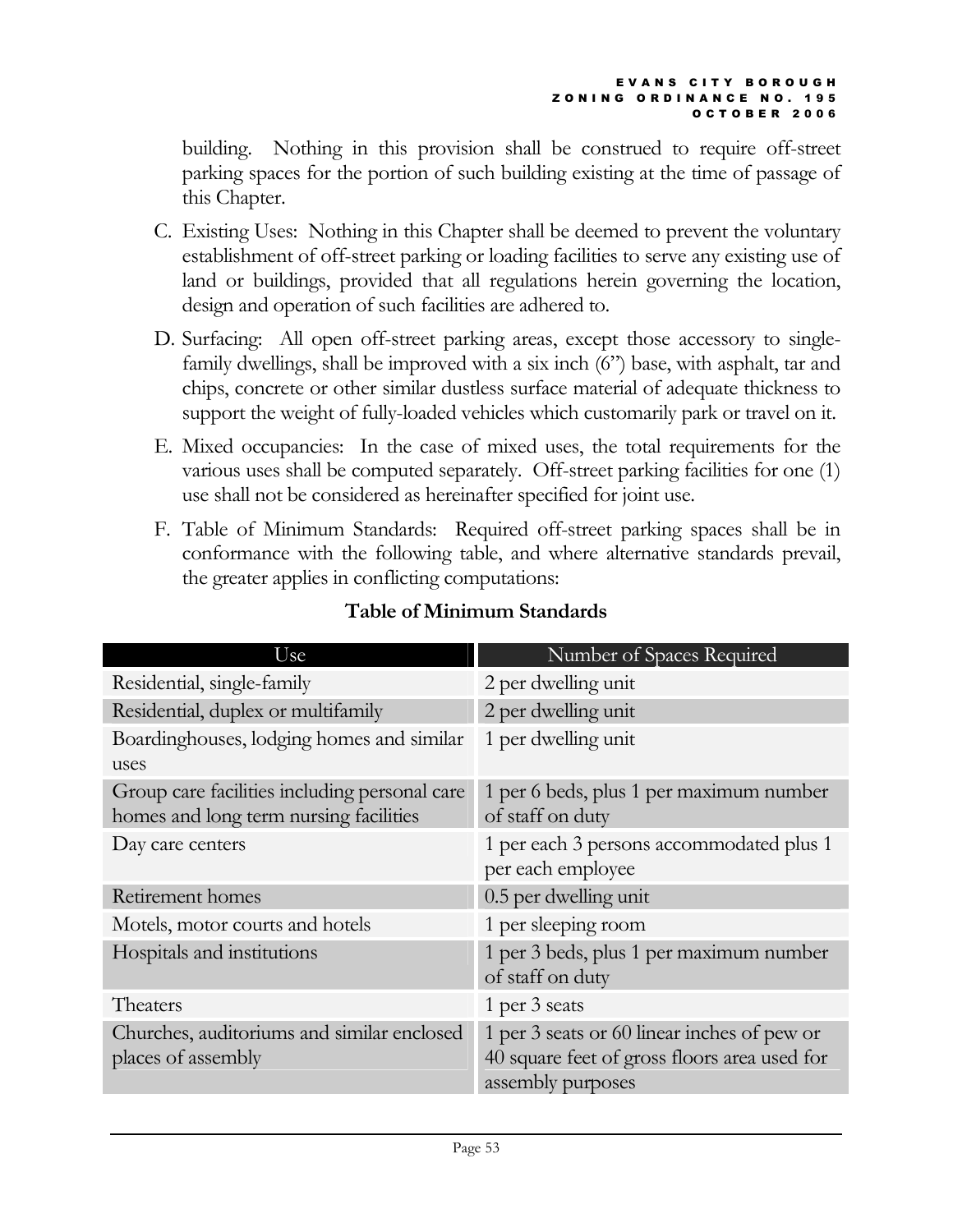building. Nothing in this provision shall be construed to require off-street parking spaces for the portion of such building existing at the time of passage of this Chapter.

C. Existing Uses: Nothing in this Chapter shall be deemed to prevent the voluntary establishment of off-street parking or loading facilities to serve any existing use of land or buildings, provided that all regulations herein governing the location, design and operation of such facilities are adhered to.

D. Surfacing: All open off-street parking areas, except those accessory to single-family dwellings, shall be improved with a six inch (6") base, with asphalt, tar and chips, concrete or other similar dustless surface material of adequate thickness to support the weight of fully-loaded vehicles which customarily park or travel on it.

E. Mixed occupancies: In the case of mixed uses, the total requirements for the various uses shall be computed separately. Off-street parking facilities for one (1) use shall not be considered as hereinafter specified for joint use.

F. Table of Minimum Standards: Required off-street parking spaces shall be in conformance with the following table, and where alternative standards prevail, the greater applies in conflicting computations:

**Table of Minimum Standards**

| Use | Number of Spaces Required |
|---|---|
| Residential, single-family | 2 per dwelling unit |
| Residential, duplex or multifamily | 2 per dwelling unit |
| Boardinghouses, lodging homes and similar uses | 1 per dwelling unit |
| Group care facilities including personal care homes and long term nursing facilities | 1 per 6 beds, plus 1 per maximum number of staff on duty |
| Day care centers | 1 per each 3 persons accommodated plus 1 per each employee |
| Retirement homes | 0.5 per dwelling unit |
| Motels, motor courts and hotels | 1 per sleeping room |
| Hospitals and institutions | 1 per 3 beds, plus 1 per maximum number of staff on duty |
| Theaters | 1 per 3 seats |
| Churches, auditoriums and similar enclosed places of assembly | 1 per 3 seats or 60 linear inches of pew or 40 square feet of gross floors area used for assembly purposes |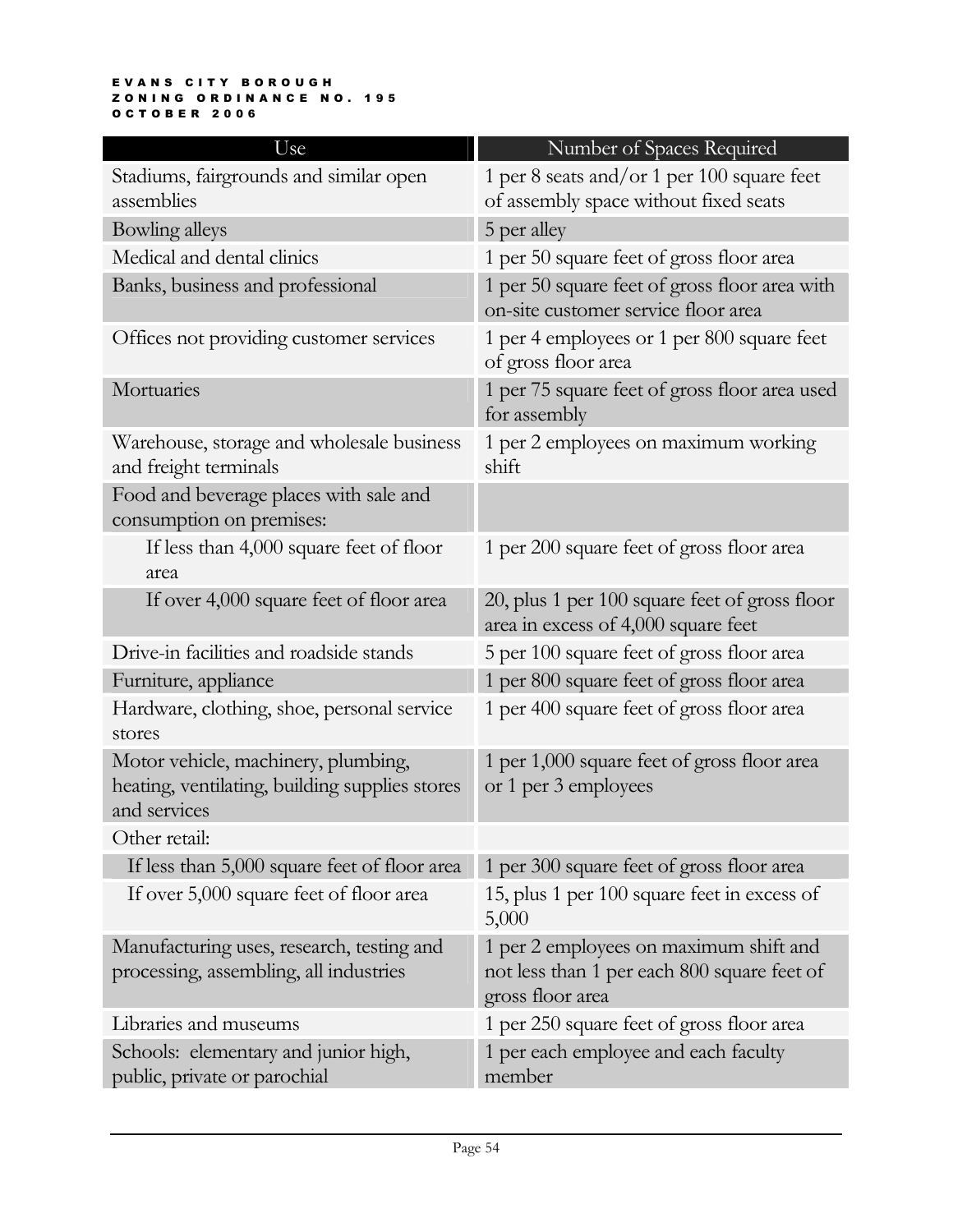| Use | Number of Spaces Required |
|---|---|
| Stadiums, fairgrounds and similar open assemblies | 1 per 8 seats and/or 1 per 100 square feet of assembly space without fixed seats |
| Bowling alleys | 5 per alley |
| Medical and dental clinics | 1 per 50 square feet of gross floor area |
| Banks, business and professional | 1 per 50 square feet of gross floor area with on-site customer service floor area |
| Offices not providing customer services | 1 per 4 employees or 1 per 800 square feet of gross floor area |
| Mortuaries | 1 per 75 square feet of gross floor area used for assembly |
| Warehouse, storage and wholesale business and freight terminals | 1 per 2 employees on maximum working shift |
| Food and beverage places with sale and consumption on premises: | |
| If less than 4,000 square feet of floor area | 1 per 200 square feet of gross floor area |
| If over 4,000 square feet of floor area | 20, plus 1 per 100 square feet of gross floor area in excess of 4,000 square feet |
| Drive-in facilities and roadside stands | 5 per 100 square feet of gross floor area |
| Furniture, appliance | 1 per 800 square feet of gross floor area |
| Hardware, clothing, shoe, personal service stores | 1 per 400 square feet of gross floor area |
| Motor vehicle, machinery, plumbing, heating, ventilating, building supplies stores and services | 1 per 1,000 square feet of gross floor area or 1 per 3 employees |
| Other retail: | |
| If less than 5,000 square feet of floor area | 1 per 300 square feet of gross floor area |
| If over 5,000 square feet of floor area | 15, plus 1 per 100 square feet in excess of 5,000 |
| Manufacturing uses, research, testing and processing, assembling, all industries | 1 per 2 employees on maximum shift and not less than 1 per each 800 square feet of gross floor area |
| Libraries and museums | 1 per 250 square feet of gross floor area |
| Schools: elementary and junior high, public, private or parochial | 1 per each employee and each faculty member |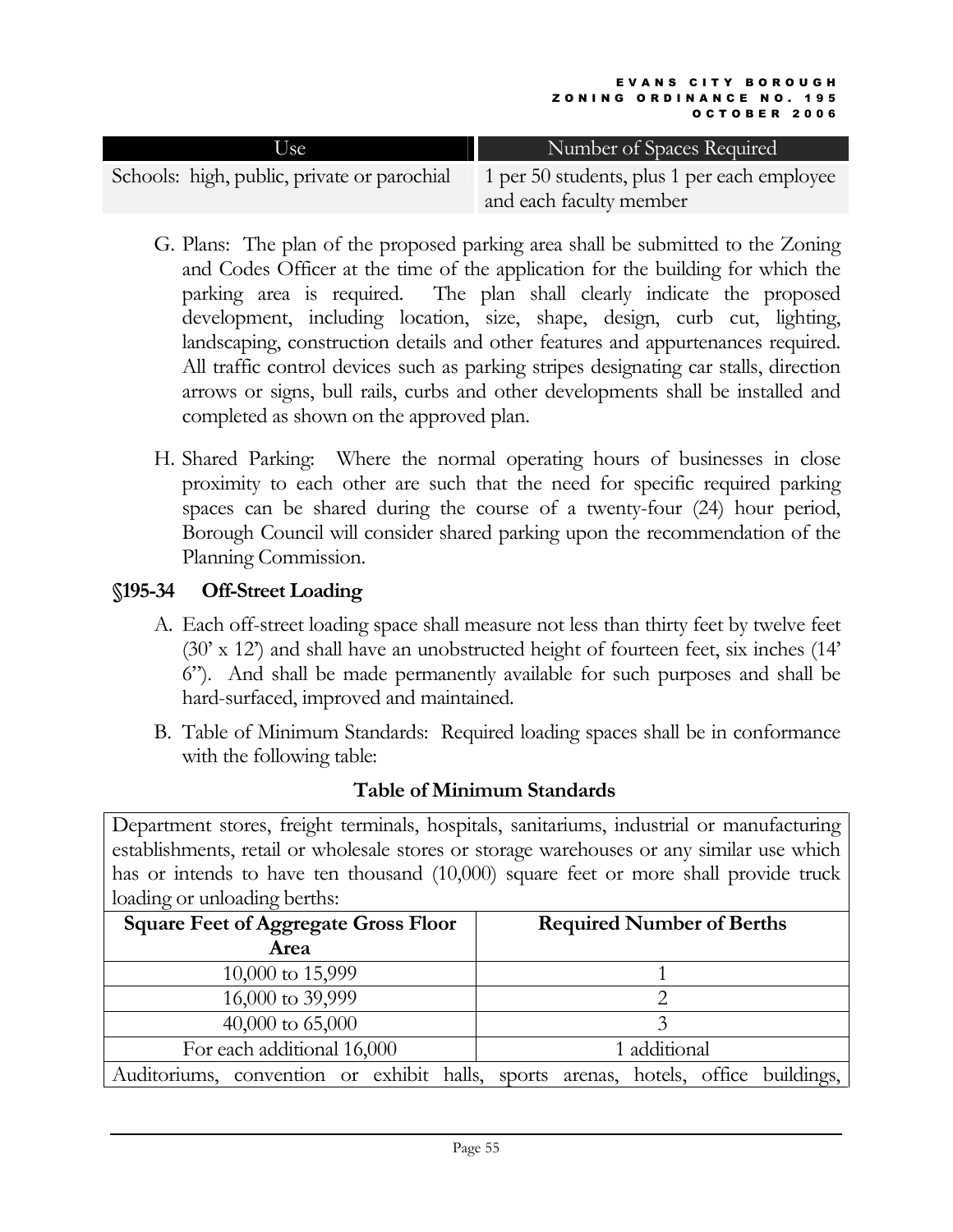| Use | Number of Spaces Required |
|---|---|
| Schools: high, public, private or parochial | 1 per 50 students, plus 1 per each employee and each faculty member |

G. Plans: The plan of the proposed parking area shall be submitted to the Zoning and Codes Officer at the time of the application for the building for which the parking area is required. The plan shall clearly indicate the proposed development, including location, size, shape, design, curb cut, lighting, landscaping, construction details and other features and appurtenances required. All traffic control devices such as parking stripes designating car stalls, direction arrows or signs, bull rails, curbs and other developments shall be installed and completed as shown on the approved plan.

H. Shared Parking: Where the normal operating hours of businesses in close proximity to each other are such that the need for specific required parking spaces can be shared during the course of a twenty-four (24) hour period, Borough Council will consider shared parking upon the recommendation of the Planning Commission.

### §195-34 Off-Street Loading

A. Each off-street loading space shall measure not less than thirty feet by twelve feet (30' x 12') and shall have an unobstructed height of fourteen feet, six inches (14' 6"). And shall be made permanently available for such purposes and shall be hard-surfaced, improved and maintained.

B. Table of Minimum Standards: Required loading spaces shall be in conformance with the following table:

**Table of Minimum Standards**

| Department stores, freight terminals, hospitals, sanitariums, industrial or manufacturing establishments, retail or wholesale stores or storage warehouses or any similar use which has or intends to have ten thousand (10,000) square feet or more shall provide truck loading or unloading berths: | |
|---|---|
| **Square Feet of Aggregate Gross Floor Area** | **Required Number of Berths** |
| 10,000 to 15,999 | 1 |
| 16,000 to 39,999 | 2 |
| 40,000 to 65,000 | 3 |
| For each additional 16,000 | 1 additional |
| Auditoriums, convention or exhibit halls, sports arenas, hotels, office buildings, | |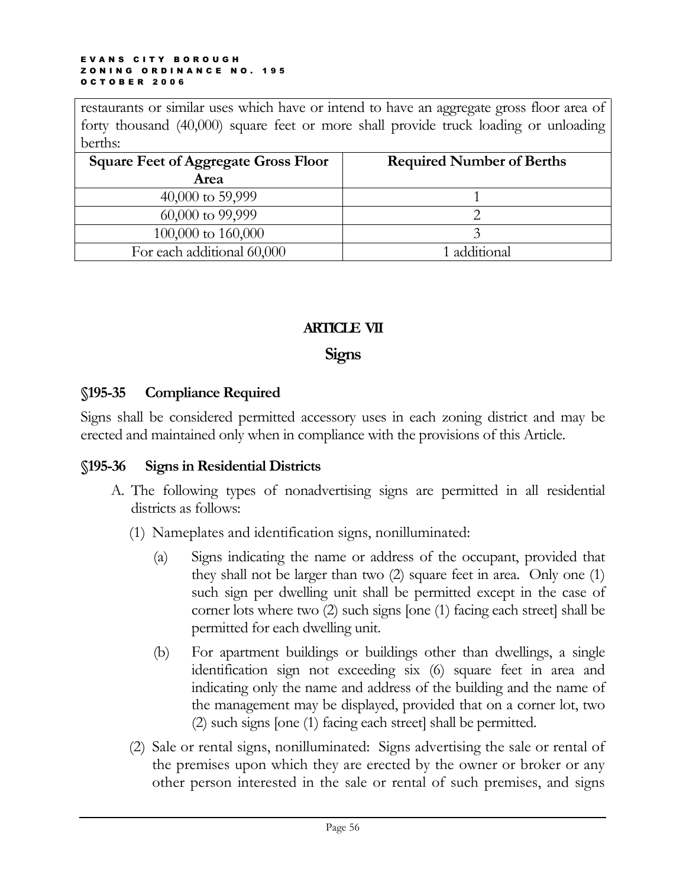restaurants or similar uses which have or intend to have an aggregate gross floor area of forty thousand (40,000) square feet or more shall provide truck loading or unloading berths:

| Square Feet of Aggregate Gross Floor Area | Required Number of Berths |
|---|---|
| 40,000 to 59,999 | 1 |
| 60,000 to 99,999 | 2 |
| 100,000 to 160,000 | 3 |
| For each additional 60,000 | 1 additional |

# ARTICLE VII

# Signs

## §195-35 Compliance Required

Signs shall be considered permitted accessory uses in each zoning district and may be erected and maintained only when in compliance with the provisions of this Article.

## §195-36 Signs in Residential Districts

A. The following types of nonadvertising signs are permitted in all residential districts as follows:

(1) Nameplates and identification signs, nonilluminated:

(a) Signs indicating the name or address of the occupant, provided that they shall not be larger than two (2) square feet in area. Only one (1) such sign per dwelling unit shall be permitted except in the case of corner lots where two (2) such signs [one (1) facing each street] shall be permitted for each dwelling unit.

(b) For apartment buildings or buildings other than dwellings, a single identification sign not exceeding six (6) square feet in area and indicating only the name and address of the building and the name of the management may be displayed, provided that on a corner lot, two (2) such signs [one (1) facing each street] shall be permitted.

(2) Sale or rental signs, nonilluminated: Signs advertising the sale or rental of the premises upon which they are erected by the owner or broker or any other person interested in the sale or rental of such premises, and signs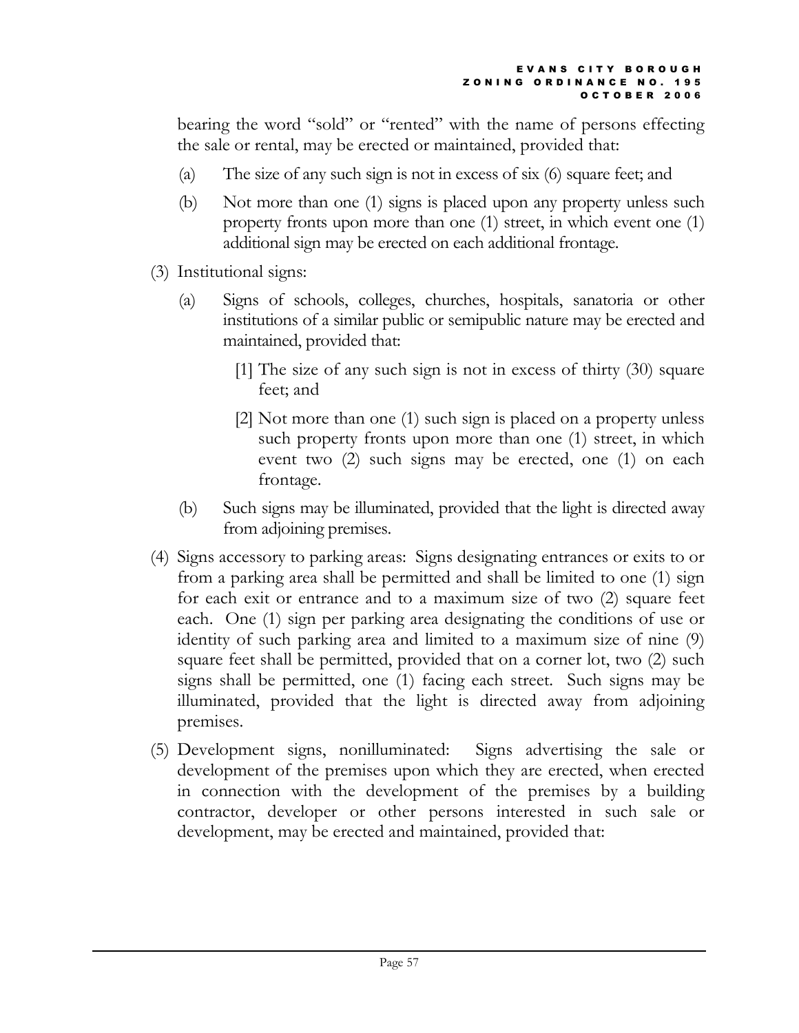bearing the word "sold" or "rented" with the name of persons effecting the sale or rental, may be erected or maintained, provided that:

(a) The size of any such sign is not in excess of six (6) square feet; and

(b) Not more than one (1) signs is placed upon any property unless such property fronts upon more than one (1) street, in which event one (1) additional sign may be erected on each additional frontage.

(3) Institutional signs:

(a) Signs of schools, colleges, churches, hospitals, sanatoria or other institutions of a similar public or semipublic nature may be erected and maintained, provided that:

[1] The size of any such sign is not in excess of thirty (30) square feet; and

[2] Not more than one (1) such sign is placed on a property unless such property fronts upon more than one (1) street, in which event two (2) such signs may be erected, one (1) on each frontage.

(b) Such signs may be illuminated, provided that the light is directed away from adjoining premises.

(4) Signs accessory to parking areas: Signs designating entrances or exits to or from a parking area shall be permitted and shall be limited to one (1) sign for each exit or entrance and to a maximum size of two (2) square feet each. One (1) sign per parking area designating the conditions of use or identity of such parking area and limited to a maximum size of nine (9) square feet shall be permitted, provided that on a corner lot, two (2) such signs shall be permitted, one (1) facing each street. Such signs may be illuminated, provided that the light is directed away from adjoining premises.

(5) Development signs, nonilluminated: Signs advertising the sale or development of the premises upon which they are erected, when erected in connection with the development of the premises by a building contractor, developer or other persons interested in such sale or development, may be erected and maintained, provided that: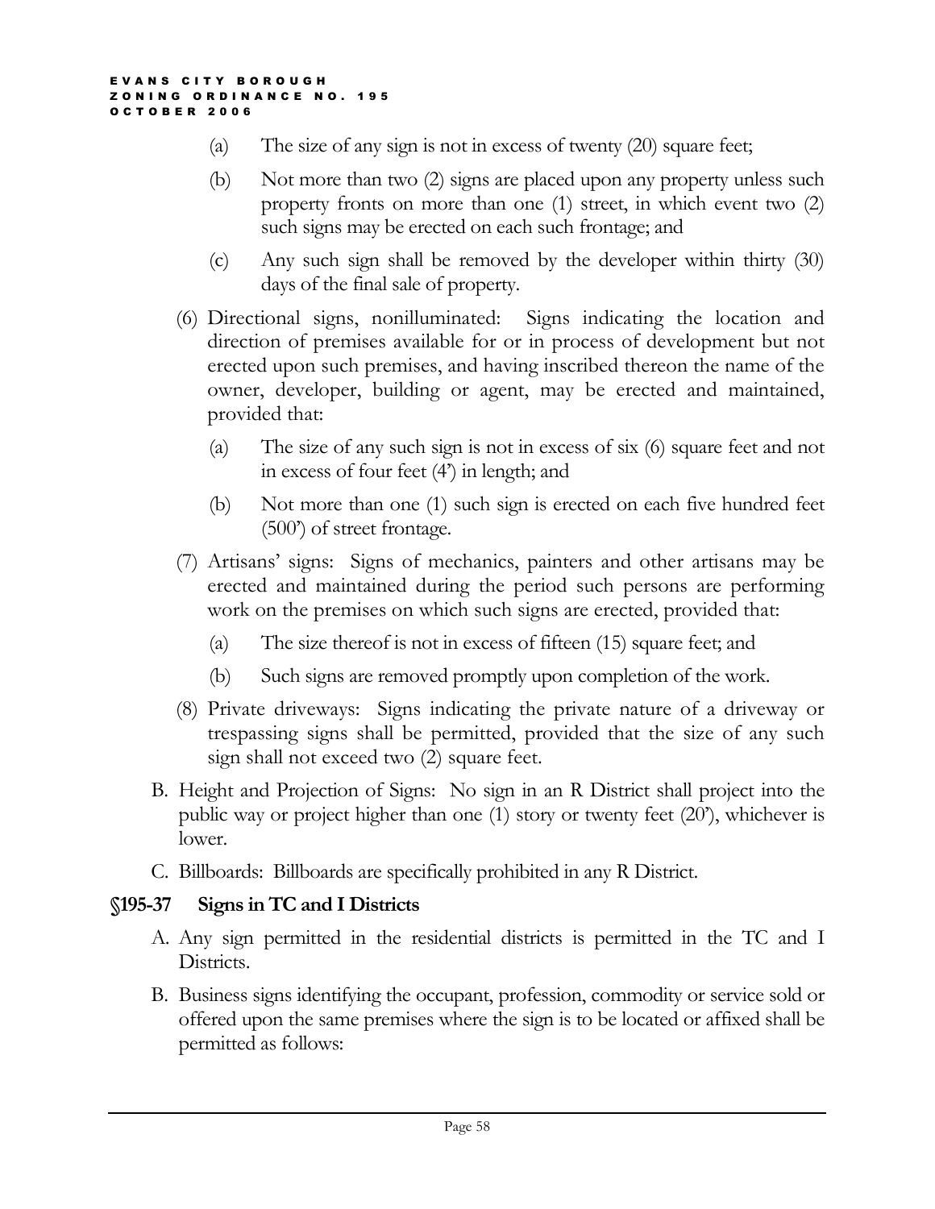(a) The size of any sign is not in excess of twenty (20) square feet;

(b) Not more than two (2) signs are placed upon any property unless such property fronts on more than one (1) street, in which event two (2) such signs may be erected on each such frontage; and

(c) Any such sign shall be removed by the developer within thirty (30) days of the final sale of property.

(6) Directional signs, nonilluminated: Signs indicating the location and direction of premises available for or in process of development but not erected upon such premises, and having inscribed thereon the name of the owner, developer, building or agent, may be erected and maintained, provided that:

(a) The size of any such sign is not in excess of six (6) square feet and not in excess of four feet (4') in length; and

(b) Not more than one (1) such sign is erected on each five hundred feet (500') of street frontage.

(7) Artisans' signs: Signs of mechanics, painters and other artisans may be erected and maintained during the period such persons are performing work on the premises on which such signs are erected, provided that:

(a) The size thereof is not in excess of fifteen (15) square feet; and

(b) Such signs are removed promptly upon completion of the work.

(8) Private driveways: Signs indicating the private nature of a driveway or trespassing signs shall be permitted, provided that the size of any such sign shall not exceed two (2) square feet.

B. Height and Projection of Signs: No sign in an R District shall project into the public way or project higher than one (1) story or twenty feet (20'), whichever is lower.

C. Billboards: Billboards are specifically prohibited in any R District.

### §195-37 Signs in TC and I Districts

A. Any sign permitted in the residential districts is permitted in the TC and I Districts.

B. Business signs identifying the occupant, profession, commodity or service sold or offered upon the same premises where the sign is to be located or affixed shall be permitted as follows: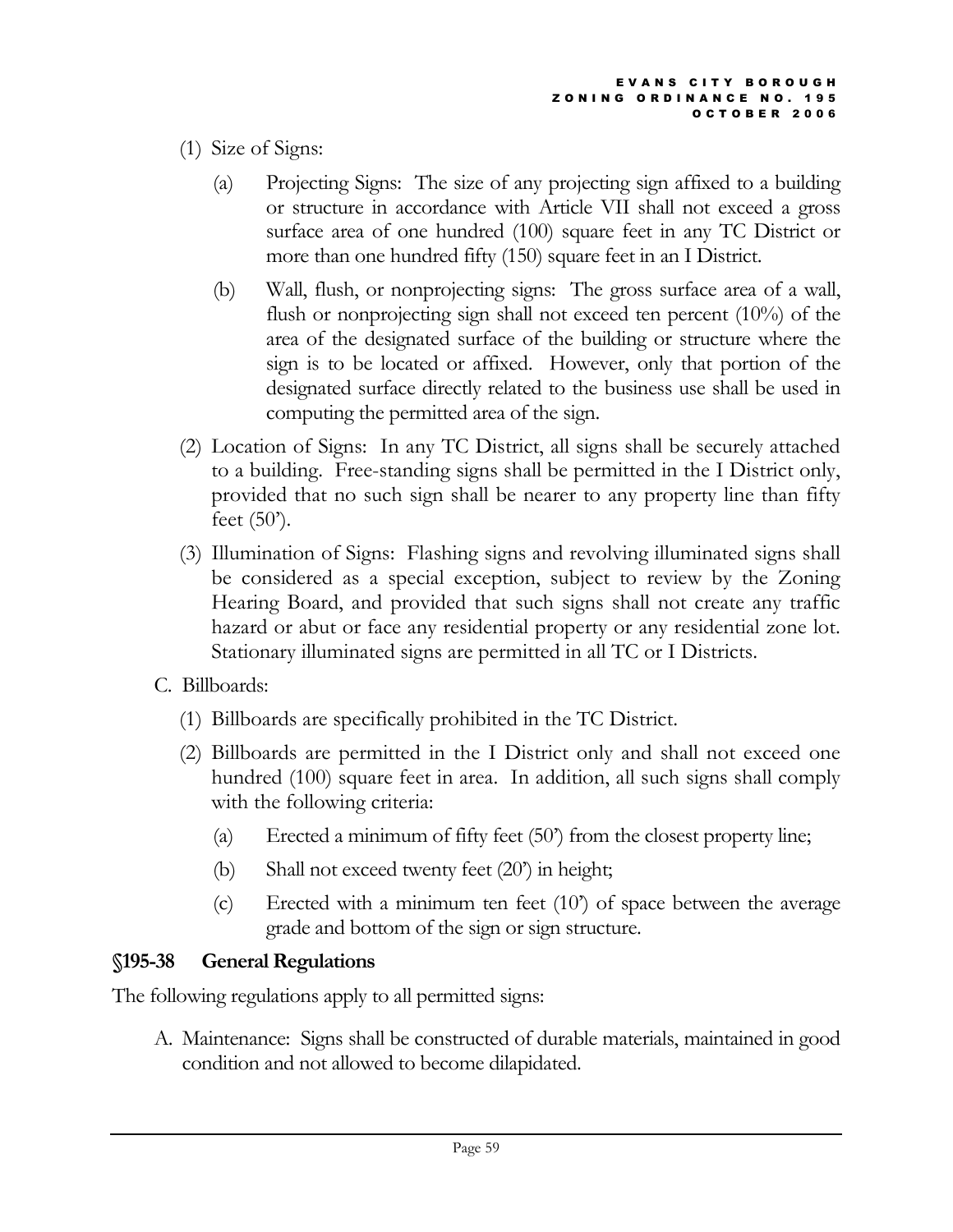(1) Size of Signs:

   (a) Projecting Signs: The size of any projecting sign affixed to a building or structure in accordance with Article VII shall not exceed a gross surface area of one hundred (100) square feet in any TC District or more than one hundred fifty (150) square feet in an I District.

   (b) Wall, flush, or nonprojecting signs: The gross surface area of a wall, flush or nonprojecting sign shall not exceed ten percent (10%) of the area of the designated surface of the building or structure where the sign is to be located or affixed. However, only that portion of the designated surface directly related to the business use shall be used in computing the permitted area of the sign.

(2) Location of Signs: In any TC District, all signs shall be securely attached to a building. Free-standing signs shall be permitted in the I District only, provided that no such sign shall be nearer to any property line than fifty feet (50').

(3) Illumination of Signs: Flashing signs and revolving illuminated signs shall be considered as a special exception, subject to review by the Zoning Hearing Board, and provided that such signs shall not create any traffic hazard or abut or face any residential property or any residential zone lot. Stationary illuminated signs are permitted in all TC or I Districts.

C. Billboards:

(1) Billboards are specifically prohibited in the TC District.

(2) Billboards are permitted in the I District only and shall not exceed one hundred (100) square feet in area. In addition, all such signs shall comply with the following criteria:

   (a) Erected a minimum of fifty feet (50') from the closest property line;

   (b) Shall not exceed twenty feet (20') in height;

   (c) Erected with a minimum ten feet (10') of space between the average grade and bottom of the sign or sign structure.

### §195-38 General Regulations

The following regulations apply to all permitted signs:

A. Maintenance: Signs shall be constructed of durable materials, maintained in good condition and not allowed to become dilapidated.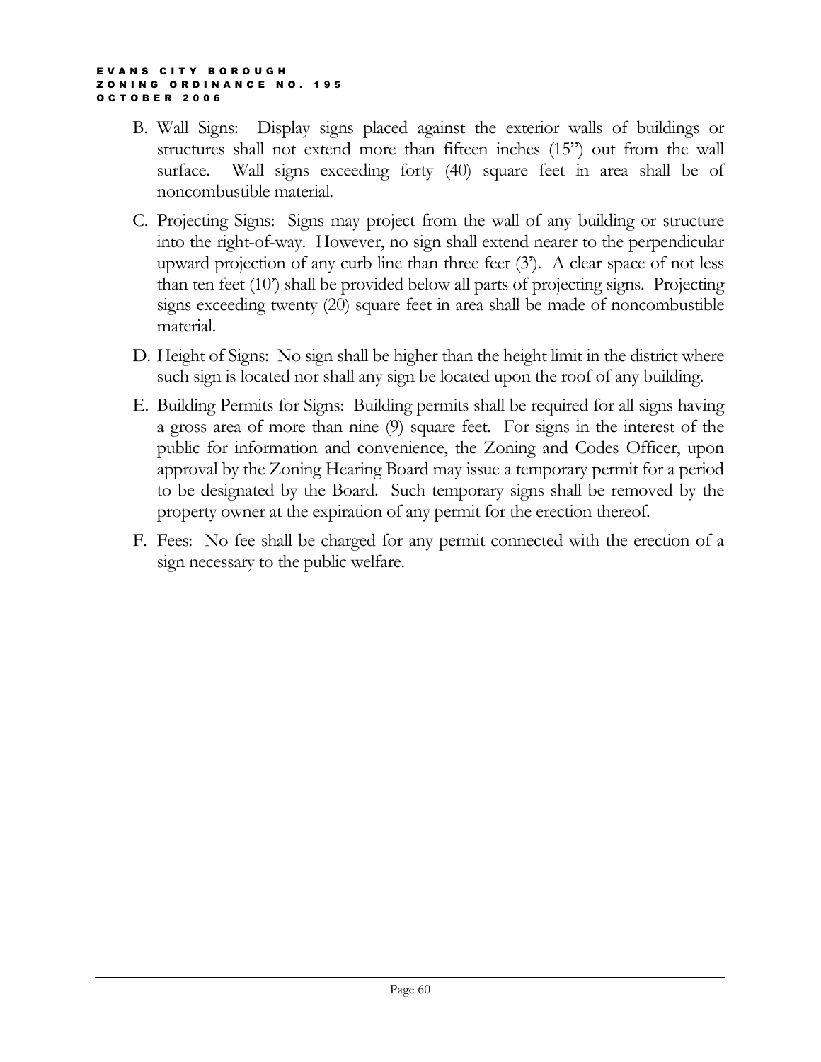B. Wall Signs: Display signs placed against the exterior walls of buildings or structures shall not extend more than fifteen inches (15") out from the wall surface. Wall signs exceeding forty (40) square feet in area shall be of noncombustible material.

C. Projecting Signs: Signs may project from the wall of any building or structure into the right-of-way. However, no sign shall extend nearer to the perpendicular upward projection of any curb line than three feet (3'). A clear space of not less than ten feet (10') shall be provided below all parts of projecting signs. Projecting signs exceeding twenty (20) square feet in area shall be made of noncombustible material.

D. Height of Signs: No sign shall be higher than the height limit in the district where such sign is located nor shall any sign be located upon the roof of any building.

E. Building Permits for Signs: Building permits shall be required for all signs having a gross area of more than nine (9) square feet. For signs in the interest of the public for information and convenience, the Zoning and Codes Officer, upon approval by the Zoning Hearing Board may issue a temporary permit for a period to be designated by the Board. Such temporary signs shall be removed by the property owner at the expiration of any permit for the erection thereof.

F. Fees: No fee shall be charged for any permit connected with the erection of a sign necessary to the public welfare.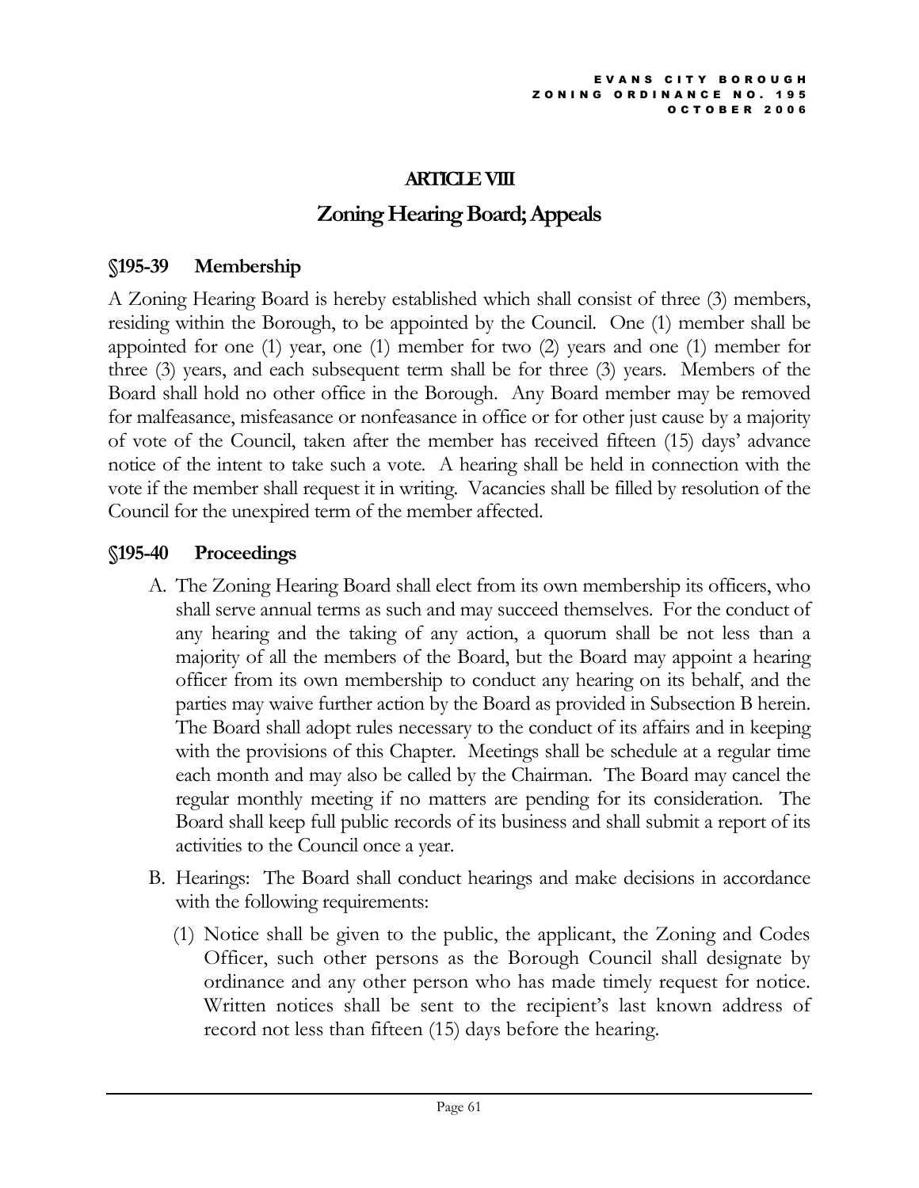# ARTICLE VIII

## Zoning Hearing Board; Appeals

### §195-39 Membership

A Zoning Hearing Board is hereby established which shall consist of three (3) members, residing within the Borough, to be appointed by the Council. One (1) member shall be appointed for one (1) year, one (1) member for two (2) years and one (1) member for three (3) years, and each subsequent term shall be for three (3) years. Members of the Board shall hold no other office in the Borough. Any Board member may be removed for malfeasance, misfeasance or nonfeasance in office or for other just cause by a majority of vote of the Council, taken after the member has received fifteen (15) days' advance notice of the intent to take such a vote. A hearing shall be held in connection with the vote if the member shall request it in writing. Vacancies shall be filled by resolution of the Council for the unexpired term of the member affected.

### §195-40 Proceedings

A. The Zoning Hearing Board shall elect from its own membership its officers, who shall serve annual terms as such and may succeed themselves. For the conduct of any hearing and the taking of any action, a quorum shall be not less than a majority of all the members of the Board, but the Board may appoint a hearing officer from its own membership to conduct any hearing on its behalf, and the parties may waive further action by the Board as provided in Subsection B herein. The Board shall adopt rules necessary to the conduct of its affairs and in keeping with the provisions of this Chapter. Meetings shall be schedule at a regular time each month and may also be called by the Chairman. The Board may cancel the regular monthly meeting if no matters are pending for its consideration. The Board shall keep full public records of its business and shall submit a report of its activities to the Council once a year.

B. Hearings: The Board shall conduct hearings and make decisions in accordance with the following requirements:

   (1) Notice shall be given to the public, the applicant, the Zoning and Codes Officer, such other persons as the Borough Council shall designate by ordinance and any other person who has made timely request for notice. Written notices shall be sent to the recipient's last known address of record not less than fifteen (15) days before the hearing.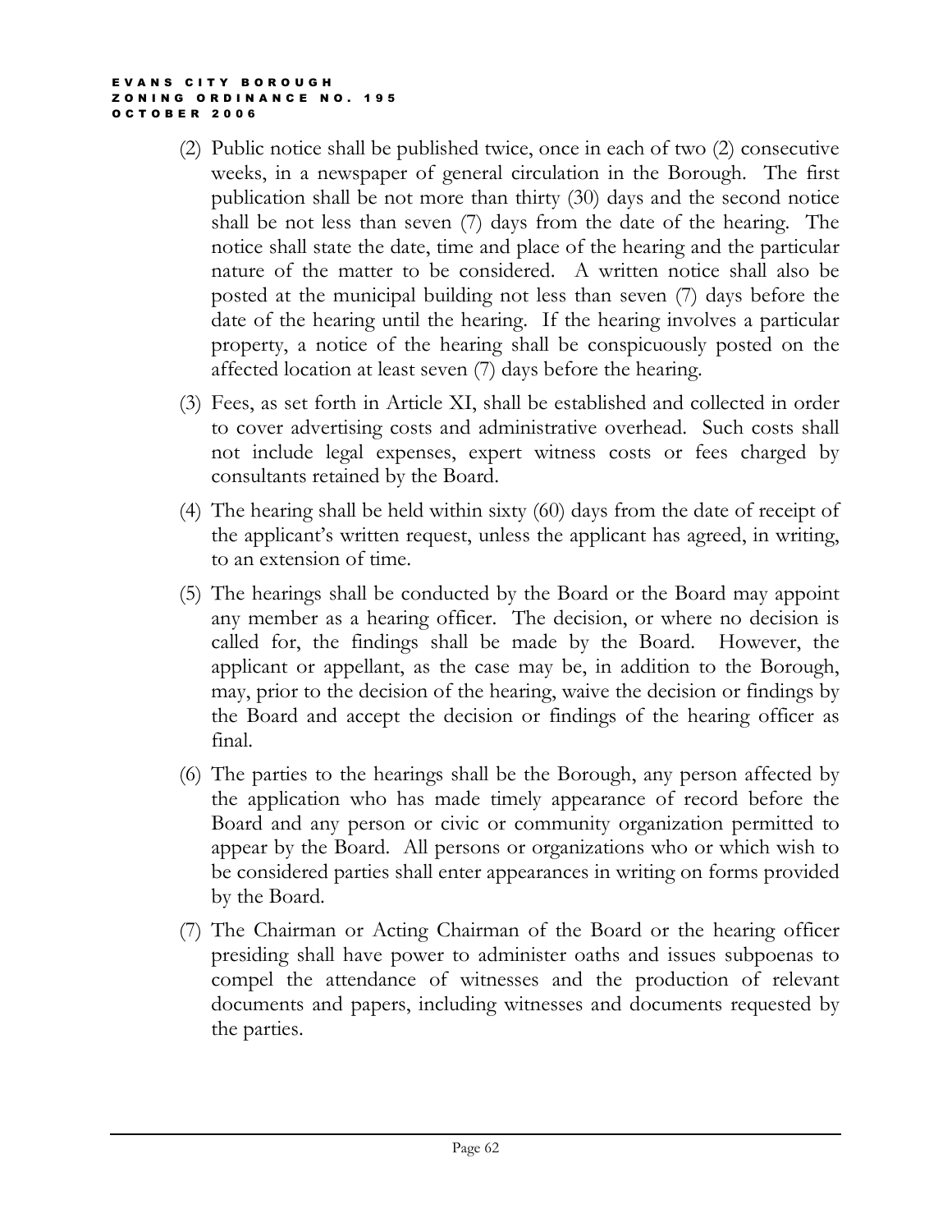(2) Public notice shall be published twice, once in each of two (2) consecutive weeks, in a newspaper of general circulation in the Borough. The first publication shall be not more than thirty (30) days and the second notice shall be not less than seven (7) days from the date of the hearing. The notice shall state the date, time and place of the hearing and the particular nature of the matter to be considered. A written notice shall also be posted at the municipal building not less than seven (7) days before the date of the hearing until the hearing. If the hearing involves a particular property, a notice of the hearing shall be conspicuously posted on the affected location at least seven (7) days before the hearing.

(3) Fees, as set forth in Article XI, shall be established and collected in order to cover advertising costs and administrative overhead. Such costs shall not include legal expenses, expert witness costs or fees charged by consultants retained by the Board.

(4) The hearing shall be held within sixty (60) days from the date of receipt of the applicant's written request, unless the applicant has agreed, in writing, to an extension of time.

(5) The hearings shall be conducted by the Board or the Board may appoint any member as a hearing officer. The decision, or where no decision is called for, the findings shall be made by the Board. However, the applicant or appellant, as the case may be, in addition to the Borough, may, prior to the decision of the hearing, waive the decision or findings by the Board and accept the decision or findings of the hearing officer as final.

(6) The parties to the hearings shall be the Borough, any person affected by the application who has made timely appearance of record before the Board and any person or civic or community organization permitted to appear by the Board. All persons or organizations who or which wish to be considered parties shall enter appearances in writing on forms provided by the Board.

(7) The Chairman or Acting Chairman of the Board or the hearing officer presiding shall have power to administer oaths and issues subpoenas to compel the attendance of witnesses and the production of relevant documents and papers, including witnesses and documents requested by the parties.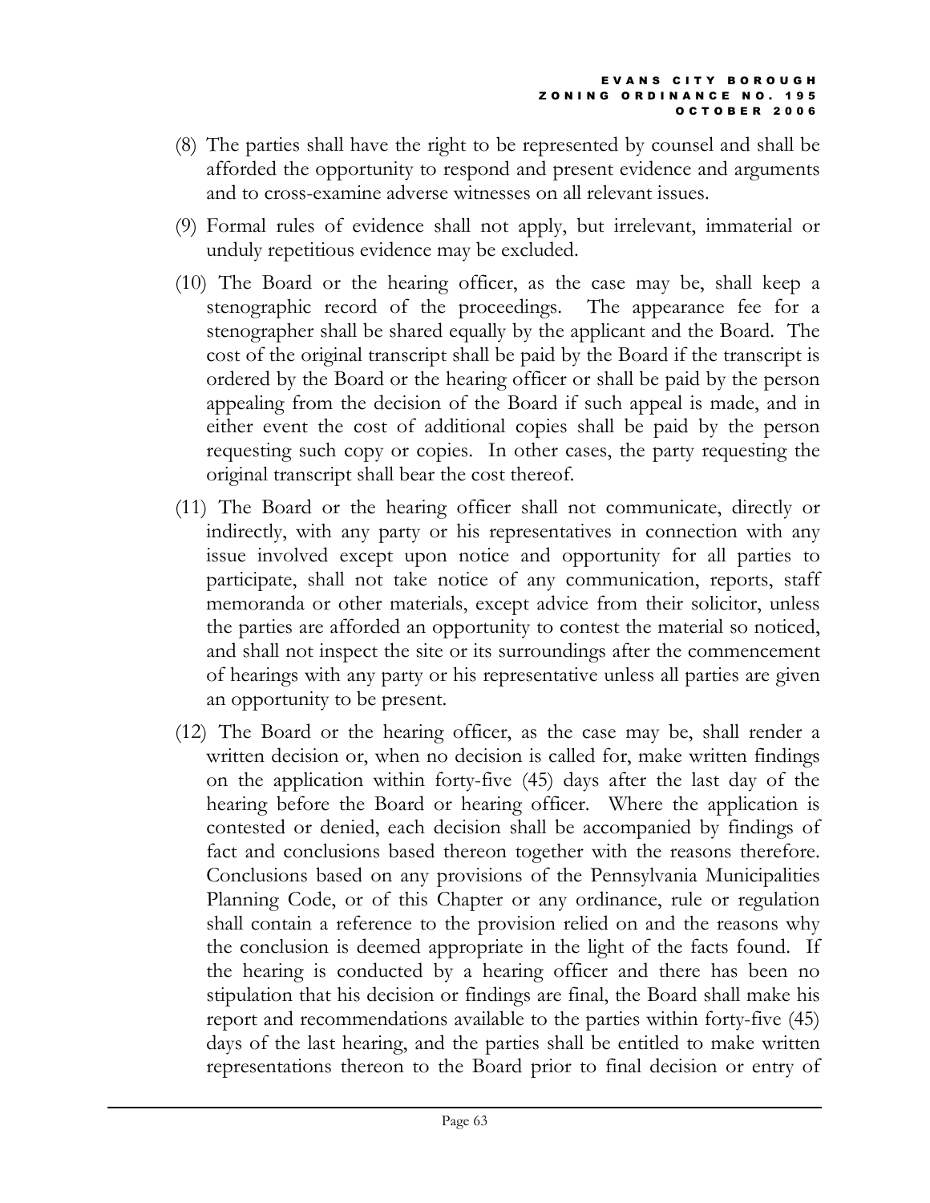(8) The parties shall have the right to be represented by counsel and shall be afforded the opportunity to respond and present evidence and arguments and to cross-examine adverse witnesses on all relevant issues.

(9) Formal rules of evidence shall not apply, but irrelevant, immaterial or unduly repetitious evidence may be excluded.

(10) The Board or the hearing officer, as the case may be, shall keep a stenographic record of the proceedings. The appearance fee for a stenographer shall be shared equally by the applicant and the Board. The cost of the original transcript shall be paid by the Board if the transcript is ordered by the Board or the hearing officer or shall be paid by the person appealing from the decision of the Board if such appeal is made, and in either event the cost of additional copies shall be paid by the person requesting such copy or copies. In other cases, the party requesting the original transcript shall bear the cost thereof.

(11) The Board or the hearing officer shall not communicate, directly or indirectly, with any party or his representatives in connection with any issue involved except upon notice and opportunity for all parties to participate, shall not take notice of any communication, reports, staff memoranda or other materials, except advice from their solicitor, unless the parties are afforded an opportunity to contest the material so noticed, and shall not inspect the site or its surroundings after the commencement of hearings with any party or his representative unless all parties are given an opportunity to be present.

(12) The Board or the hearing officer, as the case may be, shall render a written decision or, when no decision is called for, make written findings on the application within forty-five (45) days after the last day of the hearing before the Board or hearing officer. Where the application is contested or denied, each decision shall be accompanied by findings of fact and conclusions based thereon together with the reasons therefore. Conclusions based on any provisions of the Pennsylvania Municipalities Planning Code, or of this Chapter or any ordinance, rule or regulation shall contain a reference to the provision relied on and the reasons why the conclusion is deemed appropriate in the light of the facts found. If the hearing is conducted by a hearing officer and there has been no stipulation that his decision or findings are final, the Board shall make his report and recommendations available to the parties within forty-five (45) days of the last hearing, and the parties shall be entitled to make written representations thereon to the Board prior to final decision or entry of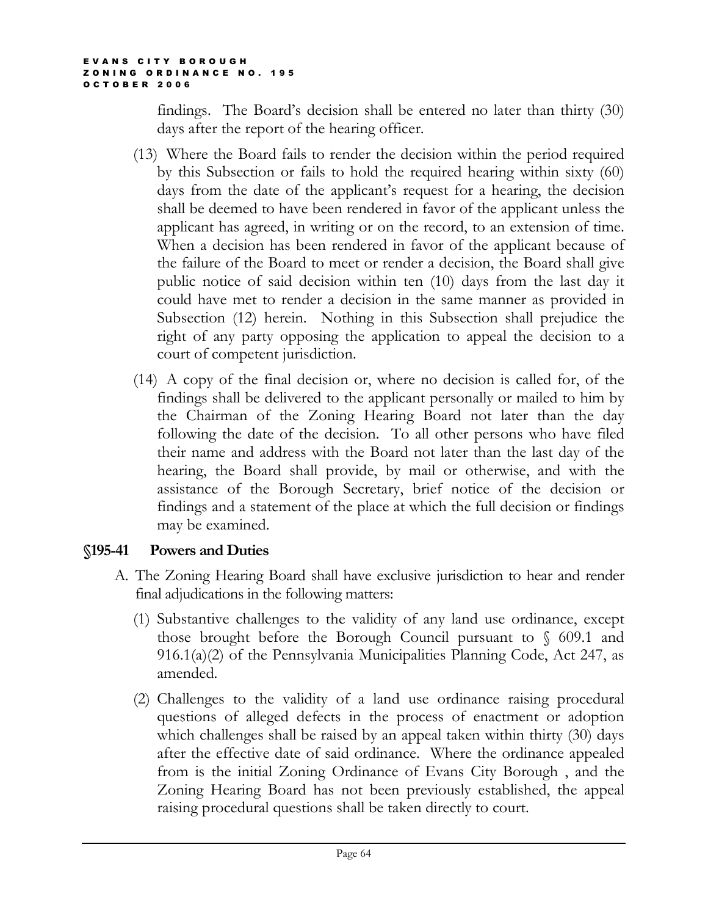findings. The Board's decision shall be entered no later than thirty (30) days after the report of the hearing officer.

(13) Where the Board fails to render the decision within the period required by this Subsection or fails to hold the required hearing within sixty (60) days from the date of the applicant's request for a hearing, the decision shall be deemed to have been rendered in favor of the applicant unless the applicant has agreed, in writing or on the record, to an extension of time. When a decision has been rendered in favor of the applicant because of the failure of the Board to meet or render a decision, the Board shall give public notice of said decision within ten (10) days from the last day it could have met to render a decision in the same manner as provided in Subsection (12) herein. Nothing in this Subsection shall prejudice the right of any party opposing the application to appeal the decision to a court of competent jurisdiction.

(14) A copy of the final decision or, where no decision is called for, of the findings shall be delivered to the applicant personally or mailed to him by the Chairman of the Zoning Hearing Board not later than the day following the date of the decision. To all other persons who have filed their name and address with the Board not later than the last day of the hearing, the Board shall provide, by mail or otherwise, and with the assistance of the Borough Secretary, brief notice of the decision or findings and a statement of the place at which the full decision or findings may be examined.

## §195-41 Powers and Duties

A. The Zoning Hearing Board shall have exclusive jurisdiction to hear and render final adjudications in the following matters:

(1) Substantive challenges to the validity of any land use ordinance, except those brought before the Borough Council pursuant to § 609.1 and 916.1(a)(2) of the Pennsylvania Municipalities Planning Code, Act 247, as amended.

(2) Challenges to the validity of a land use ordinance raising procedural questions of alleged defects in the process of enactment or adoption which challenges shall be raised by an appeal taken within thirty (30) days after the effective date of said ordinance. Where the ordinance appealed from is the initial Zoning Ordinance of Evans City Borough , and the Zoning Hearing Board has not been previously established, the appeal raising procedural questions shall be taken directly to court.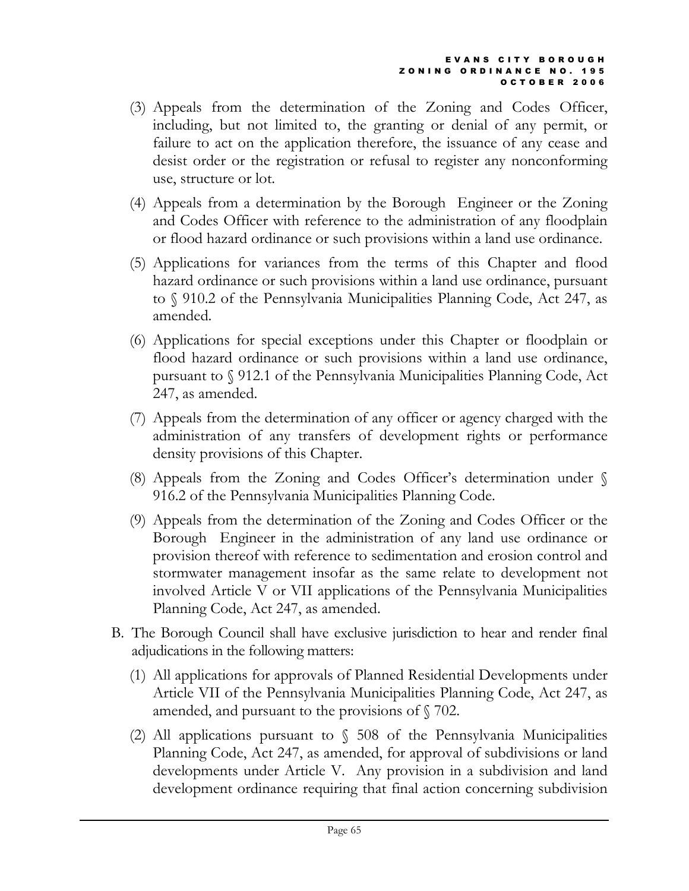(3) Appeals from the determination of the Zoning and Codes Officer, including, but not limited to, the granting or denial of any permit, or failure to act on the application therefore, the issuance of any cease and desist order or the registration or refusal to register any nonconforming use, structure or lot.

(4) Appeals from a determination by the Borough Engineer or the Zoning and Codes Officer with reference to the administration of any floodplain or flood hazard ordinance or such provisions within a land use ordinance.

(5) Applications for variances from the terms of this Chapter and flood hazard ordinance or such provisions within a land use ordinance, pursuant to § 910.2 of the Pennsylvania Municipalities Planning Code, Act 247, as amended.

(6) Applications for special exceptions under this Chapter or floodplain or flood hazard ordinance or such provisions within a land use ordinance, pursuant to § 912.1 of the Pennsylvania Municipalities Planning Code, Act 247, as amended.

(7) Appeals from the determination of any officer or agency charged with the administration of any transfers of development rights or performance density provisions of this Chapter.

(8) Appeals from the Zoning and Codes Officer's determination under § 916.2 of the Pennsylvania Municipalities Planning Code.

(9) Appeals from the determination of the Zoning and Codes Officer or the Borough Engineer in the administration of any land use ordinance or provision thereof with reference to sedimentation and erosion control and stormwater management insofar as the same relate to development not involved Article V or VII applications of the Pennsylvania Municipalities Planning Code, Act 247, as amended.

B. The Borough Council shall have exclusive jurisdiction to hear and render final adjudications in the following matters:

(1) All applications for approvals of Planned Residential Developments under Article VII of the Pennsylvania Municipalities Planning Code, Act 247, as amended, and pursuant to the provisions of § 702.

(2) All applications pursuant to § 508 of the Pennsylvania Municipalities Planning Code, Act 247, as amended, for approval of subdivisions or land developments under Article V. Any provision in a subdivision and land development ordinance requiring that final action concerning subdivision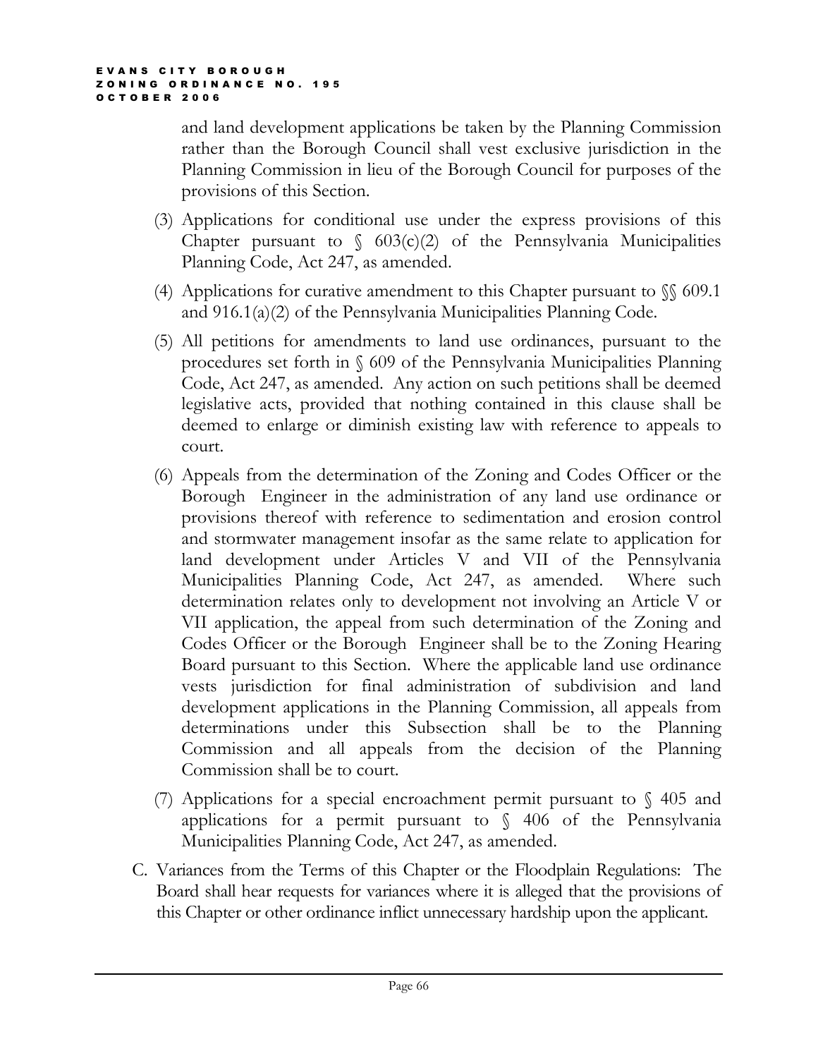and land development applications be taken by the Planning Commission rather than the Borough Council shall vest exclusive jurisdiction in the Planning Commission in lieu of the Borough Council for purposes of the provisions of this Section.

(3) Applications for conditional use under the express provisions of this Chapter pursuant to § 603(c)(2) of the Pennsylvania Municipalities Planning Code, Act 247, as amended.

(4) Applications for curative amendment to this Chapter pursuant to §§ 609.1 and 916.1(a)(2) of the Pennsylvania Municipalities Planning Code.

(5) All petitions for amendments to land use ordinances, pursuant to the procedures set forth in § 609 of the Pennsylvania Municipalities Planning Code, Act 247, as amended. Any action on such petitions shall be deemed legislative acts, provided that nothing contained in this clause shall be deemed to enlarge or diminish existing law with reference to appeals to court.

(6) Appeals from the determination of the Zoning and Codes Officer or the Borough Engineer in the administration of any land use ordinance or provisions thereof with reference to sedimentation and erosion control and stormwater management insofar as the same relate to application for land development under Articles V and VII of the Pennsylvania Municipalities Planning Code, Act 247, as amended. Where such determination relates only to development not involving an Article V or VII application, the appeal from such determination of the Zoning and Codes Officer or the Borough Engineer shall be to the Zoning Hearing Board pursuant to this Section. Where the applicable land use ordinance vests jurisdiction for final administration of subdivision and land development applications in the Planning Commission, all appeals from determinations under this Subsection shall be to the Planning Commission and all appeals from the decision of the Planning Commission shall be to court.

(7) Applications for a special encroachment permit pursuant to § 405 and applications for a permit pursuant to § 406 of the Pennsylvania Municipalities Planning Code, Act 247, as amended.

C. Variances from the Terms of this Chapter or the Floodplain Regulations: The Board shall hear requests for variances where it is alleged that the provisions of this Chapter or other ordinance inflict unnecessary hardship upon the applicant.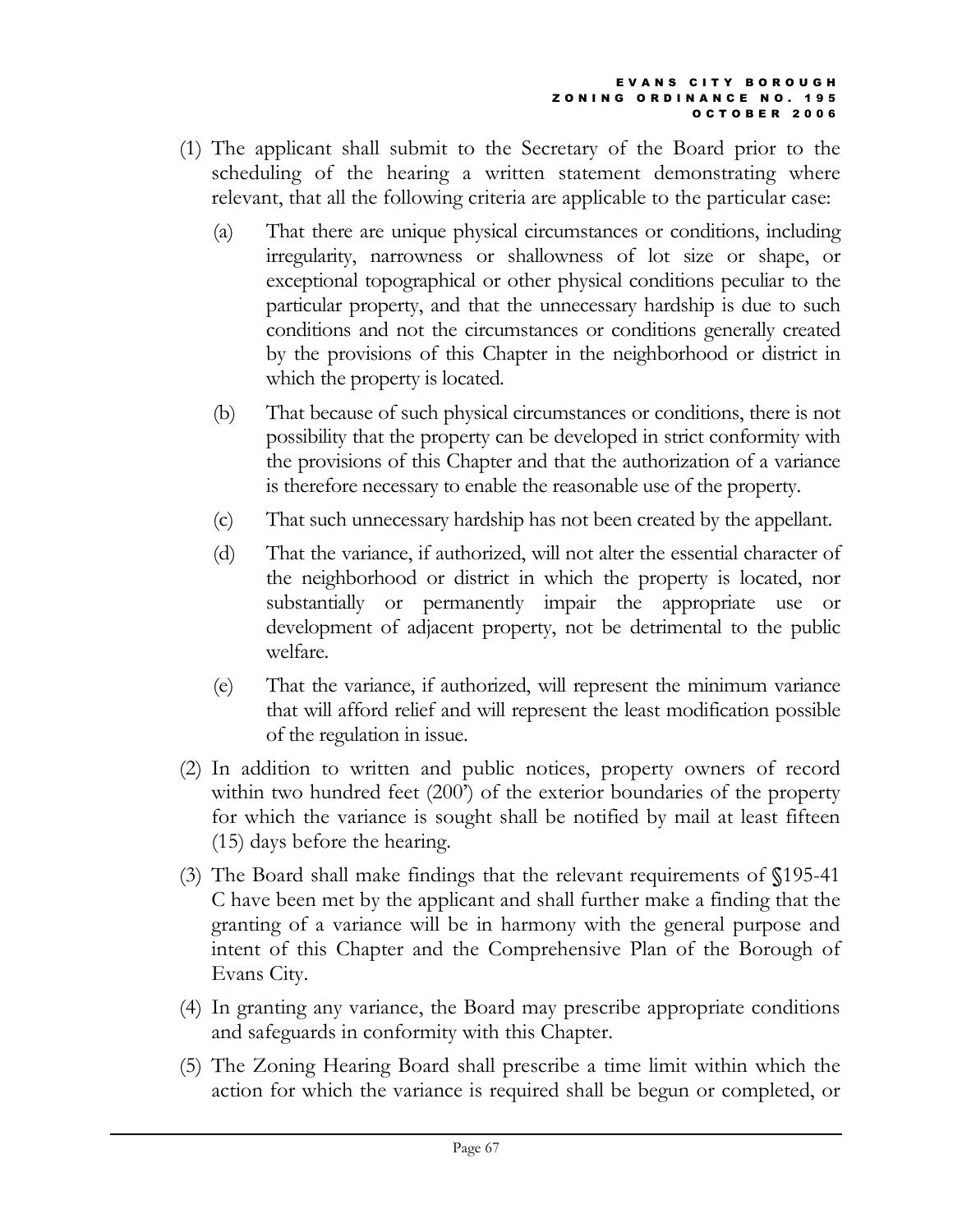(1) The applicant shall submit to the Secretary of the Board prior to the scheduling of the hearing a written statement demonstrating where relevant, that all the following criteria are applicable to the particular case:

   (a) That there are unique physical circumstances or conditions, including irregularity, narrowness or shallowness of lot size or shape, or exceptional topographical or other physical conditions peculiar to the particular property, and that the unnecessary hardship is due to such conditions and not the circumstances or conditions generally created by the provisions of this Chapter in the neighborhood or district in which the property is located.

   (b) That because of such physical circumstances or conditions, there is not possibility that the property can be developed in strict conformity with the provisions of this Chapter and that the authorization of a variance is therefore necessary to enable the reasonable use of the property.

   (c) That such unnecessary hardship has not been created by the appellant.

   (d) That the variance, if authorized, will not alter the essential character of the neighborhood or district in which the property is located, nor substantially or permanently impair the appropriate use or development of adjacent property, not be detrimental to the public welfare.

   (e) That the variance, if authorized, will represent the minimum variance that will afford relief and will represent the least modification possible of the regulation in issue.

(2) In addition to written and public notices, property owners of record within two hundred feet (200') of the exterior boundaries of the property for which the variance is sought shall be notified by mail at least fifteen (15) days before the hearing.

(3) The Board shall make findings that the relevant requirements of §195-41 C have been met by the applicant and shall further make a finding that the granting of a variance will be in harmony with the general purpose and intent of this Chapter and the Comprehensive Plan of the Borough of Evans City.

(4) In granting any variance, the Board may prescribe appropriate conditions and safeguards in conformity with this Chapter.

(5) The Zoning Hearing Board shall prescribe a time limit within which the action for which the variance is required shall be begun or completed, or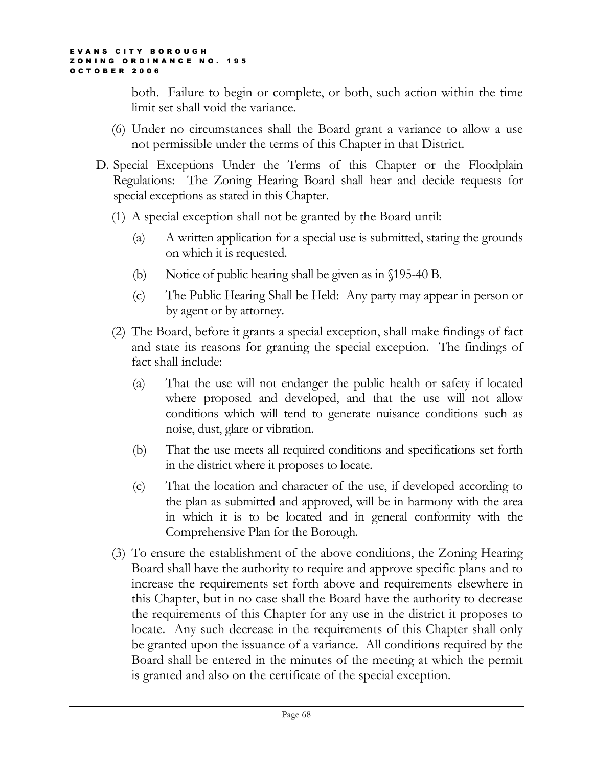both. Failure to begin or complete, or both, such action within the time limit set shall void the variance.

(6) Under no circumstances shall the Board grant a variance to allow a use not permissible under the terms of this Chapter in that District.

D. Special Exceptions Under the Terms of this Chapter or the Floodplain Regulations: The Zoning Hearing Board shall hear and decide requests for special exceptions as stated in this Chapter.

(1) A special exception shall not be granted by the Board until:

(a) A written application for a special use is submitted, stating the grounds on which it is requested.

(b) Notice of public hearing shall be given as in §195-40 B.

(c) The Public Hearing Shall be Held: Any party may appear in person or by agent or by attorney.

(2) The Board, before it grants a special exception, shall make findings of fact and state its reasons for granting the special exception. The findings of fact shall include:

(a) That the use will not endanger the public health or safety if located where proposed and developed, and that the use will not allow conditions which will tend to generate nuisance conditions such as noise, dust, glare or vibration.

(b) That the use meets all required conditions and specifications set forth in the district where it proposes to locate.

(c) That the location and character of the use, if developed according to the plan as submitted and approved, will be in harmony with the area in which it is to be located and in general conformity with the Comprehensive Plan for the Borough.

(3) To ensure the establishment of the above conditions, the Zoning Hearing Board shall have the authority to require and approve specific plans and to increase the requirements set forth above and requirements elsewhere in this Chapter, but in no case shall the Board have the authority to decrease the requirements of this Chapter for any use in the district it proposes to locate. Any such decrease in the requirements of this Chapter shall only be granted upon the issuance of a variance. All conditions required by the Board shall be entered in the minutes of the meeting at which the permit is granted and also on the certificate of the special exception.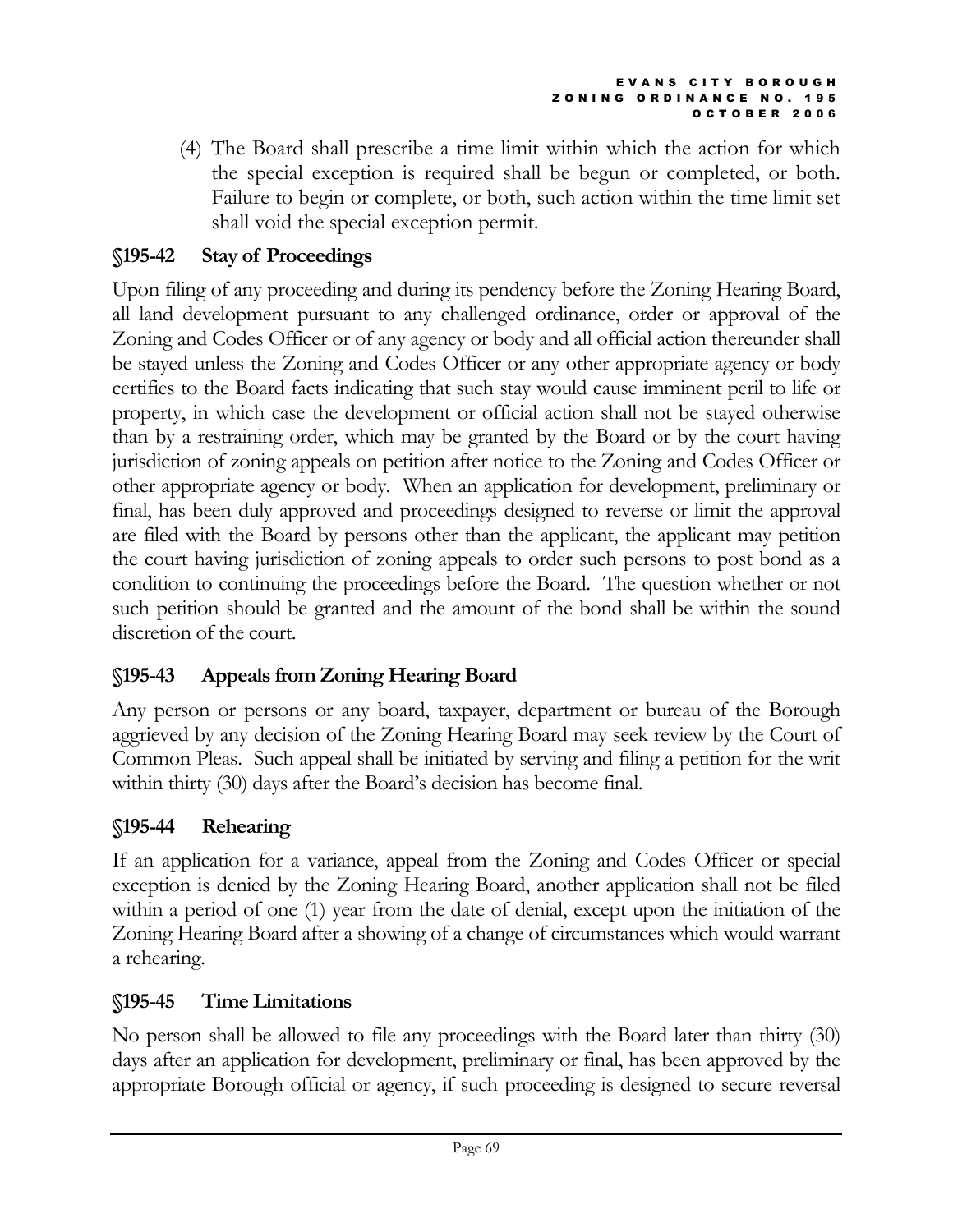(4) The Board shall prescribe a time limit within which the action for which the special exception is required shall be begun or completed, or both. Failure to begin or complete, or both, such action within the time limit set shall void the special exception permit.

## §195-42 Stay of Proceedings

Upon filing of any proceeding and during its pendency before the Zoning Hearing Board, all land development pursuant to any challenged ordinance, order or approval of the Zoning and Codes Officer or of any agency or body and all official action thereunder shall be stayed unless the Zoning and Codes Officer or any other appropriate agency or body certifies to the Board facts indicating that such stay would cause imminent peril to life or property, in which case the development or official action shall not be stayed otherwise than by a restraining order, which may be granted by the Board or by the court having jurisdiction of zoning appeals on petition after notice to the Zoning and Codes Officer or other appropriate agency or body. When an application for development, preliminary or final, has been duly approved and proceedings designed to reverse or limit the approval are filed with the Board by persons other than the applicant, the applicant may petition the court having jurisdiction of zoning appeals to order such persons to post bond as a condition to continuing the proceedings before the Board. The question whether or not such petition should be granted and the amount of the bond shall be within the sound discretion of the court.

## §195-43 Appeals from Zoning Hearing Board

Any person or persons or any board, taxpayer, department or bureau of the Borough aggrieved by any decision of the Zoning Hearing Board may seek review by the Court of Common Pleas. Such appeal shall be initiated by serving and filing a petition for the writ within thirty (30) days after the Board's decision has become final.

## §195-44 Rehearing

If an application for a variance, appeal from the Zoning and Codes Officer or special exception is denied by the Zoning Hearing Board, another application shall not be filed within a period of one (1) year from the date of denial, except upon the initiation of the Zoning Hearing Board after a showing of a change of circumstances which would warrant a rehearing.

## §195-45 Time Limitations

No person shall be allowed to file any proceedings with the Board later than thirty (30) days after an application for development, preliminary or final, has been approved by the appropriate Borough official or agency, if such proceeding is designed to secure reversal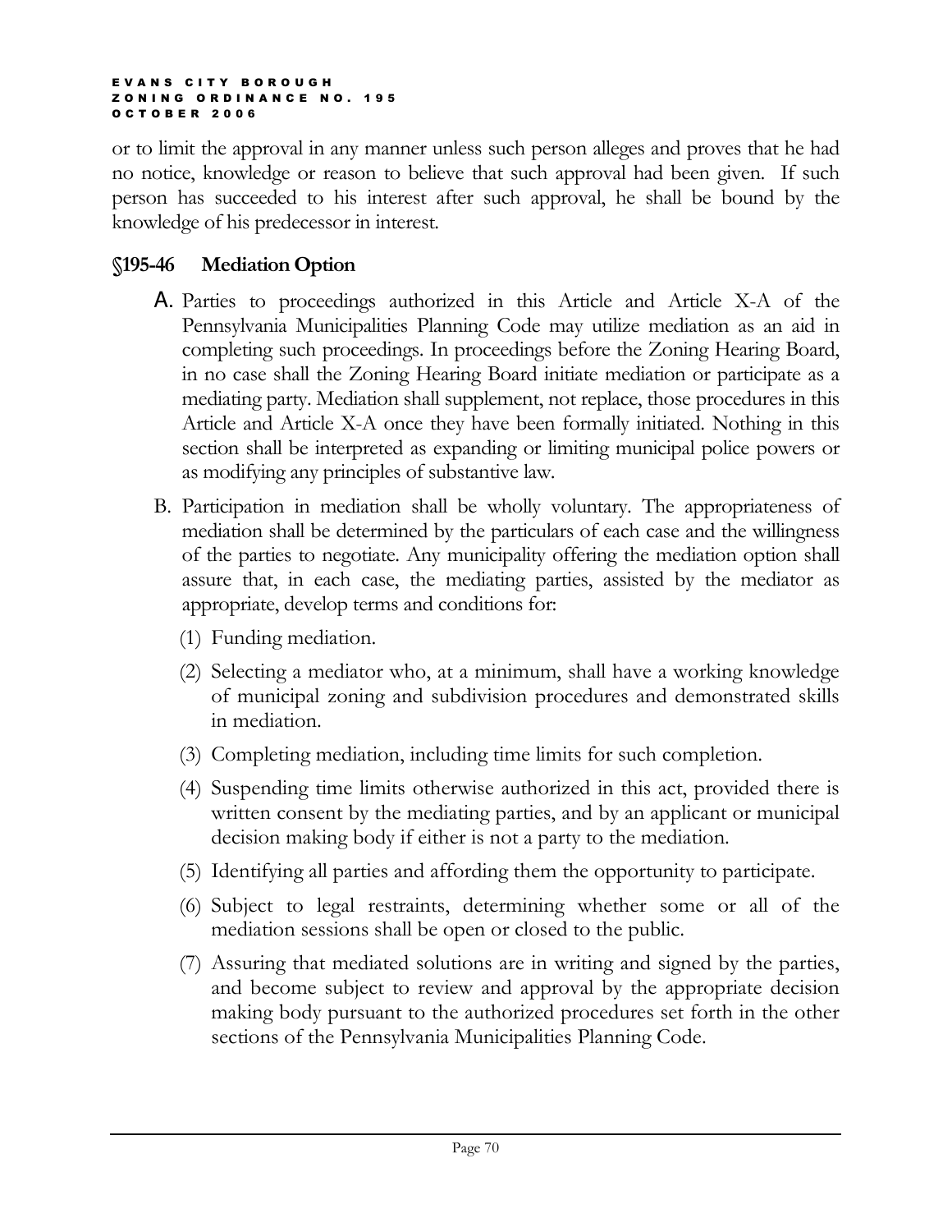or to limit the approval in any manner unless such person alleges and proves that he had no notice, knowledge or reason to believe that such approval had been given. If such person has succeeded to his interest after such approval, he shall be bound by the knowledge of his predecessor in interest.

## §195-46 Mediation Option

A. Parties to proceedings authorized in this Article and Article X-A of the Pennsylvania Municipalities Planning Code may utilize mediation as an aid in completing such proceedings. In proceedings before the Zoning Hearing Board, in no case shall the Zoning Hearing Board initiate mediation or participate as a mediating party. Mediation shall supplement, not replace, those procedures in this Article and Article X-A once they have been formally initiated. Nothing in this section shall be interpreted as expanding or limiting municipal police powers or as modifying any principles of substantive law.

B. Participation in mediation shall be wholly voluntary. The appropriateness of mediation shall be determined by the particulars of each case and the willingness of the parties to negotiate. Any municipality offering the mediation option shall assure that, in each case, the mediating parties, assisted by the mediator as appropriate, develop terms and conditions for:

   (1) Funding mediation.

   (2) Selecting a mediator who, at a minimum, shall have a working knowledge of municipal zoning and subdivision procedures and demonstrated skills in mediation.

   (3) Completing mediation, including time limits for such completion.

   (4) Suspending time limits otherwise authorized in this act, provided there is written consent by the mediating parties, and by an applicant or municipal decision making body if either is not a party to the mediation.

   (5) Identifying all parties and affording them the opportunity to participate.

   (6) Subject to legal restraints, determining whether some or all of the mediation sessions shall be open or closed to the public.

   (7) Assuring that mediated solutions are in writing and signed by the parties, and become subject to review and approval by the appropriate decision making body pursuant to the authorized procedures set forth in the other sections of the Pennsylvania Municipalities Planning Code.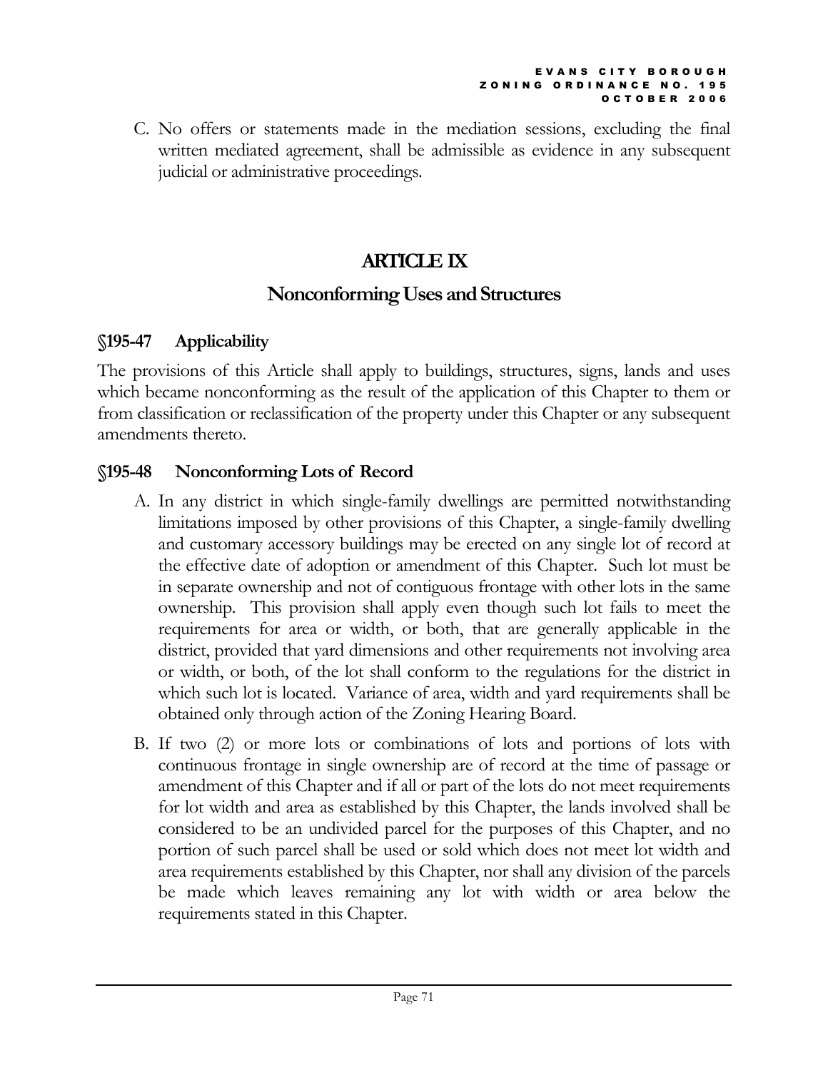C. No offers or statements made in the mediation sessions, excluding the final written mediated agreement, shall be admissible as evidence in any subsequent judicial or administrative proceedings.

# ARTICLE IX

## Nonconforming Uses and Structures

### §195-47 Applicability

The provisions of this Article shall apply to buildings, structures, signs, lands and uses which became nonconforming as the result of the application of this Chapter to them or from classification or reclassification of the property under this Chapter or any subsequent amendments thereto.

### §195-48 Nonconforming Lots of Record

A. In any district in which single-family dwellings are permitted notwithstanding limitations imposed by other provisions of this Chapter, a single-family dwelling and customary accessory buildings may be erected on any single lot of record at the effective date of adoption or amendment of this Chapter. Such lot must be in separate ownership and not of contiguous frontage with other lots in the same ownership. This provision shall apply even though such lot fails to meet the requirements for area or width, or both, that are generally applicable in the district, provided that yard dimensions and other requirements not involving area or width, or both, of the lot shall conform to the regulations for the district in which such lot is located. Variance of area, width and yard requirements shall be obtained only through action of the Zoning Hearing Board.

B. If two (2) or more lots or combinations of lots and portions of lots with continuous frontage in single ownership are of record at the time of passage or amendment of this Chapter and if all or part of the lots do not meet requirements for lot width and area as established by this Chapter, the lands involved shall be considered to be an undivided parcel for the purposes of this Chapter, and no portion of such parcel shall be used or sold which does not meet lot width and area requirements established by this Chapter, nor shall any division of the parcels be made which leaves remaining any lot with width or area below the requirements stated in this Chapter.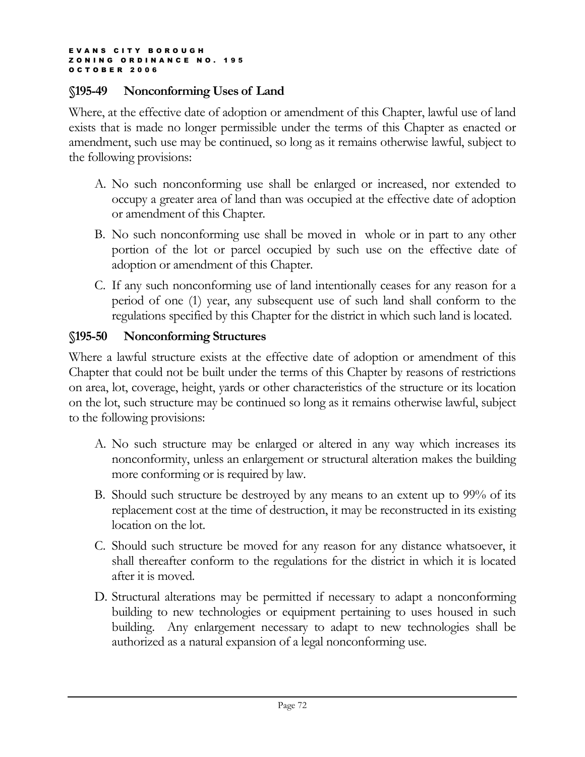## §195-49 Nonconforming Uses of Land

Where, at the effective date of adoption or amendment of this Chapter, lawful use of land exists that is made no longer permissible under the terms of this Chapter as enacted or amendment, such use may be continued, so long as it remains otherwise lawful, subject to the following provisions:

A. No such nonconforming use shall be enlarged or increased, nor extended to occupy a greater area of land than was occupied at the effective date of adoption or amendment of this Chapter.

B. No such nonconforming use shall be moved in whole or in part to any other portion of the lot or parcel occupied by such use on the effective date of adoption or amendment of this Chapter.

C. If any such nonconforming use of land intentionally ceases for any reason for a period of one (1) year, any subsequent use of such land shall conform to the regulations specified by this Chapter for the district in which such land is located.

## §195-50 Nonconforming Structures

Where a lawful structure exists at the effective date of adoption or amendment of this Chapter that could not be built under the terms of this Chapter by reasons of restrictions on area, lot, coverage, height, yards or other characteristics of the structure or its location on the lot, such structure may be continued so long as it remains otherwise lawful, subject to the following provisions:

A. No such structure may be enlarged or altered in any way which increases its nonconformity, unless an enlargement or structural alteration makes the building more conforming or is required by law.

B. Should such structure be destroyed by any means to an extent up to 99% of its replacement cost at the time of destruction, it may be reconstructed in its existing location on the lot.

C. Should such structure be moved for any reason for any distance whatsoever, it shall thereafter conform to the regulations for the district in which it is located after it is moved.

D. Structural alterations may be permitted if necessary to adapt a nonconforming building to new technologies or equipment pertaining to uses housed in such building. Any enlargement necessary to adapt to new technologies shall be authorized as a natural expansion of a legal nonconforming use.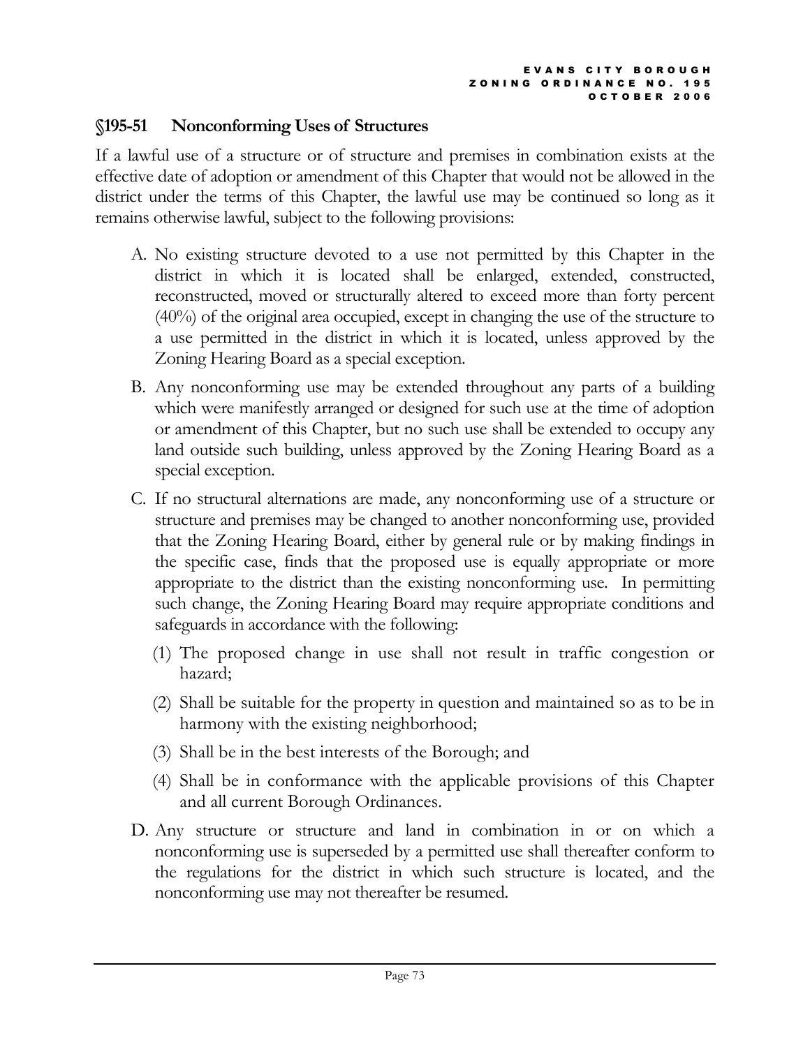## §195-51 Nonconforming Uses of Structures

If a lawful use of a structure or of structure and premises in combination exists at the effective date of adoption or amendment of this Chapter that would not be allowed in the district under the terms of this Chapter, the lawful use may be continued so long as it remains otherwise lawful, subject to the following provisions:

A. No existing structure devoted to a use not permitted by this Chapter in the district in which it is located shall be enlarged, extended, constructed, reconstructed, moved or structurally altered to exceed more than forty percent (40%) of the original area occupied, except in changing the use of the structure to a use permitted in the district in which it is located, unless approved by the Zoning Hearing Board as a special exception.

B. Any nonconforming use may be extended throughout any parts of a building which were manifestly arranged or designed for such use at the time of adoption or amendment of this Chapter, but no such use shall be extended to occupy any land outside such building, unless approved by the Zoning Hearing Board as a special exception.

C. If no structural alternations are made, any nonconforming use of a structure or structure and premises may be changed to another nonconforming use, provided that the Zoning Hearing Board, either by general rule or by making findings in the specific case, finds that the proposed use is equally appropriate or more appropriate to the district than the existing nonconforming use. In permitting such change, the Zoning Hearing Board may require appropriate conditions and safeguards in accordance with the following:

   (1) The proposed change in use shall not result in traffic congestion or hazard;

   (2) Shall be suitable for the property in question and maintained so as to be in harmony with the existing neighborhood;

   (3) Shall be in the best interests of the Borough; and

   (4) Shall be in conformance with the applicable provisions of this Chapter and all current Borough Ordinances.

D. Any structure or structure and land in combination in or on which a nonconforming use is superseded by a permitted use shall thereafter conform to the regulations for the district in which such structure is located, and the nonconforming use may not thereafter be resumed.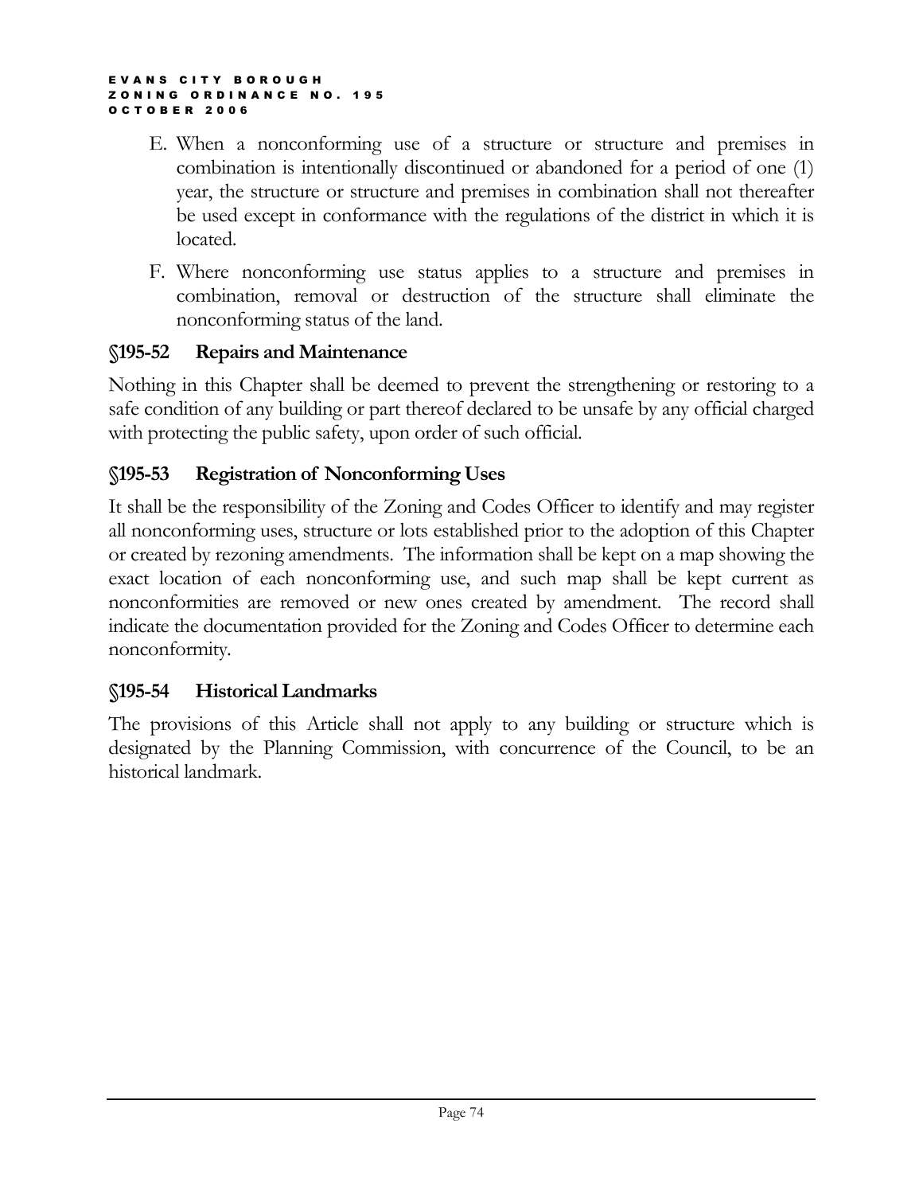E. When a nonconforming use of a structure or structure and premises in combination is intentionally discontinued or abandoned for a period of one (1) year, the structure or structure and premises in combination shall not thereafter be used except in conformance with the regulations of the district in which it is located.

F. Where nonconforming use status applies to a structure and premises in combination, removal or destruction of the structure shall eliminate the nonconforming status of the land.

### §195-52 Repairs and Maintenance

Nothing in this Chapter shall be deemed to prevent the strengthening or restoring to a safe condition of any building or part thereof declared to be unsafe by any official charged with protecting the public safety, upon order of such official.

### §195-53 Registration of Nonconforming Uses

It shall be the responsibility of the Zoning and Codes Officer to identify and may register all nonconforming uses, structure or lots established prior to the adoption of this Chapter or created by rezoning amendments. The information shall be kept on a map showing the exact location of each nonconforming use, and such map shall be kept current as nonconformities are removed or new ones created by amendment. The record shall indicate the documentation provided for the Zoning and Codes Officer to determine each nonconformity.

### §195-54 Historical Landmarks

The provisions of this Article shall not apply to any building or structure which is designated by the Planning Commission, with concurrence of the Council, to be an historical landmark.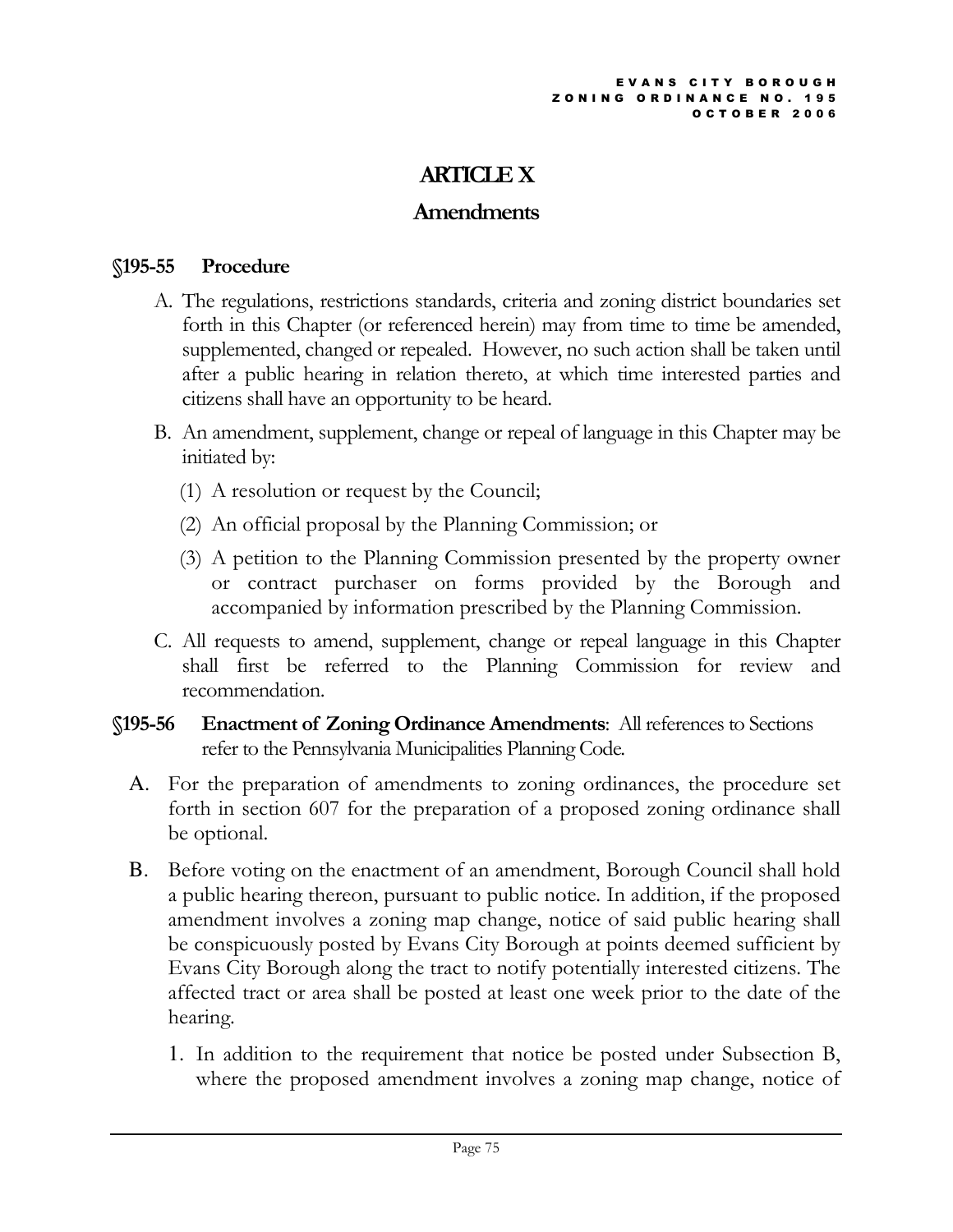# ARTICLE X

## Amendments

### §195-55 Procedure

A. The regulations, restrictions standards, criteria and zoning district boundaries set forth in this Chapter (or referenced herein) may from time to time be amended, supplemented, changed or repealed. However, no such action shall be taken until after a public hearing in relation thereto, at which time interested parties and citizens shall have an opportunity to be heard.

B. An amendment, supplement, change or repeal of language in this Chapter may be initiated by:

   (1) A resolution or request by the Council;

   (2) An official proposal by the Planning Commission; or

   (3) A petition to the Planning Commission presented by the property owner or contract purchaser on forms provided by the Borough and accompanied by information prescribed by the Planning Commission.

C. All requests to amend, supplement, change or repeal language in this Chapter shall first be referred to the Planning Commission for review and recommendation.

### §195-56 Enactment of Zoning Ordinance Amendments: All references to Sections refer to the Pennsylvania Municipalities Planning Code.

A. For the preparation of amendments to zoning ordinances, the procedure set forth in section 607 for the preparation of a proposed zoning ordinance shall be optional.

B. Before voting on the enactment of an amendment, Borough Council shall hold a public hearing thereon, pursuant to public notice. In addition, if the proposed amendment involves a zoning map change, notice of said public hearing shall be conspicuously posted by Evans City Borough at points deemed sufficient by Evans City Borough along the tract to notify potentially interested citizens. The affected tract or area shall be posted at least one week prior to the date of the hearing.

   1. In addition to the requirement that notice be posted under Subsection B, where the proposed amendment involves a zoning map change, notice of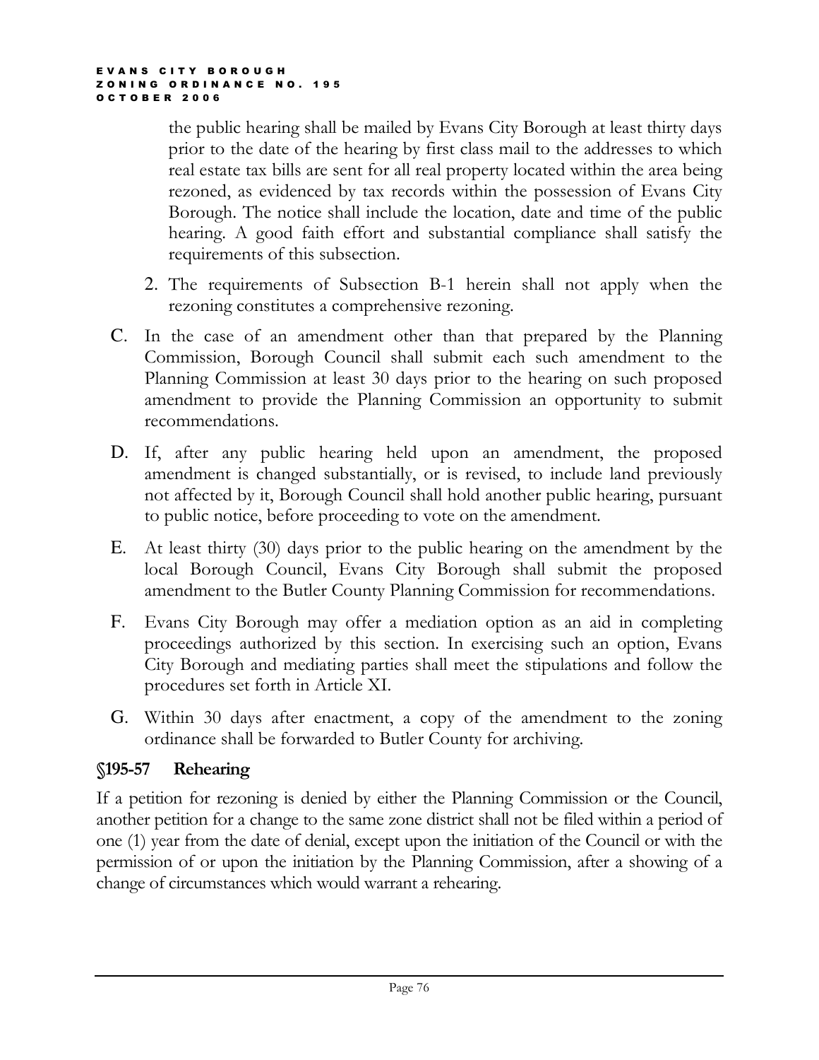the public hearing shall be mailed by Evans City Borough at least thirty days prior to the date of the hearing by first class mail to the addresses to which real estate tax bills are sent for all real property located within the area being rezoned, as evidenced by tax records within the possession of Evans City Borough. The notice shall include the location, date and time of the public hearing. A good faith effort and substantial compliance shall satisfy the requirements of this subsection.

2. The requirements of Subsection B-1 herein shall not apply when the rezoning constitutes a comprehensive rezoning.

C. In the case of an amendment other than that prepared by the Planning Commission, Borough Council shall submit each such amendment to the Planning Commission at least 30 days prior to the hearing on such proposed amendment to provide the Planning Commission an opportunity to submit recommendations.

D. If, after any public hearing held upon an amendment, the proposed amendment is changed substantially, or is revised, to include land previously not affected by it, Borough Council shall hold another public hearing, pursuant to public notice, before proceeding to vote on the amendment.

E. At least thirty (30) days prior to the public hearing on the amendment by the local Borough Council, Evans City Borough shall submit the proposed amendment to the Butler County Planning Commission for recommendations.

F. Evans City Borough may offer a mediation option as an aid in completing proceedings authorized by this section. In exercising such an option, Evans City Borough and mediating parties shall meet the stipulations and follow the procedures set forth in Article XI.

G. Within 30 days after enactment, a copy of the amendment to the zoning ordinance shall be forwarded to Butler County for archiving.

## §195-57 Rehearing

If a petition for rezoning is denied by either the Planning Commission or the Council, another petition for a change to the same zone district shall not be filed within a period of one (1) year from the date of denial, except upon the initiation of the Council or with the permission of or upon the initiation by the Planning Commission, after a showing of a change of circumstances which would warrant a rehearing.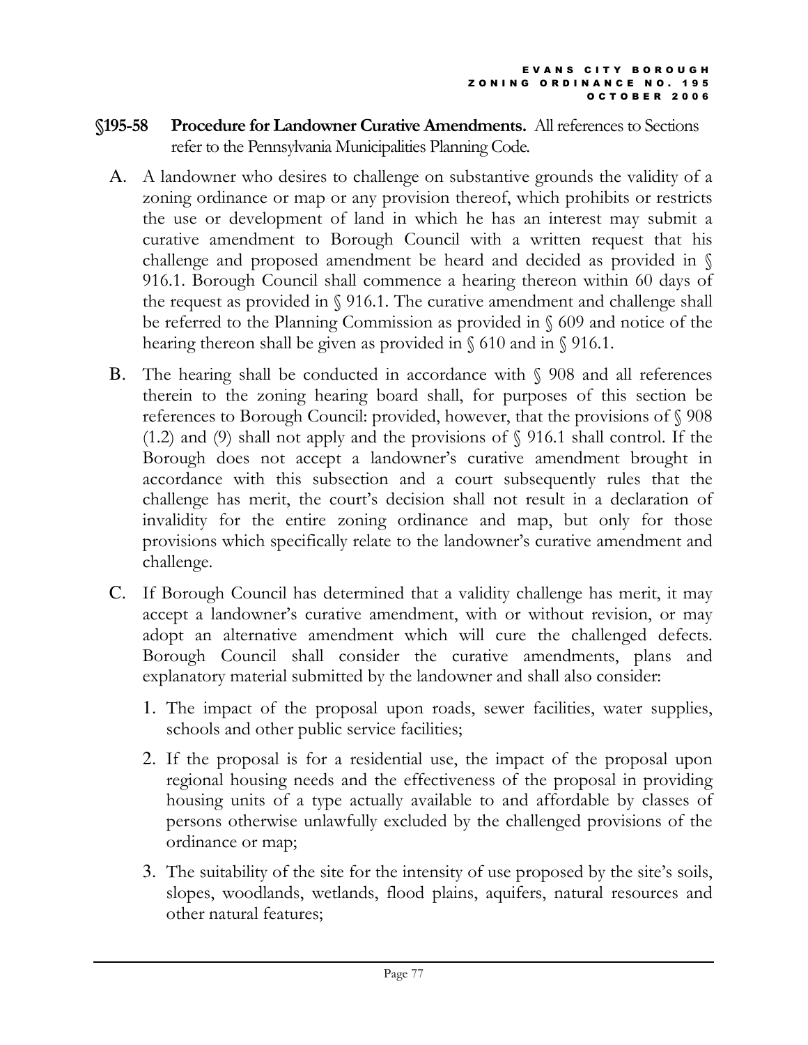## §195-58 Procedure for Landowner Curative Amendments.

All references to Sections refer to the Pennsylvania Municipalities Planning Code.

A. A landowner who desires to challenge on substantive grounds the validity of a zoning ordinance or map or any provision thereof, which prohibits or restricts the use or development of land in which he has an interest may submit a curative amendment to Borough Council with a written request that his challenge and proposed amendment be heard and decided as provided in § 916.1. Borough Council shall commence a hearing thereon within 60 days of the request as provided in § 916.1. The curative amendment and challenge shall be referred to the Planning Commission as provided in § 609 and notice of the hearing thereon shall be given as provided in § 610 and in § 916.1.

B. The hearing shall be conducted in accordance with § 908 and all references therein to the zoning hearing board shall, for purposes of this section be references to Borough Council: provided, however, that the provisions of § 908 (1.2) and (9) shall not apply and the provisions of § 916.1 shall control. If the Borough does not accept a landowner's curative amendment brought in accordance with this subsection and a court subsequently rules that the challenge has merit, the court's decision shall not result in a declaration of invalidity for the entire zoning ordinance and map, but only for those provisions which specifically relate to the landowner's curative amendment and challenge.

C. If Borough Council has determined that a validity challenge has merit, it may accept a landowner's curative amendment, with or without revision, or may adopt an alternative amendment which will cure the challenged defects. Borough Council shall consider the curative amendments, plans and explanatory material submitted by the landowner and shall also consider:

   1. The impact of the proposal upon roads, sewer facilities, water supplies, schools and other public service facilities;

   2. If the proposal is for a residential use, the impact of the proposal upon regional housing needs and the effectiveness of the proposal in providing housing units of a type actually available to and affordable by classes of persons otherwise unlawfully excluded by the challenged provisions of the ordinance or map;

   3. The suitability of the site for the intensity of use proposed by the site's soils, slopes, woodlands, wetlands, flood plains, aquifers, natural resources and other natural features;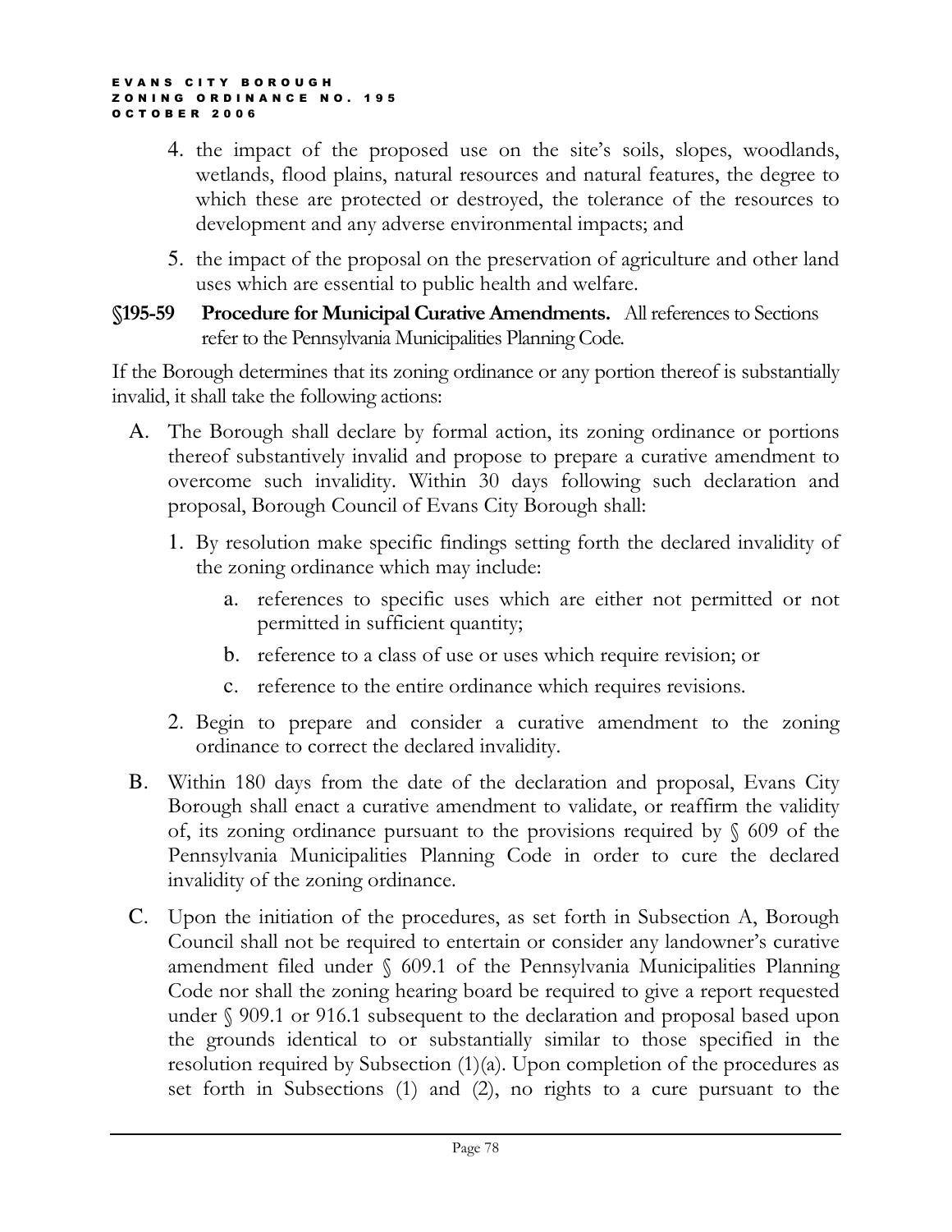4. the impact of the proposed use on the site's soils, slopes, woodlands, wetlands, flood plains, natural resources and natural features, the degree to which these are protected or destroyed, the tolerance of the resources to development and any adverse environmental impacts; and

5. the impact of the proposal on the preservation of agriculture and other land uses which are essential to public health and welfare.

**§195-59 Procedure for Municipal Curative Amendments.** All references to Sections refer to the Pennsylvania Municipalities Planning Code.

If the Borough determines that its zoning ordinance or any portion thereof is substantially invalid, it shall take the following actions:

A. The Borough shall declare by formal action, its zoning ordinance or portions thereof substantively invalid and propose to prepare a curative amendment to overcome such invalidity. Within 30 days following such declaration and proposal, Borough Council of Evans City Borough shall:

   1. By resolution make specific findings setting forth the declared invalidity of the zoning ordinance which may include:

      a. references to specific uses which are either not permitted or not permitted in sufficient quantity;

      b. reference to a class of use or uses which require revision; or

      c. reference to the entire ordinance which requires revisions.

   2. Begin to prepare and consider a curative amendment to the zoning ordinance to correct the declared invalidity.

B. Within 180 days from the date of the declaration and proposal, Evans City Borough shall enact a curative amendment to validate, or reaffirm the validity of, its zoning ordinance pursuant to the provisions required by § 609 of the Pennsylvania Municipalities Planning Code in order to cure the declared invalidity of the zoning ordinance.

C. Upon the initiation of the procedures, as set forth in Subsection A, Borough Council shall not be required to entertain or consider any landowner's curative amendment filed under § 609.1 of the Pennsylvania Municipalities Planning Code nor shall the zoning hearing board be required to give a report requested under § 909.1 or 916.1 subsequent to the declaration and proposal based upon the grounds identical to or substantially similar to those specified in the resolution required by Subsection (1)(a). Upon completion of the procedures as set forth in Subsections (1) and (2), no rights to a cure pursuant to the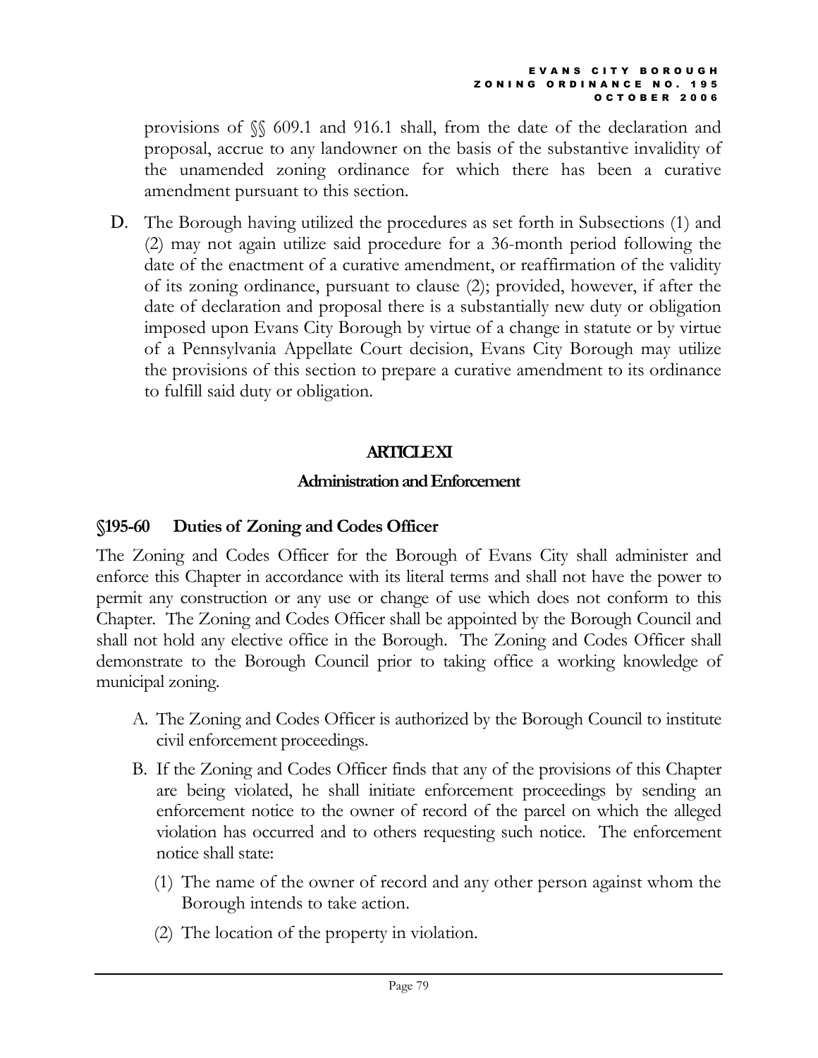provisions of §§ 609.1 and 916.1 shall, from the date of the declaration and proposal, accrue to any landowner on the basis of the substantive invalidity of the unamended zoning ordinance for which there has been a curative amendment pursuant to this section.

D. The Borough having utilized the procedures as set forth in Subsections (1) and (2) may not again utilize said procedure for a 36-month period following the date of the enactment of a curative amendment, or reaffirmation of the validity of its zoning ordinance, pursuant to clause (2); provided, however, if after the date of declaration and proposal there is a substantially new duty or obligation imposed upon Evans City Borough by virtue of a change in statute or by virtue of a Pennsylvania Appellate Court decision, Evans City Borough may utilize the provisions of this section to prepare a curative amendment to its ordinance to fulfill said duty or obligation.

## ARTICLE XI

## Administration and Enforcement

### §195-60 Duties of Zoning and Codes Officer

The Zoning and Codes Officer for the Borough of Evans City shall administer and enforce this Chapter in accordance with its literal terms and shall not have the power to permit any construction or any use or change of use which does not conform to this Chapter. The Zoning and Codes Officer shall be appointed by the Borough Council and shall not hold any elective office in the Borough. The Zoning and Codes Officer shall demonstrate to the Borough Council prior to taking office a working knowledge of municipal zoning.

A. The Zoning and Codes Officer is authorized by the Borough Council to institute civil enforcement proceedings.

B. If the Zoning and Codes Officer finds that any of the provisions of this Chapter are being violated, he shall initiate enforcement proceedings by sending an enforcement notice to the owner of record of the parcel on which the alleged violation has occurred and to others requesting such notice. The enforcement notice shall state:

(1) The name of the owner of record and any other person against whom the Borough intends to take action.

(2) The location of the property in violation.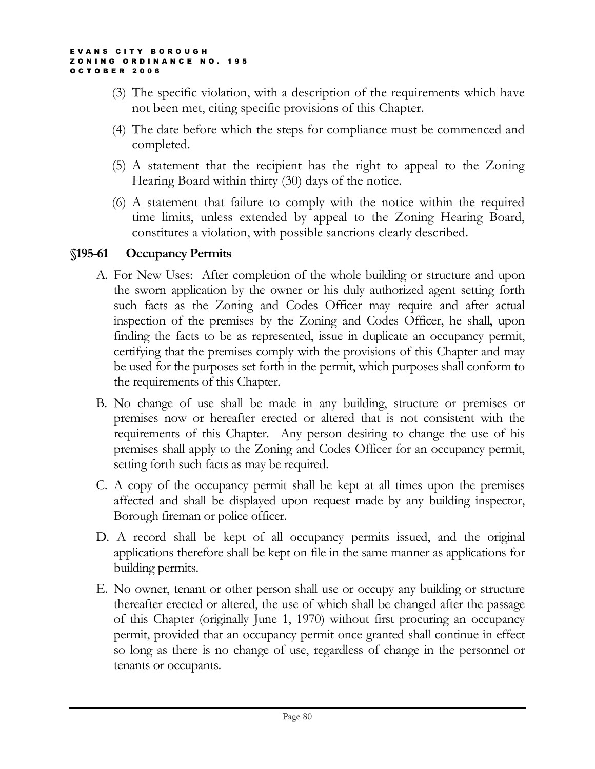(3) The specific violation, with a description of the requirements which have not been met, citing specific provisions of this Chapter.

(4) The date before which the steps for compliance must be commenced and completed.

(5) A statement that the recipient has the right to appeal to the Zoning Hearing Board within thirty (30) days of the notice.

(6) A statement that failure to comply with the notice within the required time limits, unless extended by appeal to the Zoning Hearing Board, constitutes a violation, with possible sanctions clearly described.

## §195-61 Occupancy Permits

A. For New Uses: After completion of the whole building or structure and upon the sworn application by the owner or his duly authorized agent setting forth such facts as the Zoning and Codes Officer may require and after actual inspection of the premises by the Zoning and Codes Officer, he shall, upon finding the facts to be as represented, issue in duplicate an occupancy permit, certifying that the premises comply with the provisions of this Chapter and may be used for the purposes set forth in the permit, which purposes shall conform to the requirements of this Chapter.

B. No change of use shall be made in any building, structure or premises or premises now or hereafter erected or altered that is not consistent with the requirements of this Chapter. Any person desiring to change the use of his premises shall apply to the Zoning and Codes Officer for an occupancy permit, setting forth such facts as may be required.

C. A copy of the occupancy permit shall be kept at all times upon the premises affected and shall be displayed upon request made by any building inspector, Borough fireman or police officer.

D. A record shall be kept of all occupancy permits issued, and the original applications therefore shall be kept on file in the same manner as applications for building permits.

E. No owner, tenant or other person shall use or occupy any building or structure thereafter erected or altered, the use of which shall be changed after the passage of this Chapter (originally June 1, 1970) without first procuring an occupancy permit, provided that an occupancy permit once granted shall continue in effect so long as there is no change of use, regardless of change in the personnel or tenants or occupants.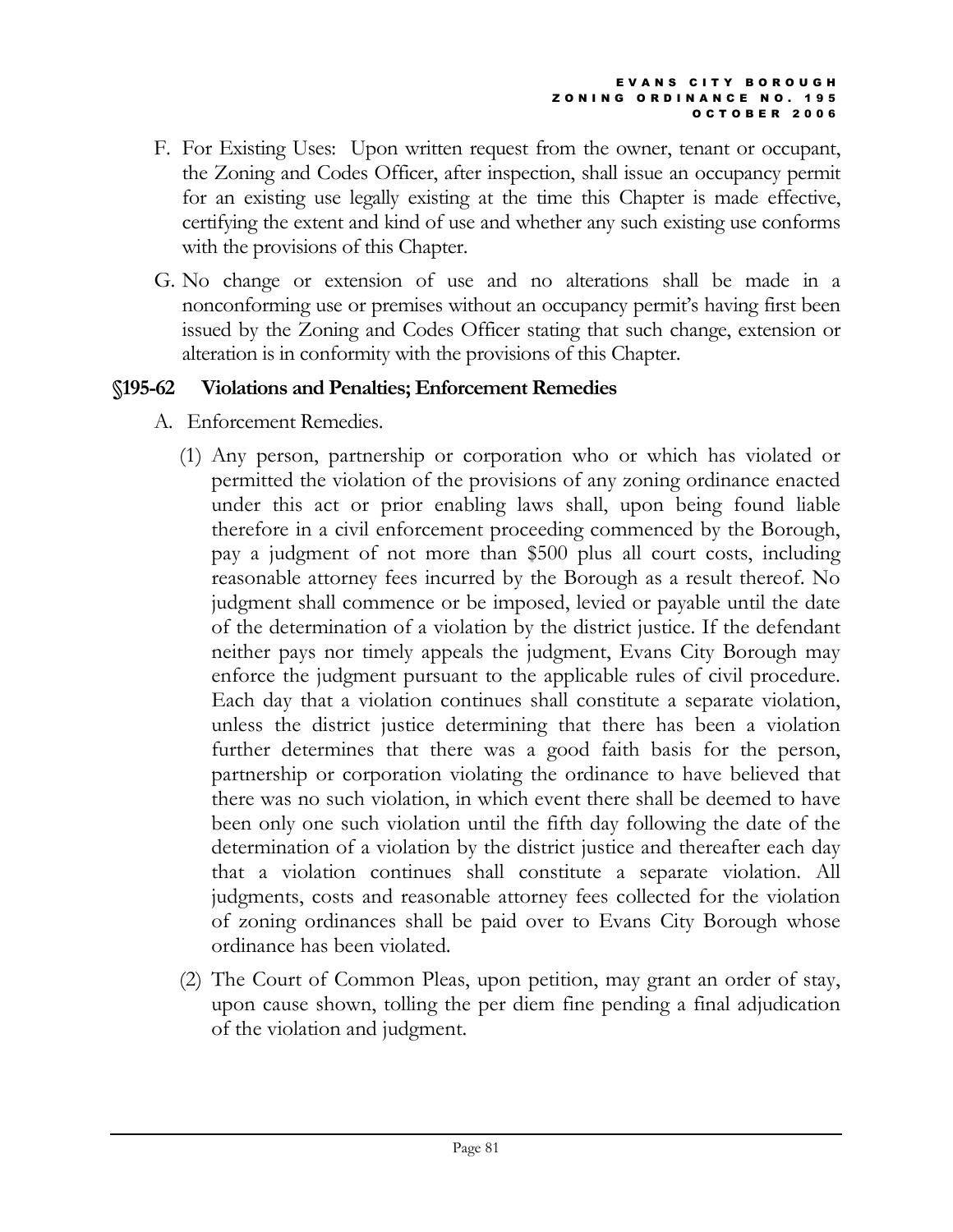F. For Existing Uses: Upon written request from the owner, tenant or occupant, the Zoning and Codes Officer, after inspection, shall issue an occupancy permit for an existing use legally existing at the time this Chapter is made effective, certifying the extent and kind of use and whether any such existing use conforms with the provisions of this Chapter.

G. No change or extension of use and no alterations shall be made in a nonconforming use or premises without an occupancy permit's having first been issued by the Zoning and Codes Officer stating that such change, extension or alteration is in conformity with the provisions of this Chapter.

## §195-62 Violations and Penalties; Enforcement Remedies

A. Enforcement Remedies.

(1) Any person, partnership or corporation who or which has violated or permitted the violation of the provisions of any zoning ordinance enacted under this act or prior enabling laws shall, upon being found liable therefore in a civil enforcement proceeding commenced by the Borough, pay a judgment of not more than $500 plus all court costs, including reasonable attorney fees incurred by the Borough as a result thereof. No judgment shall commence or be imposed, levied or payable until the date of the determination of a violation by the district justice. If the defendant neither pays nor timely appeals the judgment, Evans City Borough may enforce the judgment pursuant to the applicable rules of civil procedure. Each day that a violation continues shall constitute a separate violation, unless the district justice determining that there has been a violation further determines that there was a good faith basis for the person, partnership or corporation violating the ordinance to have believed that there was no such violation, in which event there shall be deemed to have been only one such violation until the fifth day following the date of the determination of a violation by the district justice and thereafter each day that a violation continues shall constitute a separate violation. All judgments, costs and reasonable attorney fees collected for the violation of zoning ordinances shall be paid over to Evans City Borough whose ordinance has been violated.

(2) The Court of Common Pleas, upon petition, may grant an order of stay, upon cause shown, tolling the per diem fine pending a final adjudication of the violation and judgment.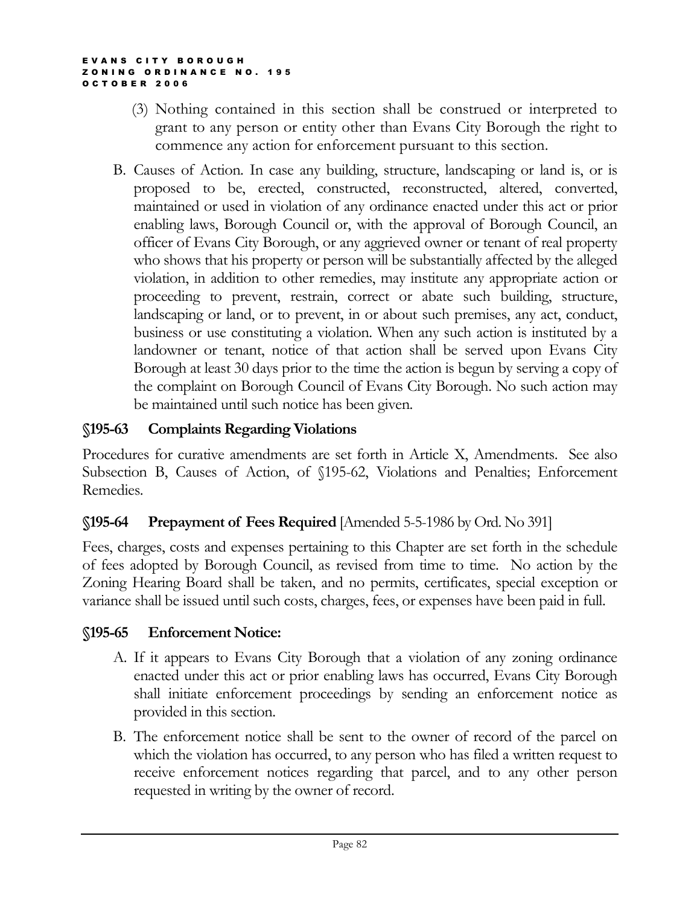(3) Nothing contained in this section shall be construed or interpreted to grant to any person or entity other than Evans City Borough the right to commence any action for enforcement pursuant to this section.

B. Causes of Action. In case any building, structure, landscaping or land is, or is proposed to be, erected, constructed, reconstructed, altered, converted, maintained or used in violation of any ordinance enacted under this act or prior enabling laws, Borough Council or, with the approval of Borough Council, an officer of Evans City Borough, or any aggrieved owner or tenant of real property who shows that his property or person will be substantially affected by the alleged violation, in addition to other remedies, may institute any appropriate action or proceeding to prevent, restrain, correct or abate such building, structure, landscaping or land, or to prevent, in or about such premises, any act, conduct, business or use constituting a violation. When any such action is instituted by a landowner or tenant, notice of that action shall be served upon Evans City Borough at least 30 days prior to the time the action is begun by serving a copy of the complaint on Borough Council of Evans City Borough. No such action may be maintained until such notice has been given.

## §195-63 Complaints Regarding Violations

Procedures for curative amendments are set forth in Article X, Amendments. See also Subsection B, Causes of Action, of §195-62, Violations and Penalties; Enforcement Remedies.

## §195-64 Prepayment of Fees Required [Amended 5-5-1986 by Ord. No 391]

Fees, charges, costs and expenses pertaining to this Chapter are set forth in the schedule of fees adopted by Borough Council, as revised from time to time. No action by the Zoning Hearing Board shall be taken, and no permits, certificates, special exception or variance shall be issued until such costs, charges, fees, or expenses have been paid in full.

## §195-65 Enforcement Notice:

A. If it appears to Evans City Borough that a violation of any zoning ordinance enacted under this act or prior enabling laws has occurred, Evans City Borough shall initiate enforcement proceedings by sending an enforcement notice as provided in this section.

B. The enforcement notice shall be sent to the owner of record of the parcel on which the violation has occurred, to any person who has filed a written request to receive enforcement notices regarding that parcel, and to any other person requested in writing by the owner of record.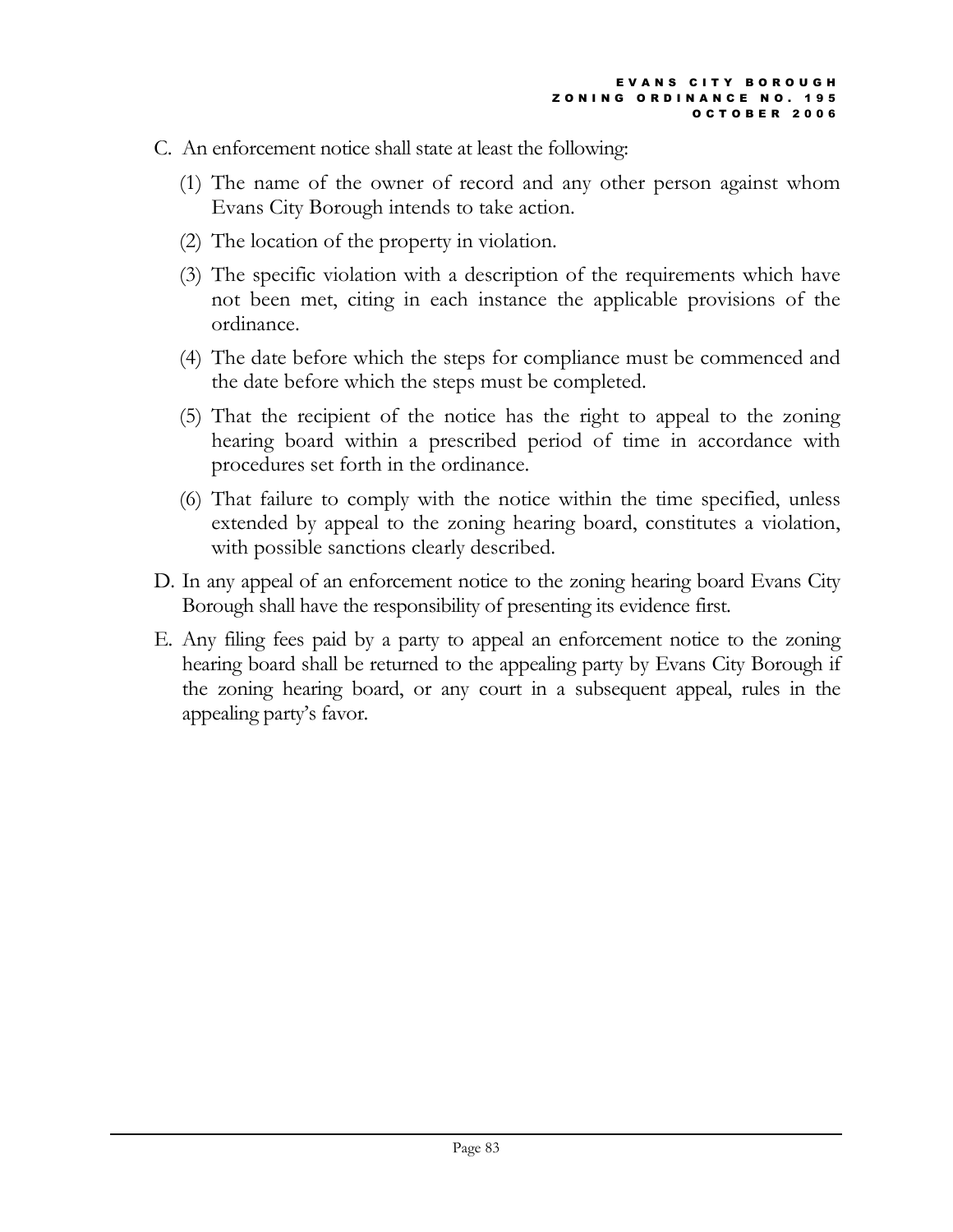C. An enforcement notice shall state at least the following:

   (1) The name of the owner of record and any other person against whom Evans City Borough intends to take action.

   (2) The location of the property in violation.

   (3) The specific violation with a description of the requirements which have not been met, citing in each instance the applicable provisions of the ordinance.

   (4) The date before which the steps for compliance must be commenced and the date before which the steps must be completed.

   (5) That the recipient of the notice has the right to appeal to the zoning hearing board within a prescribed period of time in accordance with procedures set forth in the ordinance.

   (6) That failure to comply with the notice within the time specified, unless extended by appeal to the zoning hearing board, constitutes a violation, with possible sanctions clearly described.

D. In any appeal of an enforcement notice to the zoning hearing board Evans City Borough shall have the responsibility of presenting its evidence first.

E. Any filing fees paid by a party to appeal an enforcement notice to the zoning hearing board shall be returned to the appealing party by Evans City Borough if the zoning hearing board, or any court in a subsequent appeal, rules in the appealing party's favor.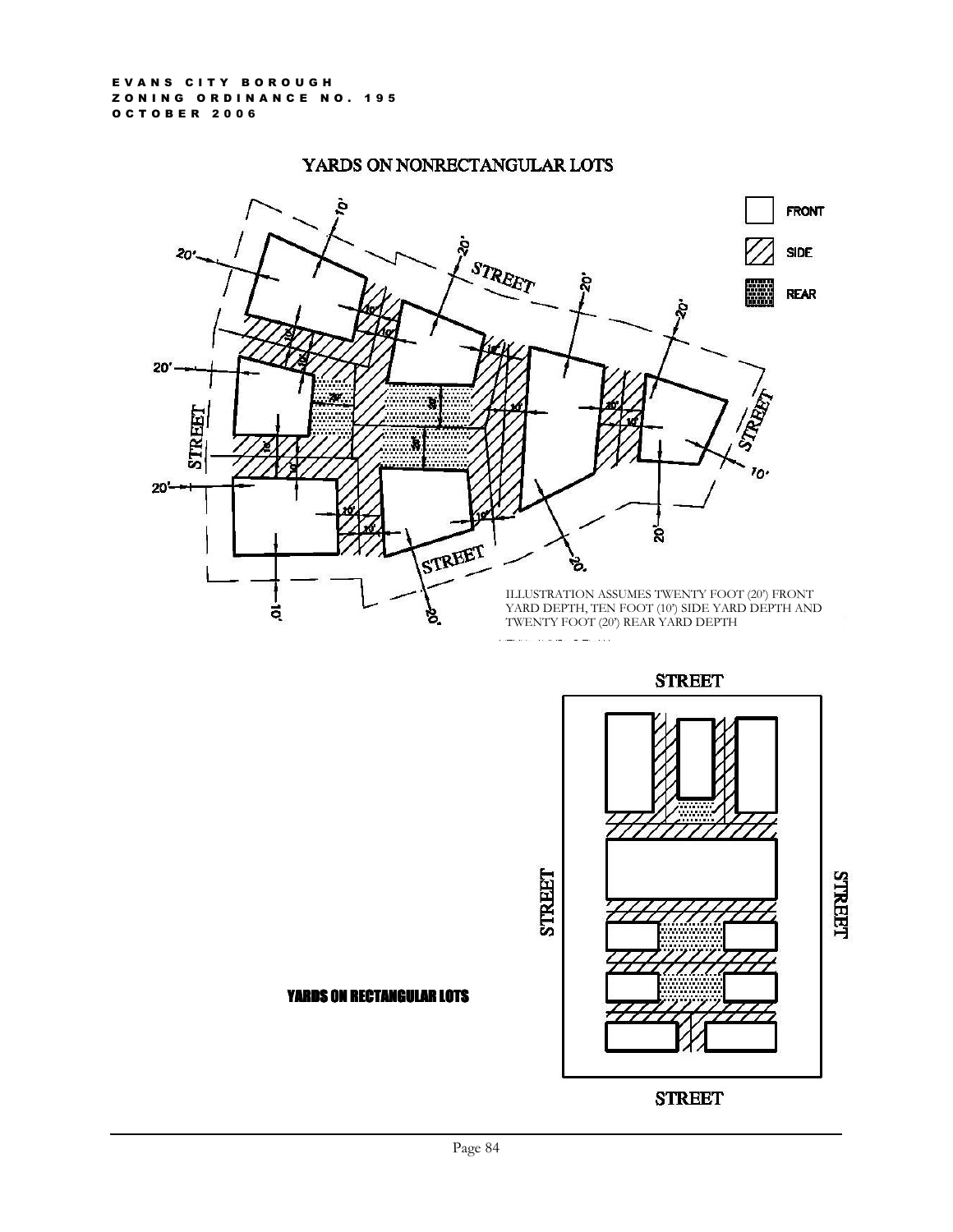## YARDS ON NONRECTANGULAR LOTS

FRONT

SIDE

REAR

ILLUSTRATION ASSUMES TWENTY FOOT (20') FRONT YARD DEPTH, TEN FOOT (10') SIDE YARD DEPTH AND TWENTY FOOT (20') REAR YARD DEPTH

## YARDS ON RECTANGULAR LOTS

STREET

STREET

STREET

STREET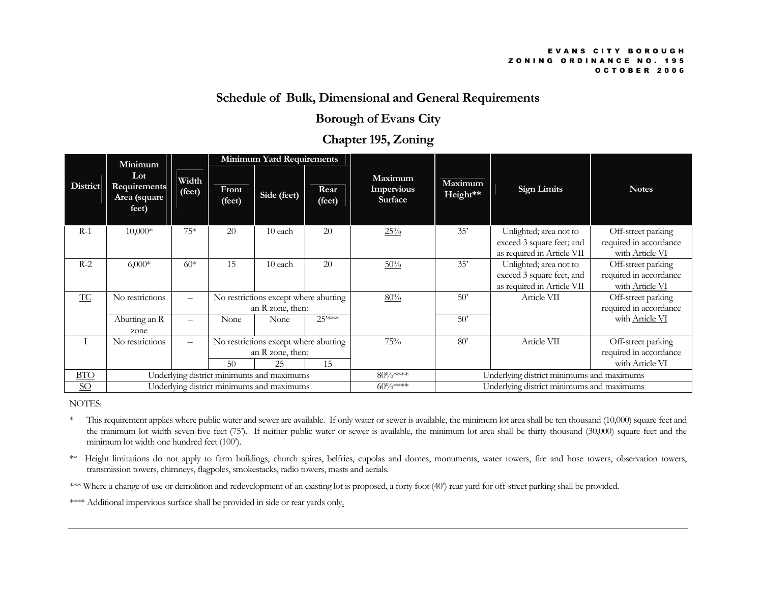## Schedule of Bulk, Dimensional and General Requirements

## Borough of Evans City

## Chapter 195, Zoning

| District | Minimum Lot Requirements Area (square feet) | Width (feet) | Minimum Yard Requirements | | | Maximum Impervious Surface | Maximum Height** | Sign Limits | Notes |
|---|---|---|---|---|---|---|---|---|---|
| | | | Front (feet) | Side (feet) | Rear (feet) | | | | |
| R-1 | 10,000* | 75* | 20 | 10 each | 20 | 25% | 35' | Unlighted; area not to exceed 3 square feet; and as required in Article VII | Off-street parking required in accordance with Article VI |
| R-2 | 6,000* | 60* | 15 | 10 each | 20 | 50% | 35' | Unlighted; area not to exceed 3 square feet, and as required in Article VII | Off-street parking required in accordance with Article VI |
| TC | No restrictions | -- | No restrictions except where abutting an R zone, then: | | | 80% | 50' | Article VII | Off-street parking required in accordance with Article VI |
| | Abutting an R zone | -- | None | None | 25'*** | | 50' | | |
| I | No restrictions | -- | No restrictions except where abutting an R zone, then: | | | 75% | 80' | Article VII | Off-street parking required in accordance with Article VI |
| | | | 50 | 25 | 15 | | | | |
| BTO | Underlying district minimums and maximums | | | | | 80%**** | Underlying district minimums and maximums | | |
| SO | Underlying district minimums and maximums | | | | | 60%**** | Underlying district minimums and maximums | | |

NOTES:

\* This requirement applies where public water and sewer are available. If only water or sewer is available, the minimum lot area shall be ten thousand (10,000) square feet and the minimum lot width seven-five feet (75'). If neither public water or sewer is available, the minimum lot area shall be thirty thousand (30,000) square feet and the minimum lot width one hundred feet (100').

** Height limitations do not apply to farm buildings, church spires, belfries, cupolas and domes, monuments, water towers, fire and hose towers, observation towers, transmission towers, chimneys, flagpoles, smokestacks, radio towers, masts and aerials.

*** Where a change of use or demolition and redevelopment of an existing lot is proposed, a forty foot (40') rear yard for off-street parking shall be provided.

**** Additional impervious surface shall be provided in side or rear yards only.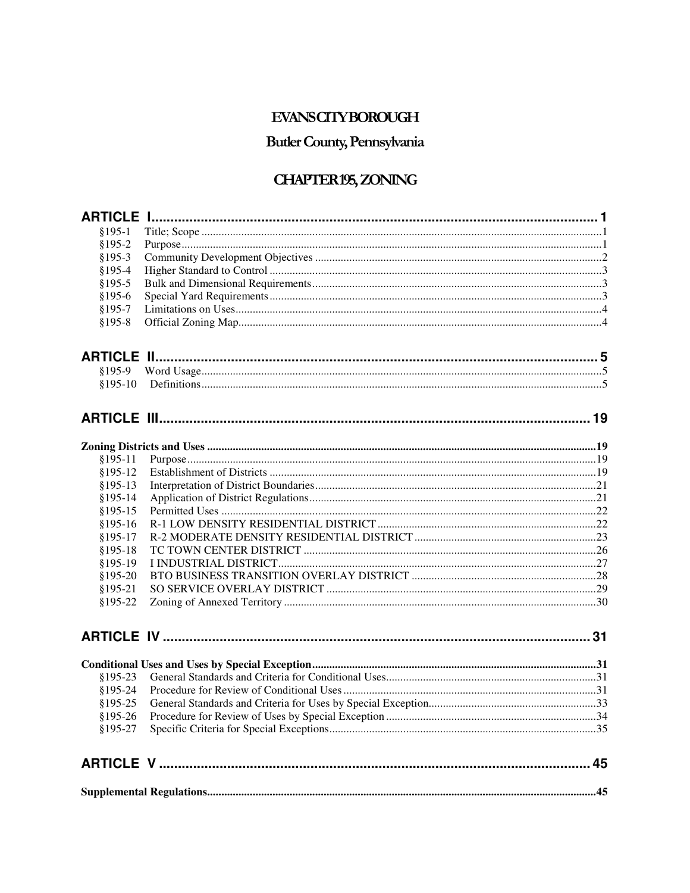# EVANS CITY BOROUGH

## Butler County, Pennsylvania

## CHAPTER 195, ZONING

**ARTICLE I....................................................................................................................1**

- §195-1 Title; Scope ....................................................................................................1
- §195-2 Purpose.........................................................................................................1
- §195-3 Community Development Objectives ...........................................................2
- §195-4 Higher Standard to Control ...........................................................................3
- §195-5 Bulk and Dimensional Requirements............................................................3
- §195-6 Special Yard Requirements...........................................................................3
- §195-7 Limitations on Uses.......................................................................................4
- §195-8 Official Zoning Map......................................................................................4

**ARTICLE II...................................................................................................................5**

- §195-9 Word Usage...................................................................................................5
- §195-10 Definitions...................................................................................................5

**ARTICLE III................................................................................................................19**

**Zoning Districts and Uses .........................................................................................19**

- §195-11 Purpose.......................................................................................................19
- §195-12 Establishment of Districts ..........................................................................19
- §195-13 Interpretation of District Boundaries..........................................................21
- §195-14 Application of District Regulations............................................................21
- §195-15 Permitted Uses ...........................................................................................22
- §195-16 R-1 LOW DENSITY RESIDENTIAL DISTRICT ....................................22
- §195-17 R-2 MODERATE DENSITY RESIDENTIAL DISTRICT ........................23
- §195-18 TC TOWN CENTER DISTRICT ..............................................................26
- §195-19 I INDUSTRIAL DISTRICT.......................................................................27
- §195-20 BTO BUSINESS TRANSITION OVERLAY DISTRICT ........................28
- §195-21 SO SERVICE OVERLAY DISTRICT ......................................................29
- §195-22 Zoning of Annexed Territory .....................................................................30

**ARTICLE IV ...............................................................................................................31**

**Conditional Uses and Uses by Special Exception......................................................31**

- §195-23 General Standards and Criteria for Conditional Uses.................................31
- §195-24 Procedure for Review of Conditional Uses ................................................31
- §195-25 General Standards and Criteria for Uses by Special Exception..................33
- §195-26 Procedure for Review of Uses by Special Exception .................................34
- §195-27 Specific Criteria for Special Exceptions.....................................................35

**ARTICLE V ................................................................................................................45**

**Supplemental Regulations...........................................................................................45**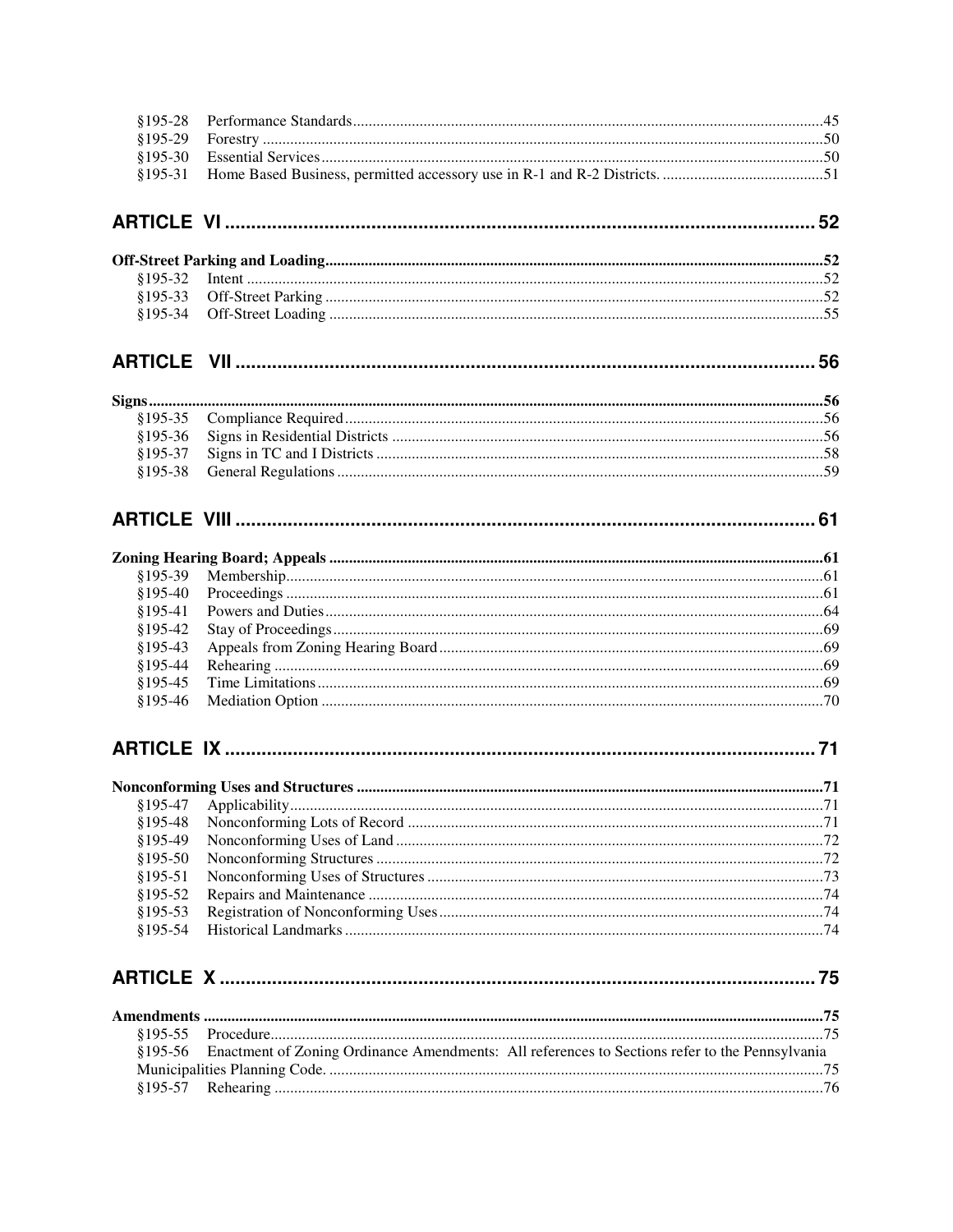§195-28 Performance Standards .......... 45
§195-29 Forestry .......... 50
§195-30 Essential Services .......... 50
§195-31 Home Based Business, permitted accessory use in R-1 and R-2 Districts. .......... 51

## ARTICLE VI .......... 52

**Off-Street Parking and Loading .......... 52**

§195-32 Intent .......... 52
§195-33 Off-Street Parking .......... 52
§195-34 Off-Street Loading .......... 55

## ARTICLE VII .......... 56

**Signs .......... 56**

§195-35 Compliance Required .......... 56
§195-36 Signs in Residential Districts .......... 56
§195-37 Signs in TC and I Districts .......... 58
§195-38 General Regulations .......... 59

## ARTICLE VIII .......... 61

**Zoning Hearing Board; Appeals .......... 61**

§195-39 Membership .......... 61
§195-40 Proceedings .......... 61
§195-41 Powers and Duties .......... 64
§195-42 Stay of Proceedings .......... 69
§195-43 Appeals from Zoning Hearing Board .......... 69
§195-44 Rehearing .......... 69
§195-45 Time Limitations .......... 69
§195-46 Mediation Option .......... 70

## ARTICLE IX .......... 71

**Nonconforming Uses and Structures .......... 71**

§195-47 Applicability .......... 71
§195-48 Nonconforming Lots of Record .......... 71
§195-49 Nonconforming Uses of Land .......... 72
§195-50 Nonconforming Structures .......... 72
§195-51 Nonconforming Uses of Structures .......... 73
§195-52 Repairs and Maintenance .......... 74
§195-53 Registration of Nonconforming Uses .......... 74
§195-54 Historical Landmarks .......... 74

## ARTICLE X .......... 75

**Amendments .......... 75**

§195-55 Procedure .......... 75
§195-56 Enactment of Zoning Ordinance Amendments: All references to Sections refer to the Pennsylvania Municipalities Planning Code. .......... 75
§195-57 Rehearing .......... 76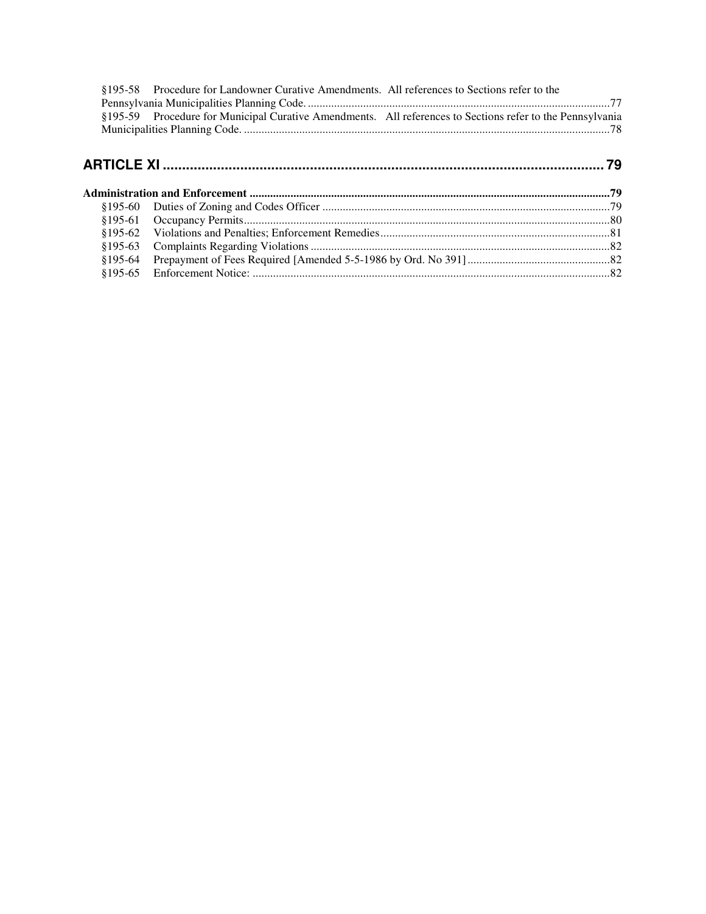§195-58 Procedure for Landowner Curative Amendments. All references to Sections refer to the Pennsylvania Municipalities Planning Code. ....................................................................................................77

§195-59 Procedure for Municipal Curative Amendments. All references to Sections refer to the Pennsylvania Municipalities Planning Code. ....................................................................................................78

## ARTICLE XI ........................................................................................................ 79

**Administration and Enforcement** ....................................................................................................**79**

§195-60 Duties of Zoning and Codes Officer ....................................................................................................79

§195-61 Occupancy Permits....................................................................................................80

§195-62 Violations and Penalties; Enforcement Remedies....................................................................................................81

§195-63 Complaints Regarding Violations ....................................................................................................82

§195-64 Prepayment of Fees Required [Amended 5-5-1986 by Ord. No 391] ....................................................................................................82

§195-65 Enforcement Notice: ....................................................................................................82